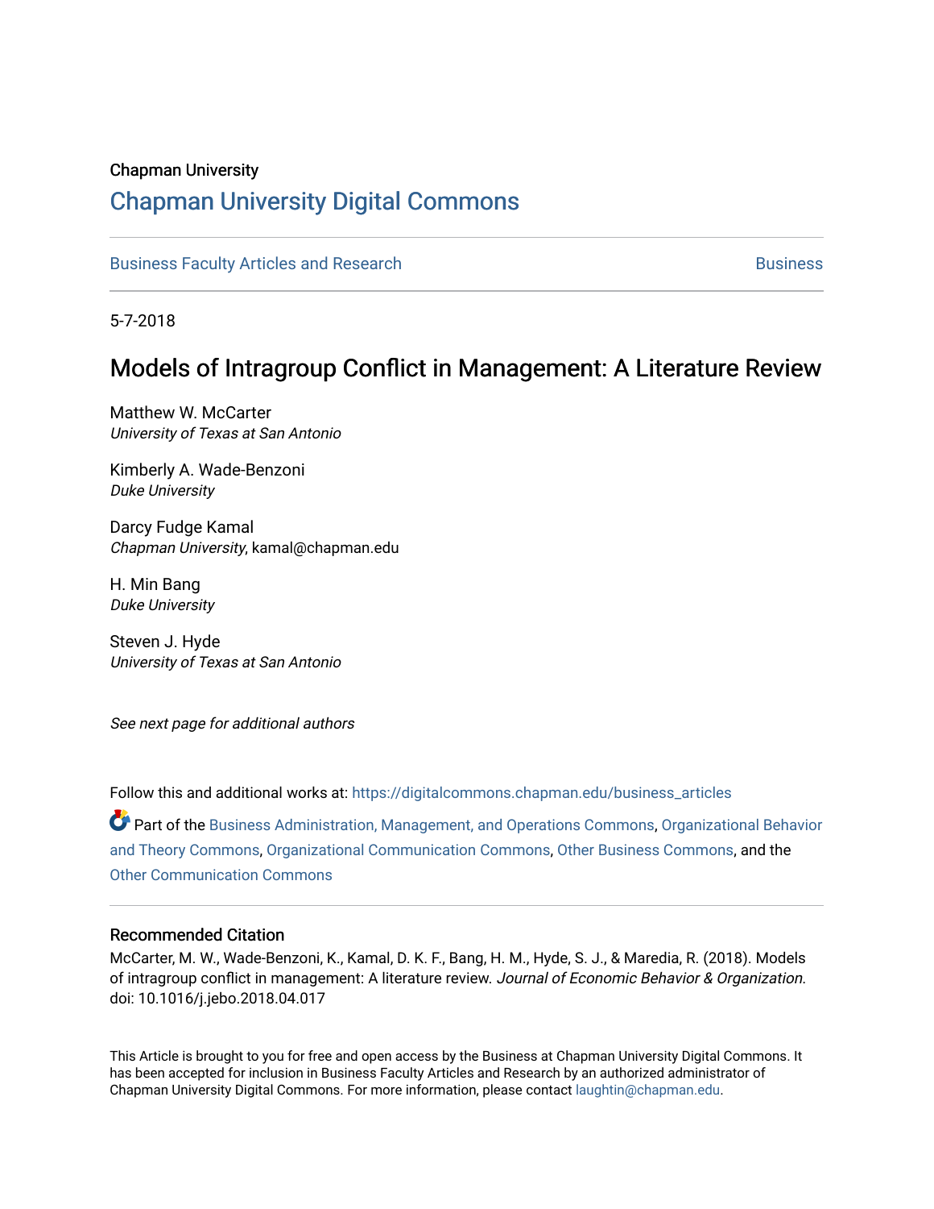Chapman University

# Chapman University Digital Commons

Business Faculty Articles and Research | Business

5-7-2018

## Models of Intragroup Conflict in Management: A Literature Review

Matthew W. McCarter
*University of Texas at San Antonio*

Kimberly A. Wade-Benzoni
*Duke University*

Darcy Fudge Kamal
*Chapman University*, kamal@chapman.edu

H. Min Bang
*Duke University*

Steven J. Hyde
*University of Texas at San Antonio*

*See next page for additional authors*

Follow this and additional works at: https://digitalcommons.chapman.edu/business_articles

Part of the Business Administration, Management, and Operations Commons, Organizational Behavior and Theory Commons, Organizational Communication Commons, Other Business Commons, and the Other Communication Commons

### Recommended Citation

McCarter, M. W., Wade-Benzoni, K., Kamal, D. K. F., Bang, H. M., Hyde, S. J., & Maredia, R. (2018). Models of intragroup conflict in management: A literature review. *Journal of Economic Behavior & Organization*. doi: 10.1016/j.jebo.2018.04.017

This Article is brought to you for free and open access by the Business at Chapman University Digital Commons. It has been accepted for inclusion in Business Faculty Articles and Research by an authorized administrator of Chapman University Digital Commons. For more information, please contact laughtin@chapman.edu.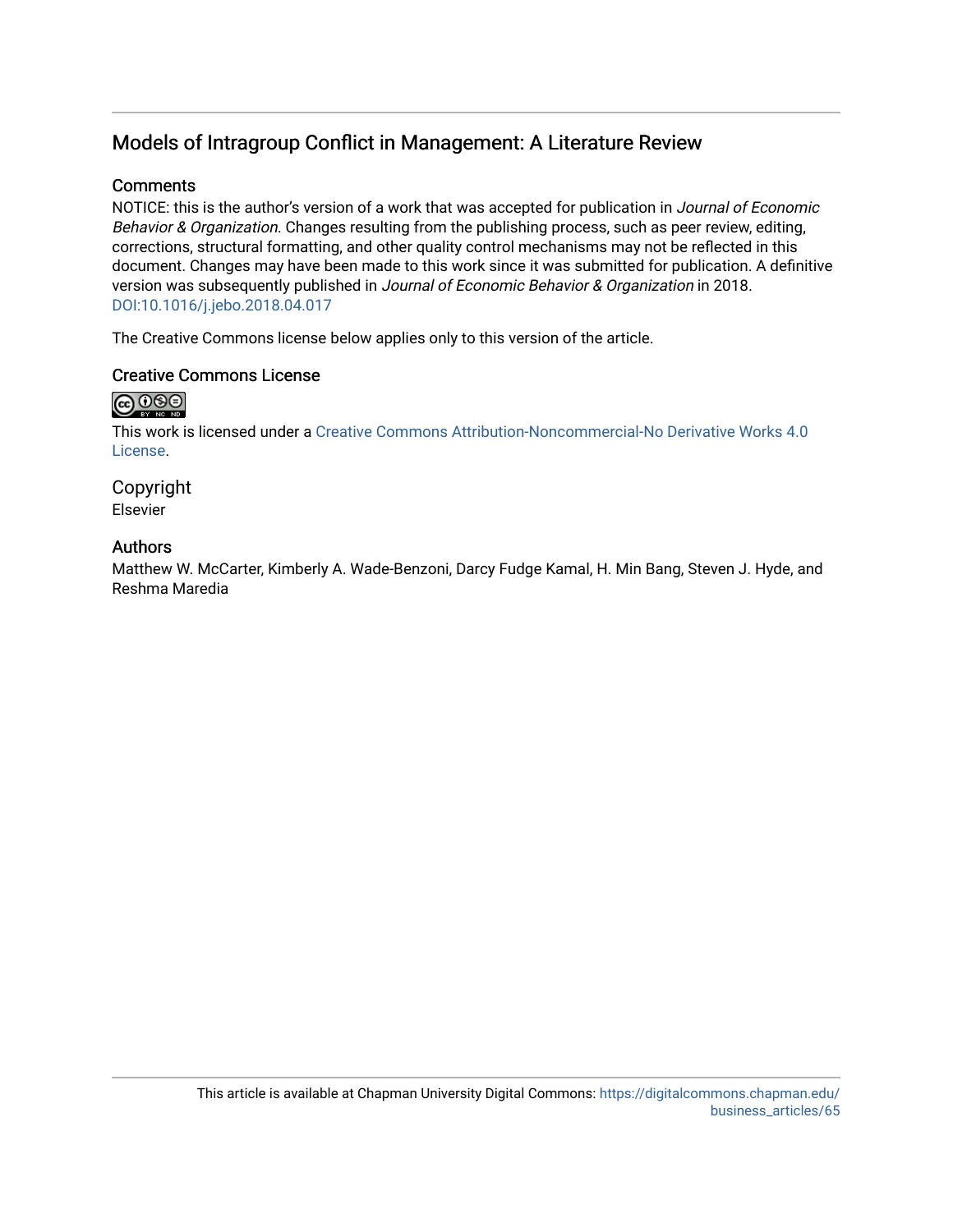# Models of Intragroup Conflict in Management: A Literature Review

## Comments

NOTICE: this is the author's version of a work that was accepted for publication in *Journal of Economic Behavior & Organization*. Changes resulting from the publishing process, such as peer review, editing, corrections, structural formatting, and other quality control mechanisms may not be reflected in this document. Changes may have been made to this work since it was submitted for publication. A definitive version was subsequently published in *Journal of Economic Behavior & Organization* in 2018. DOI:10.1016/j.jebo.2018.04.017

The Creative Commons license below applies only to this version of the article.

## Creative Commons License

This work is licensed under a Creative Commons Attribution-Noncommercial-No Derivative Works 4.0 License.

## Copyright

Elsevier

## Authors

Matthew W. McCarter, Kimberly A. Wade-Benzoni, Darcy Fudge Kamal, H. Min Bang, Steven J. Hyde, and Reshma Maredia

This article is available at Chapman University Digital Commons: https://digitalcommons.chapman.edu/business_articles/65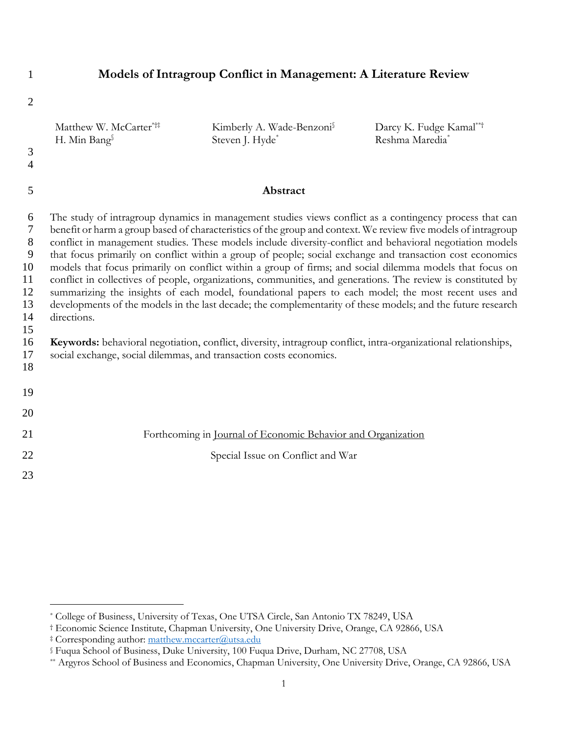# Models of Intragroup Conflict in Management: A Literature Review

Matthew W. McCarter[*†‡] | Kimberly A. Wade-Benzoni[§] | Darcy K. Fudge Kamal[**†]
H. Min Bang[§] | Steven J. Hyde[*] | Reshma Maredia[*]

## Abstract

The study of intragroup dynamics in management studies views conflict as a contingency process that can benefit or harm a group based of characteristics of the group and context. We review five models of intragroup conflict in management studies. These models include diversity-conflict and behavioral negotiation models that focus primarily on conflict within a group of people; social exchange and transaction cost economics models that focus primarily on conflict within a group of firms; and social dilemma models that focus on conflict in collectives of people, organizations, communities, and generations. The review is constituted by summarizing the insights of each model, foundational papers to each model; the most recent uses and developments of the models in the last decade; the complementarity of these models; and the future research directions.

**Keywords:** behavioral negotiation, conflict, diversity, intragroup conflict, intra-organizational relationships, social exchange, social dilemmas, and transaction costs economics.

Forthcoming in Journal of Economic Behavior and Organization

Special Issue on Conflict and War

---

[*] College of Business, University of Texas, One UTSA Circle, San Antonio TX 78249, USA
[†] Economic Science Institute, Chapman University, One University Drive, Orange, CA 92866, USA
[‡] Corresponding author: matthew.mccarter@utsa.edu
[§] Fuqua School of Business, Duke University, 100 Fuqua Drive, Durham, NC 27708, USA
[**] Argyros School of Business and Economics, Chapman University, One University Drive, Orange, CA 92866, USA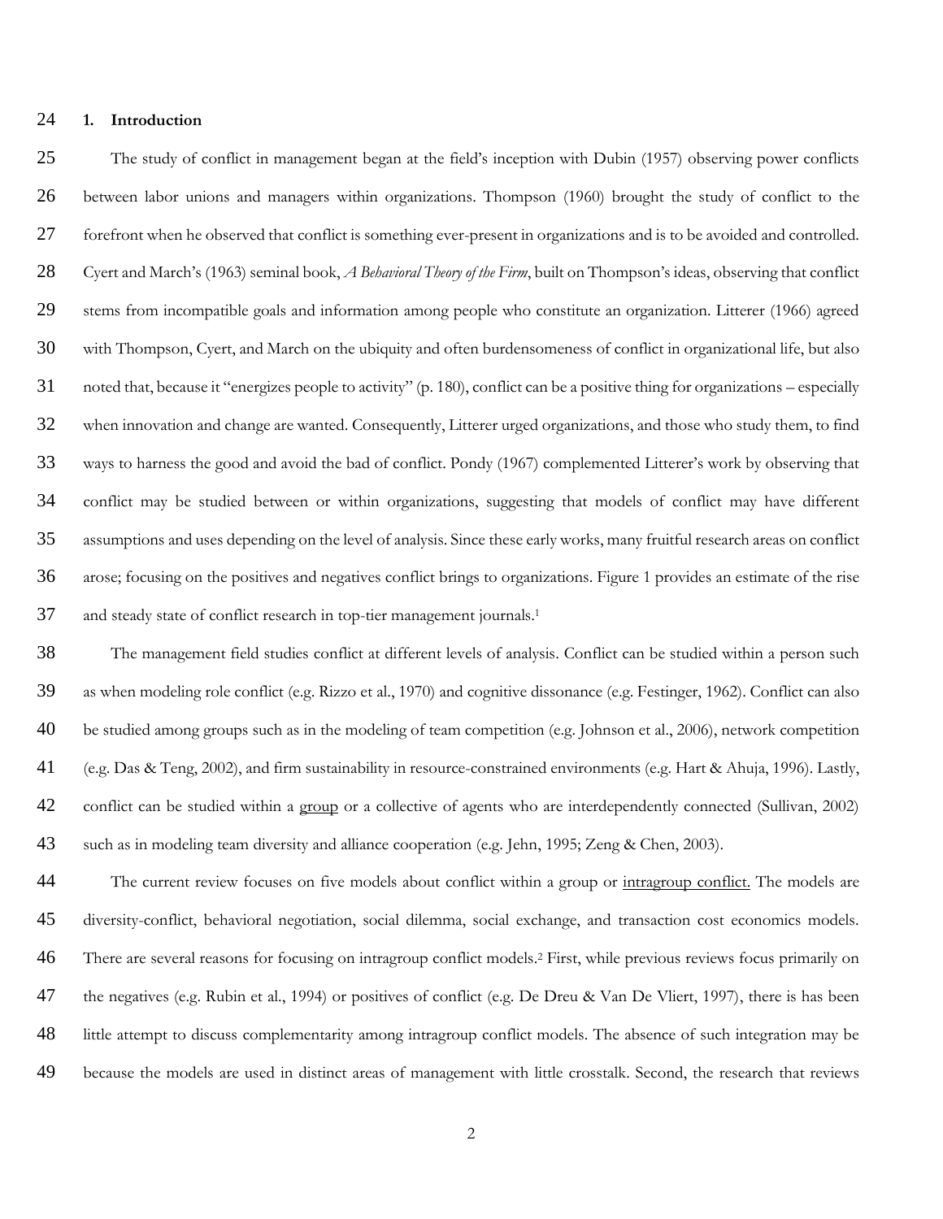# 1. Introduction

The study of conflict in management began at the field's inception with Dubin (1957) observing power conflicts between labor unions and managers within organizations. Thompson (1960) brought the study of conflict to the forefront when he observed that conflict is something ever-present in organizations and is to be avoided and controlled. Cyert and March's (1963) seminal book, *A Behavioral Theory of the Firm*, built on Thompson's ideas, observing that conflict stems from incompatible goals and information among people who constitute an organization. Litterer (1966) agreed with Thompson, Cyert, and March on the ubiquity and often burdensomeness of conflict in organizational life, but also noted that, because it "energizes people to activity" (p. 180), conflict can be a positive thing for organizations – especially when innovation and change are wanted. Consequently, Litterer urged organizations, and those who study them, to find ways to harness the good and avoid the bad of conflict. Pondy (1967) complemented Litterer's work by observing that conflict may be studied between or within organizations, suggesting that models of conflict may have different assumptions and uses depending on the level of analysis. Since these early works, many fruitful research areas on conflict arose; focusing on the positives and negatives conflict brings to organizations. Figure 1 provides an estimate of the rise and steady state of conflict research in top-tier management journals.[1]

The management field studies conflict at different levels of analysis. Conflict can be studied within a person such as when modeling role conflict (e.g. Rizzo et al., 1970) and cognitive dissonance (e.g. Festinger, 1962). Conflict can also be studied among groups such as in the modeling of team competition (e.g. Johnson et al., 2006), network competition (e.g. Das & Teng, 2002), and firm sustainability in resource-constrained environments (e.g. Hart & Ahuja, 1996). Lastly, conflict can be studied within a group or a collective of agents who are interdependently connected (Sullivan, 2002) such as in modeling team diversity and alliance cooperation (e.g. Jehn, 1995; Zeng & Chen, 2003).

The current review focuses on five models about conflict within a group or intragroup conflict. The models are diversity-conflict, behavioral negotiation, social dilemma, social exchange, and transaction cost economics models. There are several reasons for focusing on intragroup conflict models.[2] First, while previous reviews focus primarily on the negatives (e.g. Rubin et al., 1994) or positives of conflict (e.g. De Dreu & Van De Vliert, 1997), there is has been little attempt to discuss complementarity among intragroup conflict models. The absence of such integration may be because the models are used in distinct areas of management with little crosstalk. Second, the research that reviews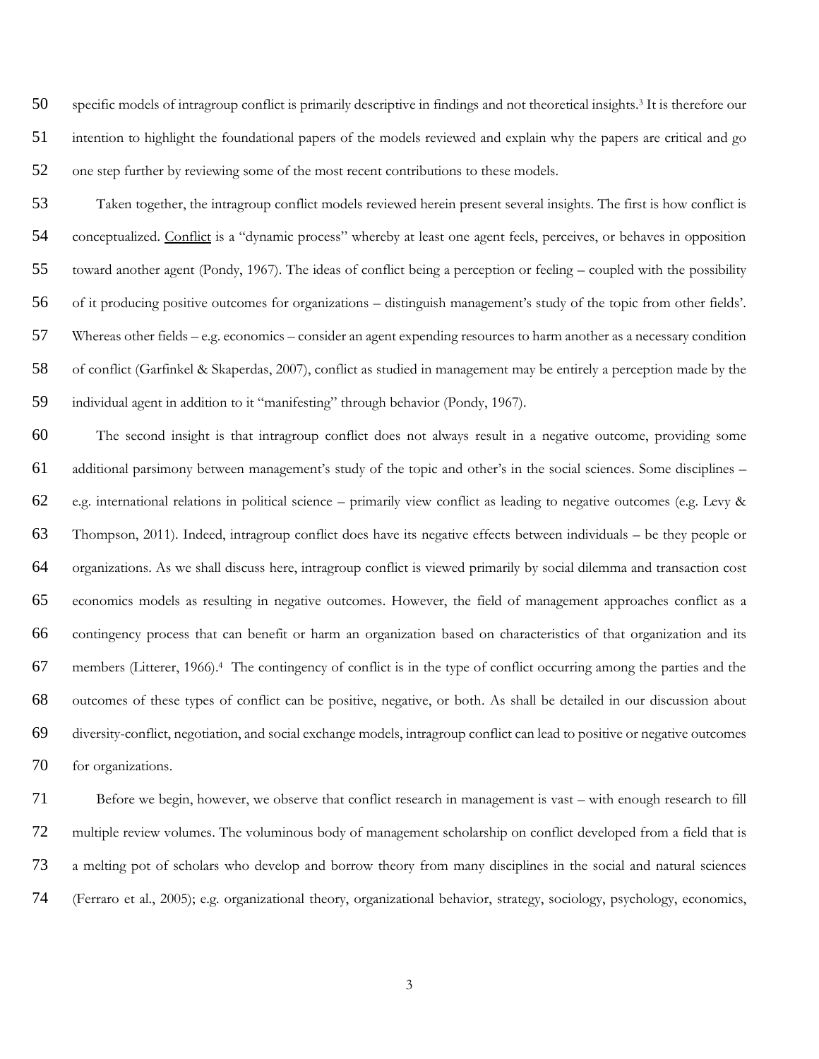specific models of intragroup conflict is primarily descriptive in findings and not theoretical insights.[3] It is therefore our intention to highlight the foundational papers of the models reviewed and explain why the papers are critical and go one step further by reviewing some of the most recent contributions to these models.

Taken together, the intragroup conflict models reviewed herein present several insights. The first is how conflict is conceptualized. Conflict is a "dynamic process" whereby at least one agent feels, perceives, or behaves in opposition toward another agent (Pondy, 1967). The ideas of conflict being a perception or feeling – coupled with the possibility of it producing positive outcomes for organizations – distinguish management's study of the topic from other fields'. Whereas other fields – e.g. economics – consider an agent expending resources to harm another as a necessary condition of conflict (Garfinkel & Skaperdas, 2007), conflict as studied in management may be entirely a perception made by the individual agent in addition to it "manifesting" through behavior (Pondy, 1967).

The second insight is that intragroup conflict does not always result in a negative outcome, providing some additional parsimony between management's study of the topic and other's in the social sciences. Some disciplines – e.g. international relations in political science – primarily view conflict as leading to negative outcomes (e.g. Levy & Thompson, 2011). Indeed, intragroup conflict does have its negative effects between individuals – be they people or organizations. As we shall discuss here, intragroup conflict is viewed primarily by social dilemma and transaction cost economics models as resulting in negative outcomes. However, the field of management approaches conflict as a contingency process that can benefit or harm an organization based on characteristics of that organization and its members (Litterer, 1966).[4] The contingency of conflict is in the type of conflict occurring among the parties and the outcomes of these types of conflict can be positive, negative, or both. As shall be detailed in our discussion about diversity-conflict, negotiation, and social exchange models, intragroup conflict can lead to positive or negative outcomes for organizations.

Before we begin, however, we observe that conflict research in management is vast – with enough research to fill multiple review volumes. The voluminous body of management scholarship on conflict developed from a field that is a melting pot of scholars who develop and borrow theory from many disciplines in the social and natural sciences (Ferraro et al., 2005); e.g. organizational theory, organizational behavior, strategy, sociology, psychology, economics,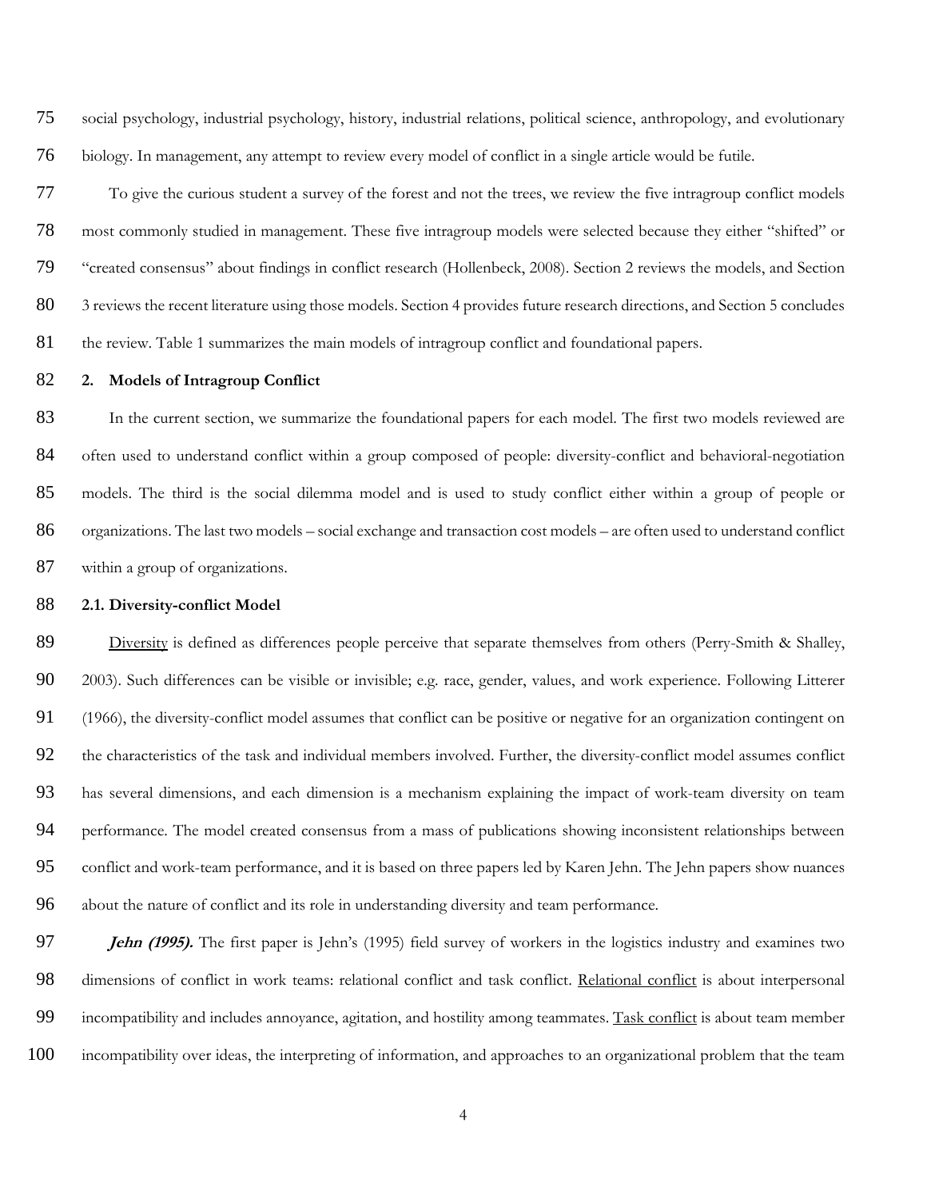social psychology, industrial psychology, history, industrial relations, political science, anthropology, and evolutionary biology. In management, any attempt to review every model of conflict in a single article would be futile.

To give the curious student a survey of the forest and not the trees, we review the five intragroup conflict models most commonly studied in management. These five intragroup models were selected because they either "shifted" or "created consensus" about findings in conflict research (Hollenbeck, 2008). Section 2 reviews the models, and Section 3 reviews the recent literature using those models. Section 4 provides future research directions, and Section 5 concludes the review. Table 1 summarizes the main models of intragroup conflict and foundational papers.

## 2. Models of Intragroup Conflict

In the current section, we summarize the foundational papers for each model. The first two models reviewed are often used to understand conflict within a group composed of people: diversity-conflict and behavioral-negotiation models. The third is the social dilemma model and is used to study conflict either within a group of people or organizations. The last two models – social exchange and transaction cost models – are often used to understand conflict within a group of organizations.

### 2.1. Diversity-conflict Model

<u>Diversity</u> is defined as differences people perceive that separate themselves from others (Perry-Smith & Shalley, 2003). Such differences can be visible or invisible; e.g. race, gender, values, and work experience. Following Litterer (1966), the diversity-conflict model assumes that conflict can be positive or negative for an organization contingent on the characteristics of the task and individual members involved. Further, the diversity-conflict model assumes conflict has several dimensions, and each dimension is a mechanism explaining the impact of work-team diversity on team performance. The model created consensus from a mass of publications showing inconsistent relationships between conflict and work-team performance, and it is based on three papers led by Karen Jehn. The Jehn papers show nuances about the nature of conflict and its role in understanding diversity and team performance.

***Jehn (1995).*** The first paper is Jehn's (1995) field survey of workers in the logistics industry and examines two dimensions of conflict in work teams: relational conflict and task conflict. <u>Relational conflict</u> is about interpersonal incompatibility and includes annoyance, agitation, and hostility among teammates. <u>Task conflict</u> is about team member incompatibility over ideas, the interpreting of information, and approaches to an organizational problem that the team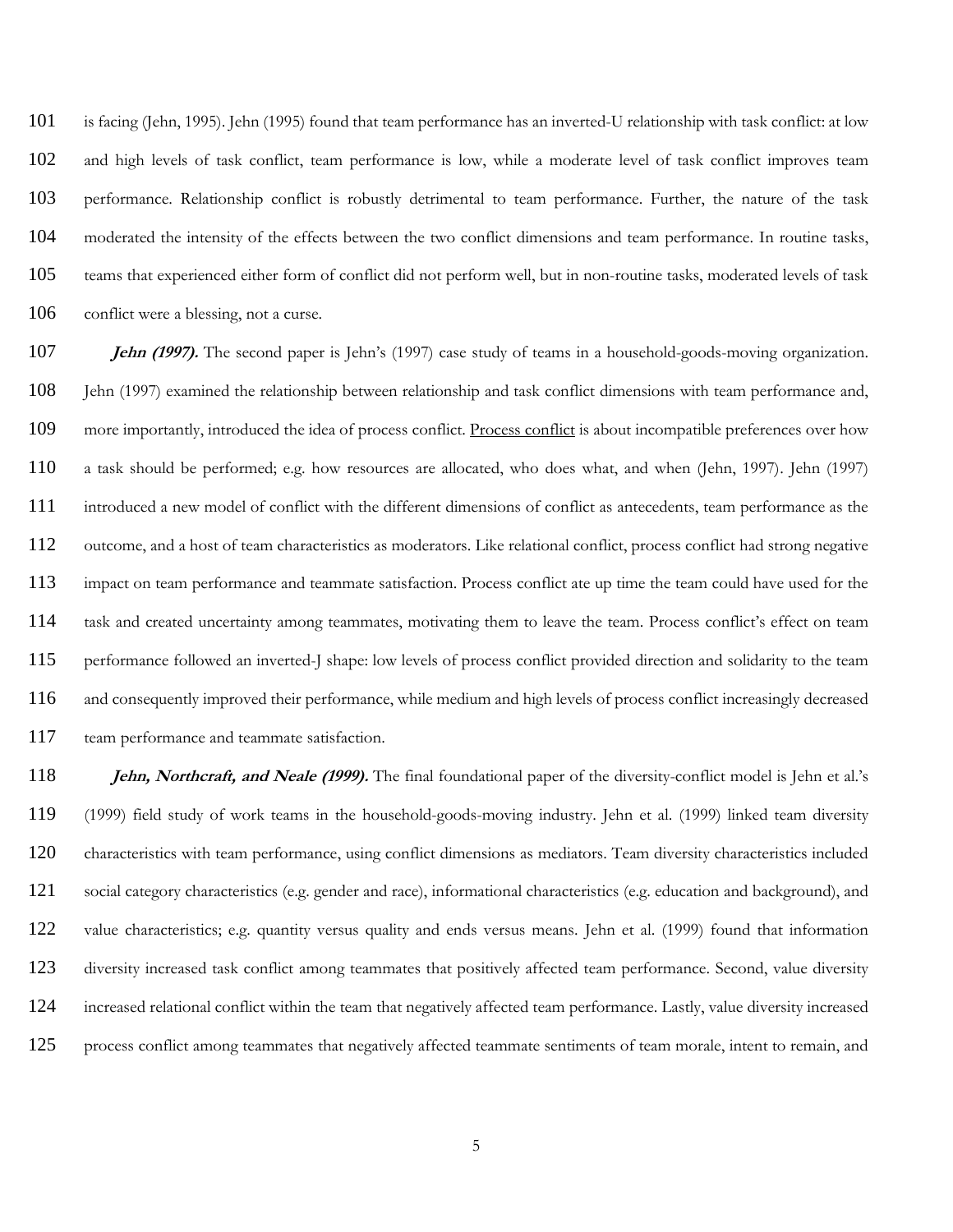is facing (Jehn, 1995). Jehn (1995) found that team performance has an inverted-U relationship with task conflict: at low and high levels of task conflict, team performance is low, while a moderate level of task conflict improves team performance. Relationship conflict is robustly detrimental to team performance. Further, the nature of the task moderated the intensity of the effects between the two conflict dimensions and team performance. In routine tasks, teams that experienced either form of conflict did not perform well, but in non-routine tasks, moderated levels of task conflict were a blessing, not a curse.

***Jehn (1997).*** The second paper is Jehn's (1997) case study of teams in a household-goods-moving organization. Jehn (1997) examined the relationship between relationship and task conflict dimensions with team performance and, more importantly, introduced the idea of process conflict. Process conflict is about incompatible preferences over how a task should be performed; e.g. how resources are allocated, who does what, and when (Jehn, 1997). Jehn (1997) introduced a new model of conflict with the different dimensions of conflict as antecedents, team performance as the outcome, and a host of team characteristics as moderators. Like relational conflict, process conflict had strong negative impact on team performance and teammate satisfaction. Process conflict ate up time the team could have used for the task and created uncertainty among teammates, motivating them to leave the team. Process conflict's effect on team performance followed an inverted-J shape: low levels of process conflict provided direction and solidarity to the team and consequently improved their performance, while medium and high levels of process conflict increasingly decreased team performance and teammate satisfaction.

***Jehn, Northcraft, and Neale (1999).*** The final foundational paper of the diversity-conflict model is Jehn et al.'s (1999) field study of work teams in the household-goods-moving industry. Jehn et al. (1999) linked team diversity characteristics with team performance, using conflict dimensions as mediators. Team diversity characteristics included social category characteristics (e.g. gender and race), informational characteristics (e.g. education and background), and value characteristics; e.g. quantity versus quality and ends versus means. Jehn et al. (1999) found that information diversity increased task conflict among teammates that positively affected team performance. Second, value diversity increased relational conflict within the team that negatively affected team performance. Lastly, value diversity increased process conflict among teammates that negatively affected teammate sentiments of team morale, intent to remain, and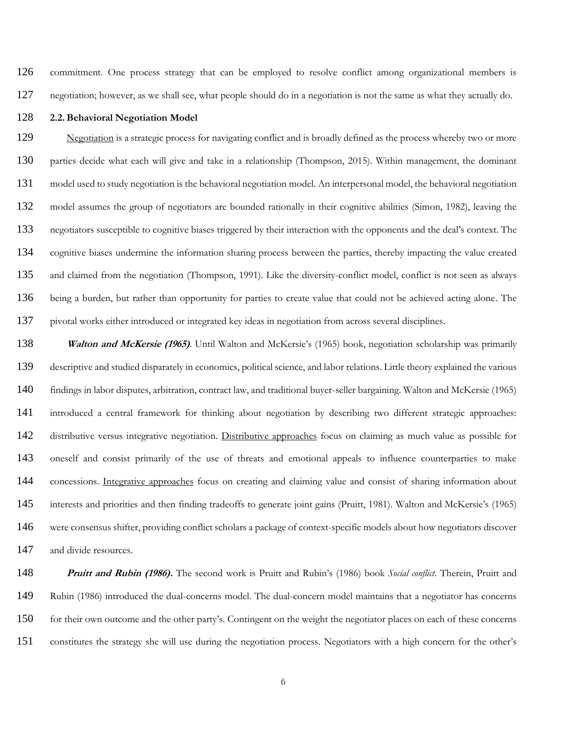commitment. One process strategy that can be employed to resolve conflict among organizational members is negotiation; however, as we shall see, what people should do in a negotiation is not the same as what they actually do.

### 2.2. Behavioral Negotiation Model

Negotiation is a strategic process for navigating conflict and is broadly defined as the process whereby two or more parties decide what each will give and take in a relationship (Thompson, 2015). Within management, the dominant model used to study negotiation is the behavioral negotiation model. An interpersonal model, the behavioral negotiation model assumes the group of negotiators are bounded rationally in their cognitive abilities (Simon, 1982), leaving the negotiators susceptible to cognitive biases triggered by their interaction with the opponents and the deal's context. The cognitive biases undermine the information sharing process between the parties, thereby impacting the value created and claimed from the negotiation (Thompson, 1991). Like the diversity-conflict model, conflict is not seen as always being a burden, but rather than opportunity for parties to create value that could not be achieved acting alone. The pivotal works either introduced or integrated key ideas in negotiation from across several disciplines.

***Walton and McKersie (1965)***. Until Walton and McKersie's (1965) book, negotiation scholarship was primarily descriptive and studied disparately in economics, political science, and labor relations. Little theory explained the various findings in labor disputes, arbitration, contract law, and traditional buyer-seller bargaining. Walton and McKersie (1965) introduced a central framework for thinking about negotiation by describing two different strategic approaches: distributive versus integrative negotiation. Distributive approaches focus on claiming as much value as possible for oneself and consist primarily of the use of threats and emotional appeals to influence counterparties to make concessions. Integrative approaches focus on creating and claiming value and consist of sharing information about interests and priorities and then finding tradeoffs to generate joint gains (Pruitt, 1981). Walton and McKersie's (1965) were consensus shifter, providing conflict scholars a package of context-specific models about how negotiators discover and divide resources.

***Pruitt and Rubin (1986).*** The second work is Pruitt and Rubin's (1986) book *Social conflict*. Therein, Pruitt and Rubin (1986) introduced the dual-concerns model. The dual-concern model maintains that a negotiator has concerns for their own outcome and the other party's. Contingent on the weight the negotiator places on each of these concerns constitutes the strategy she will use during the negotiation process. Negotiators with a high concern for the other's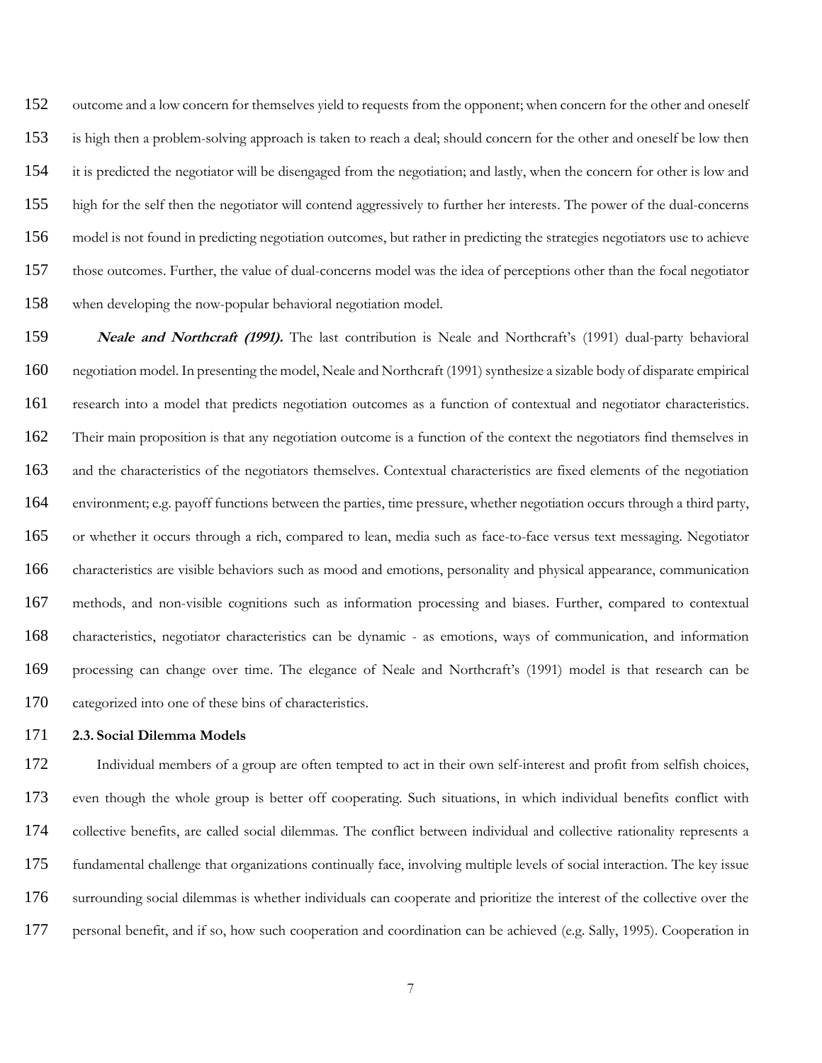outcome and a low concern for themselves yield to requests from the opponent; when concern for the other and oneself is high then a problem-solving approach is taken to reach a deal; should concern for the other and oneself be low then it is predicted the negotiator will be disengaged from the negotiation; and lastly, when the concern for other is low and high for the self then the negotiator will contend aggressively to further her interests. The power of the dual-concerns model is not found in predicting negotiation outcomes, but rather in predicting the strategies negotiators use to achieve those outcomes. Further, the value of dual-concerns model was the idea of perceptions other than the focal negotiator when developing the now-popular behavioral negotiation model.

***Neale and Northcraft (1991).*** The last contribution is Neale and Northcraft's (1991) dual-party behavioral negotiation model. In presenting the model, Neale and Northcraft (1991) synthesize a sizable body of disparate empirical research into a model that predicts negotiation outcomes as a function of contextual and negotiator characteristics. Their main proposition is that any negotiation outcome is a function of the context the negotiators find themselves in and the characteristics of the negotiators themselves. Contextual characteristics are fixed elements of the negotiation environment; e.g. payoff functions between the parties, time pressure, whether negotiation occurs through a third party, or whether it occurs through a rich, compared to lean, media such as face-to-face versus text messaging. Negotiator characteristics are visible behaviors such as mood and emotions, personality and physical appearance, communication methods, and non-visible cognitions such as information processing and biases. Further, compared to contextual characteristics, negotiator characteristics can be dynamic - as emotions, ways of communication, and information processing can change over time. The elegance of Neale and Northcraft's (1991) model is that research can be categorized into one of these bins of characteristics.

**2.3. Social Dilemma Models**

Individual members of a group are often tempted to act in their own self-interest and profit from selfish choices, even though the whole group is better off cooperating. Such situations, in which individual benefits conflict with collective benefits, are called social dilemmas. The conflict between individual and collective rationality represents a fundamental challenge that organizations continually face, involving multiple levels of social interaction. The key issue surrounding social dilemmas is whether individuals can cooperate and prioritize the interest of the collective over the personal benefit, and if so, how such cooperation and coordination can be achieved (e.g. Sally, 1995). Cooperation in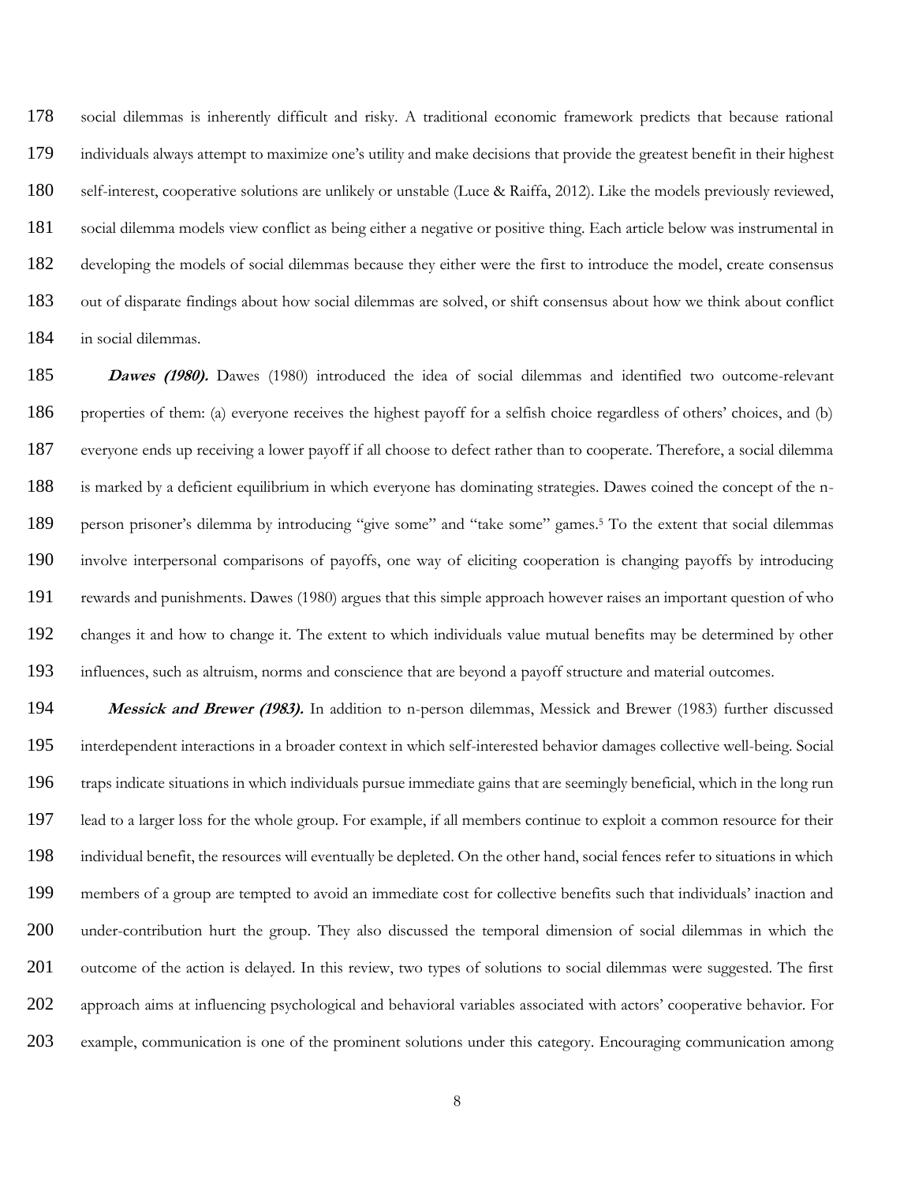social dilemmas is inherently difficult and risky. A traditional economic framework predicts that because rational individuals always attempt to maximize one's utility and make decisions that provide the greatest benefit in their highest self-interest, cooperative solutions are unlikely or unstable (Luce & Raiffa, 2012). Like the models previously reviewed, social dilemma models view conflict as being either a negative or positive thing. Each article below was instrumental in developing the models of social dilemmas because they either were the first to introduce the model, create consensus out of disparate findings about how social dilemmas are solved, or shift consensus about how we think about conflict in social dilemmas.

***Dawes (1980).*** Dawes (1980) introduced the idea of social dilemmas and identified two outcome-relevant properties of them: (a) everyone receives the highest payoff for a selfish choice regardless of others' choices, and (b) everyone ends up receiving a lower payoff if all choose to defect rather than to cooperate. Therefore, a social dilemma is marked by a deficient equilibrium in which everyone has dominating strategies. Dawes coined the concept of the n-person prisoner's dilemma by introducing "give some" and "take some" games.[5] To the extent that social dilemmas involve interpersonal comparisons of payoffs, one way of eliciting cooperation is changing payoffs by introducing rewards and punishments. Dawes (1980) argues that this simple approach however raises an important question of who changes it and how to change it. The extent to which individuals value mutual benefits may be determined by other influences, such as altruism, norms and conscience that are beyond a payoff structure and material outcomes.

***Messick and Brewer (1983).*** In addition to n-person dilemmas, Messick and Brewer (1983) further discussed interdependent interactions in a broader context in which self-interested behavior damages collective well-being. Social traps indicate situations in which individuals pursue immediate gains that are seemingly beneficial, which in the long run lead to a larger loss for the whole group. For example, if all members continue to exploit a common resource for their individual benefit, the resources will eventually be depleted. On the other hand, social fences refer to situations in which members of a group are tempted to avoid an immediate cost for collective benefits such that individuals' inaction and under-contribution hurt the group. They also discussed the temporal dimension of social dilemmas in which the outcome of the action is delayed. In this review, two types of solutions to social dilemmas were suggested. The first approach aims at influencing psychological and behavioral variables associated with actors' cooperative behavior. For example, communication is one of the prominent solutions under this category. Encouraging communication among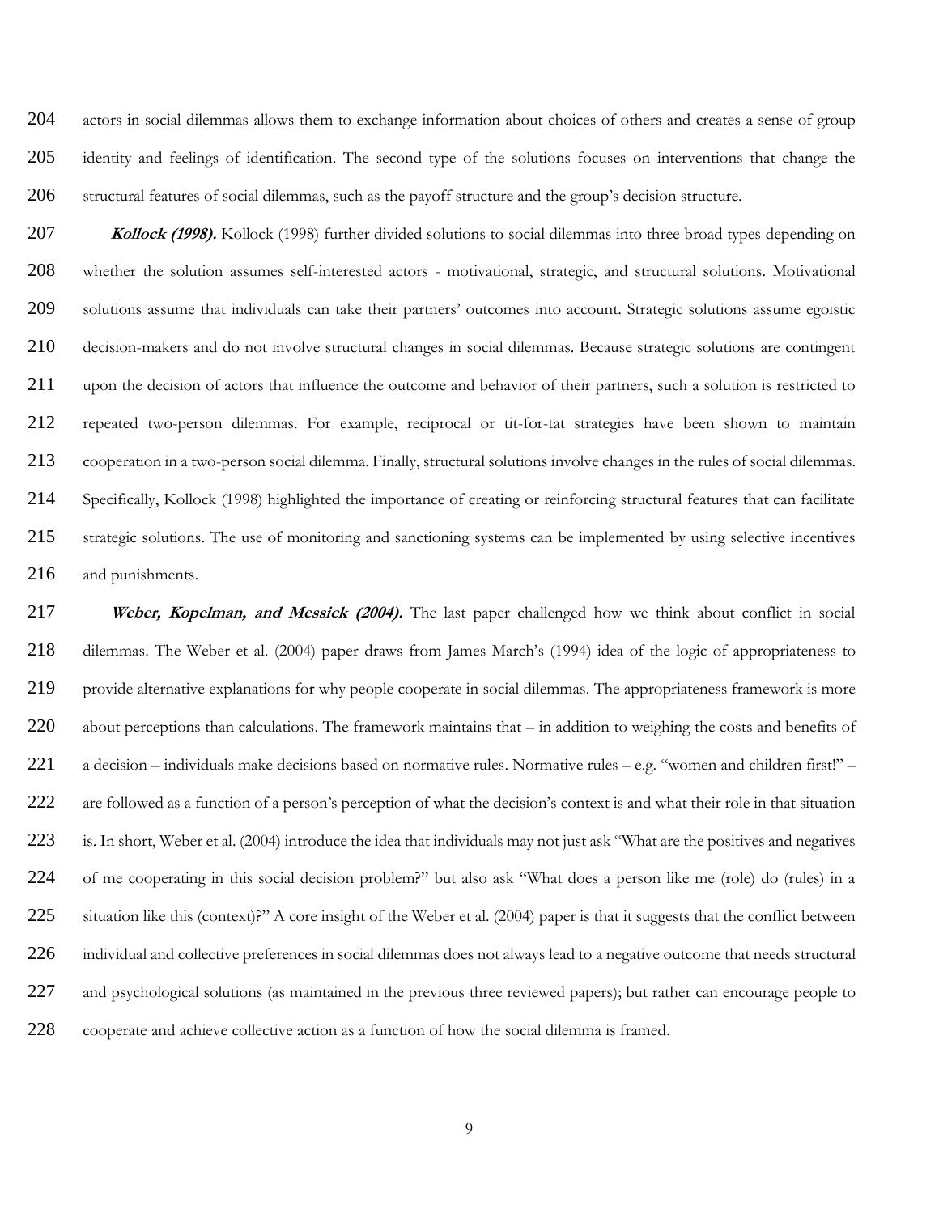actors in social dilemmas allows them to exchange information about choices of others and creates a sense of group identity and feelings of identification. The second type of the solutions focuses on interventions that change the structural features of social dilemmas, such as the payoff structure and the group's decision structure.

***Kollock (1998).*** Kollock (1998) further divided solutions to social dilemmas into three broad types depending on whether the solution assumes self-interested actors - motivational, strategic, and structural solutions. Motivational solutions assume that individuals can take their partners' outcomes into account. Strategic solutions assume egoistic decision-makers and do not involve structural changes in social dilemmas. Because strategic solutions are contingent upon the decision of actors that influence the outcome and behavior of their partners, such a solution is restricted to repeated two-person dilemmas. For example, reciprocal or tit-for-tat strategies have been shown to maintain cooperation in a two-person social dilemma. Finally, structural solutions involve changes in the rules of social dilemmas. Specifically, Kollock (1998) highlighted the importance of creating or reinforcing structural features that can facilitate strategic solutions. The use of monitoring and sanctioning systems can be implemented by using selective incentives and punishments.

***Weber, Kopelman, and Messick (2004).*** The last paper challenged how we think about conflict in social dilemmas. The Weber et al. (2004) paper draws from James March's (1994) idea of the logic of appropriateness to provide alternative explanations for why people cooperate in social dilemmas. The appropriateness framework is more about perceptions than calculations. The framework maintains that – in addition to weighing the costs and benefits of a decision – individuals make decisions based on normative rules. Normative rules – e.g. "women and children first!" – are followed as a function of a person's perception of what the decision's context is and what their role in that situation is. In short, Weber et al. (2004) introduce the idea that individuals may not just ask "What are the positives and negatives of me cooperating in this social decision problem?" but also ask "What does a person like me (role) do (rules) in a situation like this (context)?" A core insight of the Weber et al. (2004) paper is that it suggests that the conflict between individual and collective preferences in social dilemmas does not always lead to a negative outcome that needs structural and psychological solutions (as maintained in the previous three reviewed papers); but rather can encourage people to cooperate and achieve collective action as a function of how the social dilemma is framed.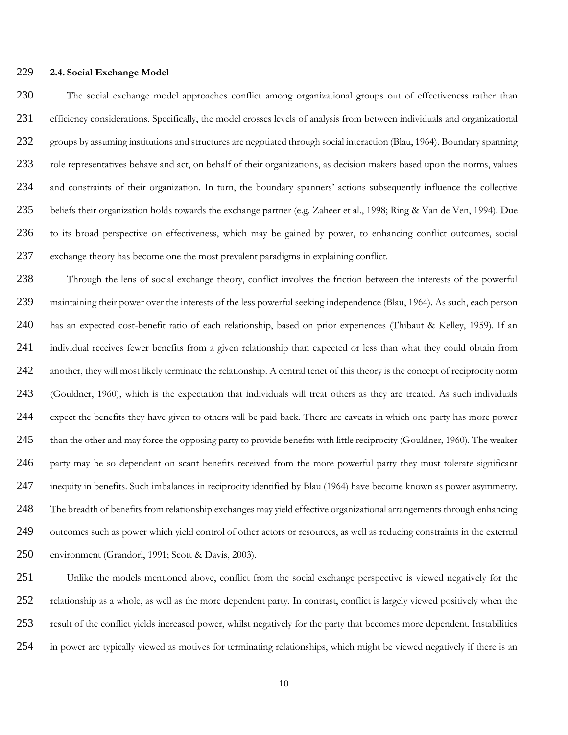### 2.4. Social Exchange Model

The social exchange model approaches conflict among organizational groups out of effectiveness rather than efficiency considerations. Specifically, the model crosses levels of analysis from between individuals and organizational groups by assuming institutions and structures are negotiated through social interaction (Blau, 1964). Boundary spanning role representatives behave and act, on behalf of their organizations, as decision makers based upon the norms, values and constraints of their organization. In turn, the boundary spanners' actions subsequently influence the collective beliefs their organization holds towards the exchange partner (e.g. Zaheer et al., 1998; Ring & Van de Ven, 1994). Due to its broad perspective on effectiveness, which may be gained by power, to enhancing conflict outcomes, social exchange theory has become one the most prevalent paradigms in explaining conflict.

Through the lens of social exchange theory, conflict involves the friction between the interests of the powerful maintaining their power over the interests of the less powerful seeking independence (Blau, 1964). As such, each person has an expected cost-benefit ratio of each relationship, based on prior experiences (Thibaut & Kelley, 1959). If an individual receives fewer benefits from a given relationship than expected or less than what they could obtain from another, they will most likely terminate the relationship. A central tenet of this theory is the concept of reciprocity norm (Gouldner, 1960), which is the expectation that individuals will treat others as they are treated. As such individuals expect the benefits they have given to others will be paid back. There are caveats in which one party has more power than the other and may force the opposing party to provide benefits with little reciprocity (Gouldner, 1960). The weaker party may be so dependent on scant benefits received from the more powerful party they must tolerate significant inequity in benefits. Such imbalances in reciprocity identified by Blau (1964) have become known as power asymmetry. The breadth of benefits from relationship exchanges may yield effective organizational arrangements through enhancing outcomes such as power which yield control of other actors or resources, as well as reducing constraints in the external environment (Grandori, 1991; Scott & Davis, 2003).

Unlike the models mentioned above, conflict from the social exchange perspective is viewed negatively for the relationship as a whole, as well as the more dependent party. In contrast, conflict is largely viewed positively when the result of the conflict yields increased power, whilst negatively for the party that becomes more dependent. Instabilities in power are typically viewed as motives for terminating relationships, which might be viewed negatively if there is an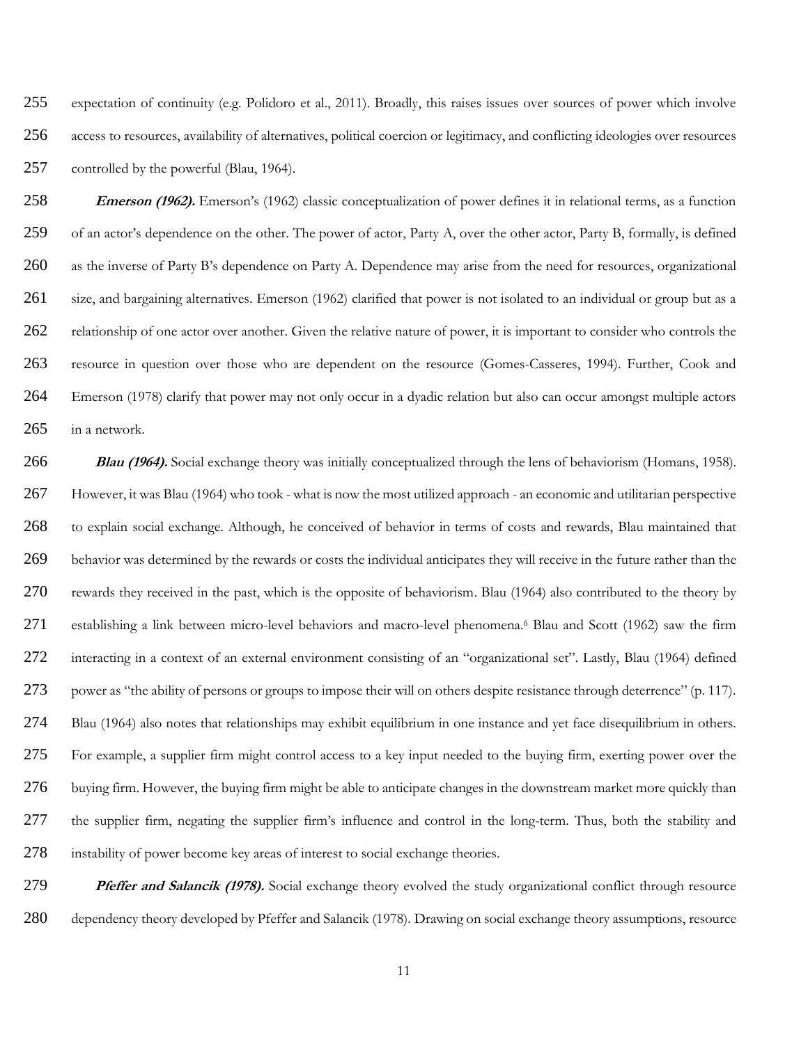expectation of continuity (e.g. Polidoro et al., 2011). Broadly, this raises issues over sources of power which involve access to resources, availability of alternatives, political coercion or legitimacy, and conflicting ideologies over resources controlled by the powerful (Blau, 1964).

***Emerson (1962).*** Emerson's (1962) classic conceptualization of power defines it in relational terms, as a function of an actor's dependence on the other. The power of actor, Party A, over the other actor, Party B, formally, is defined as the inverse of Party B's dependence on Party A. Dependence may arise from the need for resources, organizational size, and bargaining alternatives. Emerson (1962) clarified that power is not isolated to an individual or group but as a relationship of one actor over another. Given the relative nature of power, it is important to consider who controls the resource in question over those who are dependent on the resource (Gomes-Casseres, 1994). Further, Cook and Emerson (1978) clarify that power may not only occur in a dyadic relation but also can occur amongst multiple actors in a network.

***Blau (1964).*** Social exchange theory was initially conceptualized through the lens of behaviorism (Homans, 1958). However, it was Blau (1964) who took - what is now the most utilized approach - an economic and utilitarian perspective to explain social exchange. Although, he conceived of behavior in terms of costs and rewards, Blau maintained that behavior was determined by the rewards or costs the individual anticipates they will receive in the future rather than the rewards they received in the past, which is the opposite of behaviorism. Blau (1964) also contributed to the theory by establishing a link between micro-level behaviors and macro-level phenomena.[6] Blau and Scott (1962) saw the firm interacting in a context of an external environment consisting of an "organizational set". Lastly, Blau (1964) defined power as "the ability of persons or groups to impose their will on others despite resistance through deterrence" (p. 117). Blau (1964) also notes that relationships may exhibit equilibrium in one instance and yet face disequilibrium in others. For example, a supplier firm might control access to a key input needed to the buying firm, exerting power over the buying firm. However, the buying firm might be able to anticipate changes in the downstream market more quickly than the supplier firm, negating the supplier firm's influence and control in the long-term. Thus, both the stability and instability of power become key areas of interest to social exchange theories.

***Pfeffer and Salancik (1978).*** Social exchange theory evolved the study organizational conflict through resource dependency theory developed by Pfeffer and Salancik (1978). Drawing on social exchange theory assumptions, resource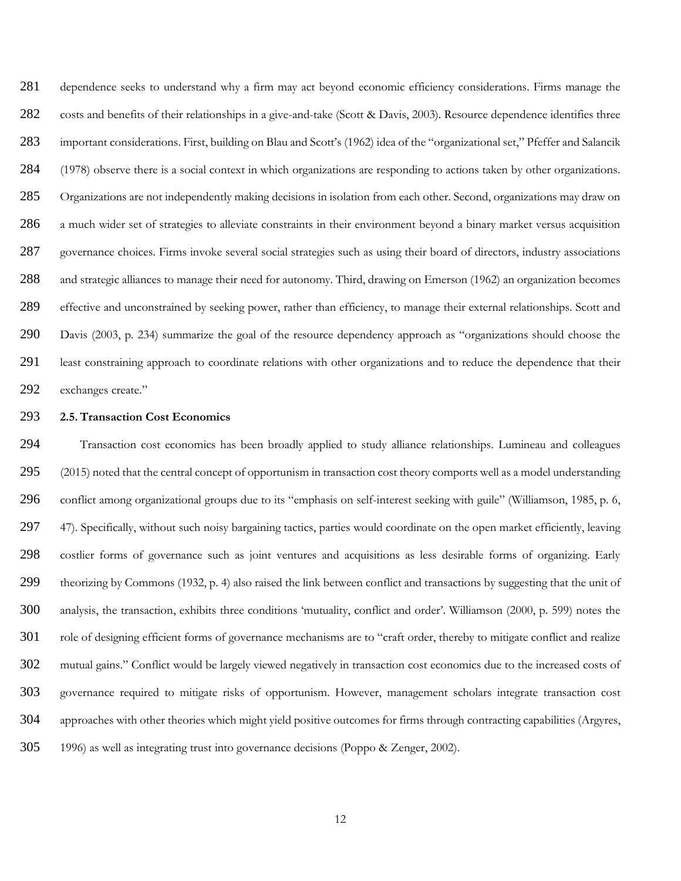dependence seeks to understand why a firm may act beyond economic efficiency considerations. Firms manage the costs and benefits of their relationships in a give-and-take (Scott & Davis, 2003). Resource dependence identifies three important considerations. First, building on Blau and Scott's (1962) idea of the "organizational set," Pfeffer and Salancik (1978) observe there is a social context in which organizations are responding to actions taken by other organizations. Organizations are not independently making decisions in isolation from each other. Second, organizations may draw on a much wider set of strategies to alleviate constraints in their environment beyond a binary market versus acquisition governance choices. Firms invoke several social strategies such as using their board of directors, industry associations and strategic alliances to manage their need for autonomy. Third, drawing on Emerson (1962) an organization becomes effective and unconstrained by seeking power, rather than efficiency, to manage their external relationships. Scott and Davis (2003, p. 234) summarize the goal of the resource dependency approach as "organizations should choose the least constraining approach to coordinate relations with other organizations and to reduce the dependence that their exchanges create."

### 2.5. Transaction Cost Economics

Transaction cost economics has been broadly applied to study alliance relationships. Lumineau and colleagues (2015) noted that the central concept of opportunism in transaction cost theory comports well as a model understanding conflict among organizational groups due to its "emphasis on self-interest seeking with guile" (Williamson, 1985, p. 6, 47). Specifically, without such noisy bargaining tactics, parties would coordinate on the open market efficiently, leaving costlier forms of governance such as joint ventures and acquisitions as less desirable forms of organizing. Early theorizing by Commons (1932, p. 4) also raised the link between conflict and transactions by suggesting that the unit of analysis, the transaction, exhibits three conditions 'mutuality, conflict and order'. Williamson (2000, p. 599) notes the role of designing efficient forms of governance mechanisms are to "craft order, thereby to mitigate conflict and realize mutual gains." Conflict would be largely viewed negatively in transaction cost economics due to the increased costs of governance required to mitigate risks of opportunism. However, management scholars integrate transaction cost approaches with other theories which might yield positive outcomes for firms through contracting capabilities (Argyres, 1996) as well as integrating trust into governance decisions (Poppo & Zenger, 2002).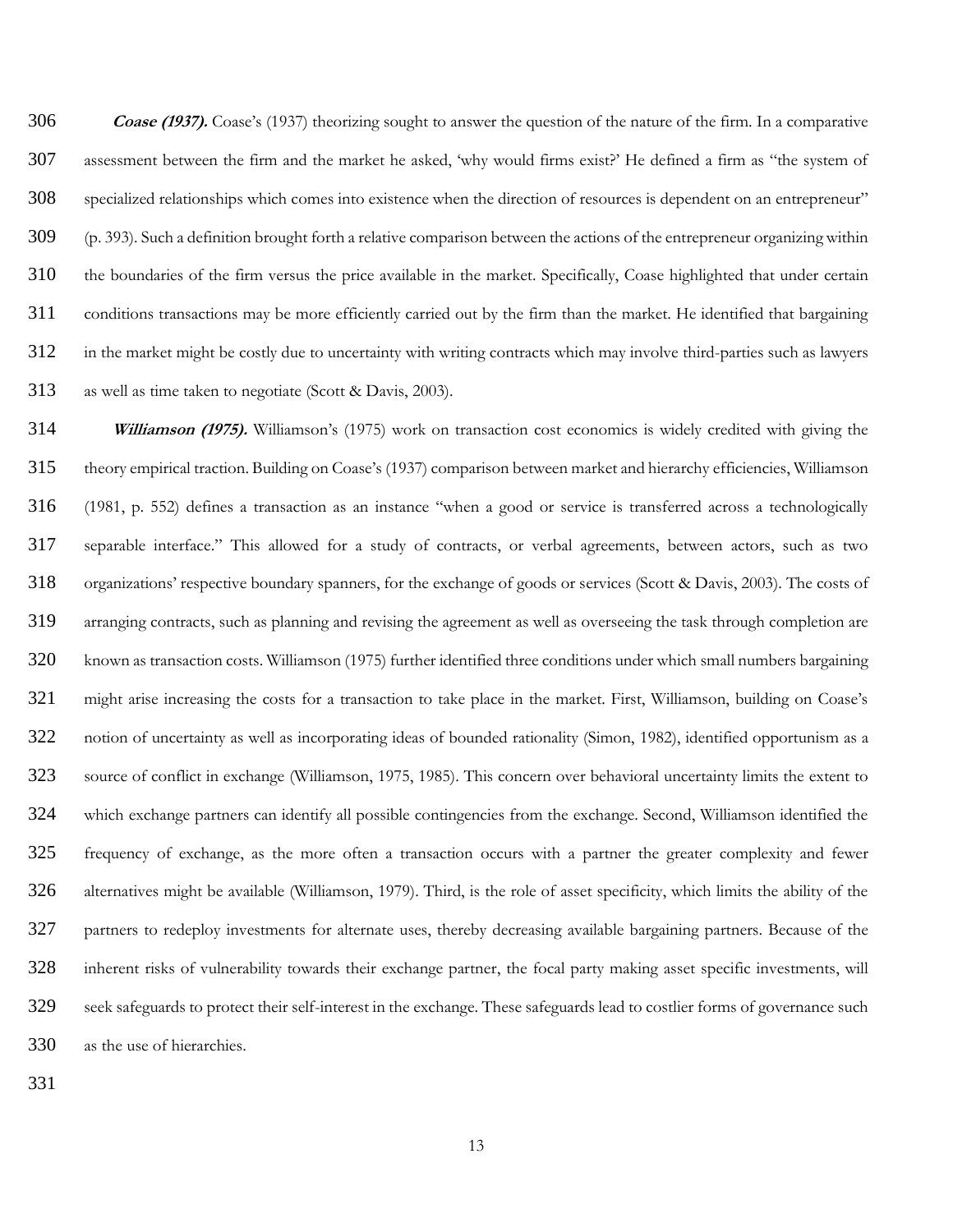***Coase (1937).*** Coase's (1937) theorizing sought to answer the question of the nature of the firm. In a comparative assessment between the firm and the market he asked, 'why would firms exist?' He defined a firm as "the system of specialized relationships which comes into existence when the direction of resources is dependent on an entrepreneur" (p. 393). Such a definition brought forth a relative comparison between the actions of the entrepreneur organizing within the boundaries of the firm versus the price available in the market. Specifically, Coase highlighted that under certain conditions transactions may be more efficiently carried out by the firm than the market. He identified that bargaining in the market might be costly due to uncertainty with writing contracts which may involve third-parties such as lawyers as well as time taken to negotiate (Scott & Davis, 2003).

***Williamson (1975).*** Williamson's (1975) work on transaction cost economics is widely credited with giving the theory empirical traction. Building on Coase's (1937) comparison between market and hierarchy efficiencies, Williamson (1981, p. 552) defines a transaction as an instance "when a good or service is transferred across a technologically separable interface." This allowed for a study of contracts, or verbal agreements, between actors, such as two organizations' respective boundary spanners, for the exchange of goods or services (Scott & Davis, 2003). The costs of arranging contracts, such as planning and revising the agreement as well as overseeing the task through completion are known as transaction costs. Williamson (1975) further identified three conditions under which small numbers bargaining might arise increasing the costs for a transaction to take place in the market. First, Williamson, building on Coase's notion of uncertainty as well as incorporating ideas of bounded rationality (Simon, 1982), identified opportunism as a source of conflict in exchange (Williamson, 1975, 1985). This concern over behavioral uncertainty limits the extent to which exchange partners can identify all possible contingencies from the exchange. Second, Williamson identified the frequency of exchange, as the more often a transaction occurs with a partner the greater complexity and fewer alternatives might be available (Williamson, 1979). Third, is the role of asset specificity, which limits the ability of the partners to redeploy investments for alternate uses, thereby decreasing available bargaining partners. Because of the inherent risks of vulnerability towards their exchange partner, the focal party making asset specific investments, will seek safeguards to protect their self-interest in the exchange. These safeguards lead to costlier forms of governance such as the use of hierarchies.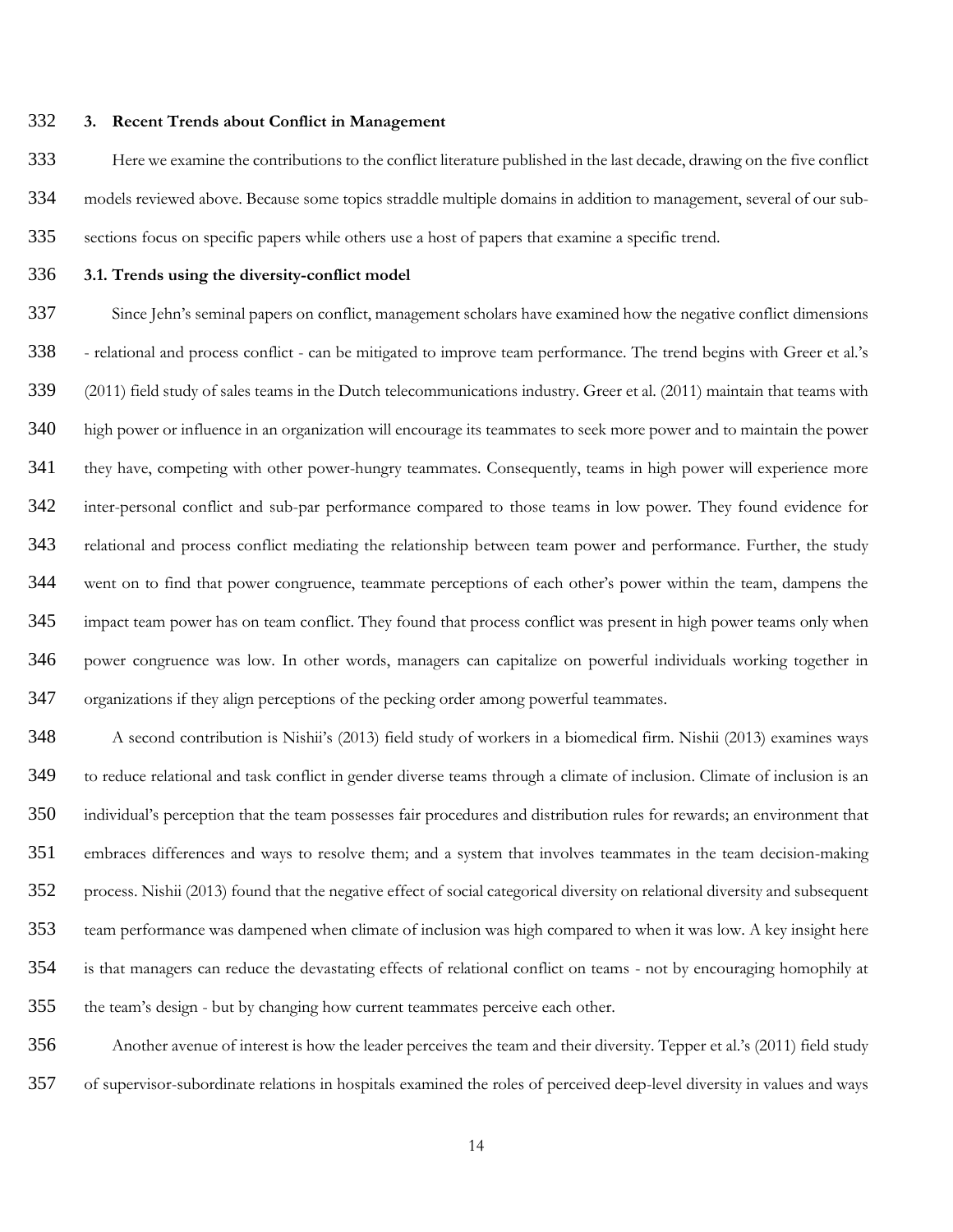## 3. Recent Trends about Conflict in Management

Here we examine the contributions to the conflict literature published in the last decade, drawing on the five conflict models reviewed above. Because some topics straddle multiple domains in addition to management, several of our sub-sections focus on specific papers while others use a host of papers that examine a specific trend.

### 3.1. Trends using the diversity-conflict model

Since Jehn's seminal papers on conflict, management scholars have examined how the negative conflict dimensions - relational and process conflict - can be mitigated to improve team performance. The trend begins with Greer et al.'s (2011) field study of sales teams in the Dutch telecommunications industry. Greer et al. (2011) maintain that teams with high power or influence in an organization will encourage its teammates to seek more power and to maintain the power they have, competing with other power-hungry teammates. Consequently, teams in high power will experience more inter-personal conflict and sub-par performance compared to those teams in low power. They found evidence for relational and process conflict mediating the relationship between team power and performance. Further, the study went on to find that power congruence, teammate perceptions of each other's power within the team, dampens the impact team power has on team conflict. They found that process conflict was present in high power teams only when power congruence was low. In other words, managers can capitalize on powerful individuals working together in organizations if they align perceptions of the pecking order among powerful teammates.

A second contribution is Nishii's (2013) field study of workers in a biomedical firm. Nishii (2013) examines ways to reduce relational and task conflict in gender diverse teams through a climate of inclusion. Climate of inclusion is an individual's perception that the team possesses fair procedures and distribution rules for rewards; an environment that embraces differences and ways to resolve them; and a system that involves teammates in the team decision-making process. Nishii (2013) found that the negative effect of social categorical diversity on relational diversity and subsequent team performance was dampened when climate of inclusion was high compared to when it was low. A key insight here is that managers can reduce the devastating effects of relational conflict on teams - not by encouraging homophily at the team's design - but by changing how current teammates perceive each other.

Another avenue of interest is how the leader perceives the team and their diversity. Tepper et al.'s (2011) field study of supervisor-subordinate relations in hospitals examined the roles of perceived deep-level diversity in values and ways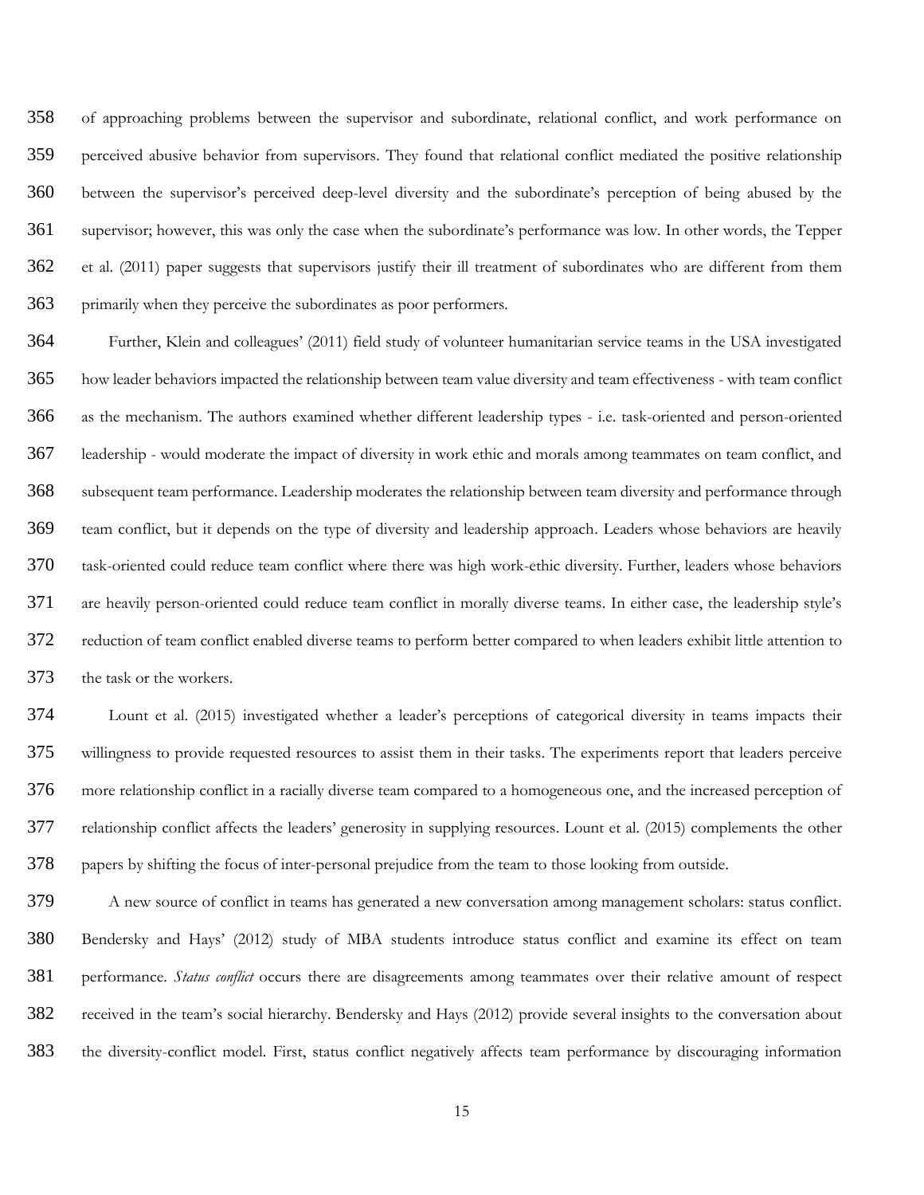of approaching problems between the supervisor and subordinate, relational conflict, and work performance on perceived abusive behavior from supervisors. They found that relational conflict mediated the positive relationship between the supervisor's perceived deep-level diversity and the subordinate's perception of being abused by the supervisor; however, this was only the case when the subordinate's performance was low. In other words, the Tepper et al. (2011) paper suggests that supervisors justify their ill treatment of subordinates who are different from them primarily when they perceive the subordinates as poor performers.

Further, Klein and colleagues' (2011) field study of volunteer humanitarian service teams in the USA investigated how leader behaviors impacted the relationship between team value diversity and team effectiveness - with team conflict as the mechanism. The authors examined whether different leadership types - i.e. task-oriented and person-oriented leadership - would moderate the impact of diversity in work ethic and morals among teammates on team conflict, and subsequent team performance. Leadership moderates the relationship between team diversity and performance through team conflict, but it depends on the type of diversity and leadership approach. Leaders whose behaviors are heavily task-oriented could reduce team conflict where there was high work-ethic diversity. Further, leaders whose behaviors are heavily person-oriented could reduce team conflict in morally diverse teams. In either case, the leadership style's reduction of team conflict enabled diverse teams to perform better compared to when leaders exhibit little attention to the task or the workers.

Lount et al. (2015) investigated whether a leader's perceptions of categorical diversity in teams impacts their willingness to provide requested resources to assist them in their tasks. The experiments report that leaders perceive more relationship conflict in a racially diverse team compared to a homogeneous one, and the increased perception of relationship conflict affects the leaders' generosity in supplying resources. Lount et al. (2015) complements the other papers by shifting the focus of inter-personal prejudice from the team to those looking from outside.

A new source of conflict in teams has generated a new conversation among management scholars: status conflict. Bendersky and Hays' (2012) study of MBA students introduce status conflict and examine its effect on team performance. *Status conflict* occurs there are disagreements among teammates over their relative amount of respect received in the team's social hierarchy. Bendersky and Hays (2012) provide several insights to the conversation about the diversity-conflict model. First, status conflict negatively affects team performance by discouraging information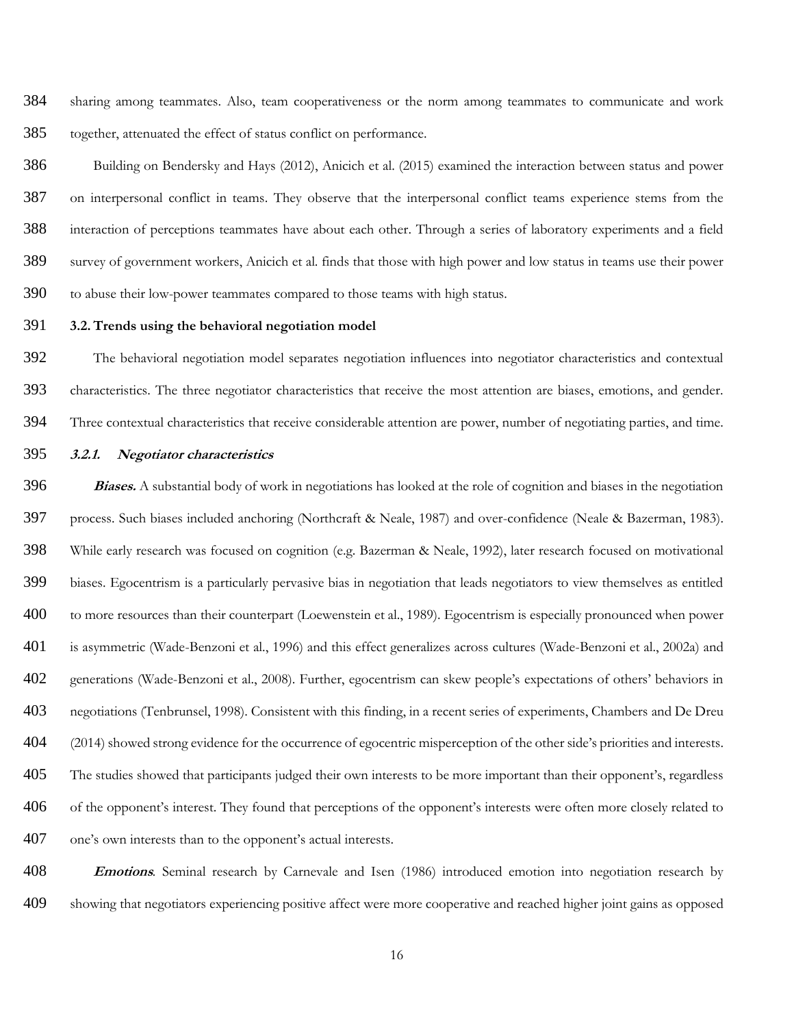sharing among teammates. Also, team cooperativeness or the norm among teammates to communicate and work together, attenuated the effect of status conflict on performance.

Building on Bendersky and Hays (2012), Anicich et al. (2015) examined the interaction between status and power on interpersonal conflict in teams. They observe that the interpersonal conflict teams experience stems from the interaction of perceptions teammates have about each other. Through a series of laboratory experiments and a field survey of government workers, Anicich et al. finds that those with high power and low status in teams use their power to abuse their low-power teammates compared to those teams with high status.

### 3.2. Trends using the behavioral negotiation model

The behavioral negotiation model separates negotiation influences into negotiator characteristics and contextual characteristics. The three negotiator characteristics that receive the most attention are biases, emotions, and gender. Three contextual characteristics that receive considerable attention are power, number of negotiating parties, and time.

#### *3.2.1. Negotiator characteristics*

***Biases.*** A substantial body of work in negotiations has looked at the role of cognition and biases in the negotiation process. Such biases included anchoring (Northcraft & Neale, 1987) and over-confidence (Neale & Bazerman, 1983). While early research was focused on cognition (e.g. Bazerman & Neale, 1992), later research focused on motivational biases. Egocentrism is a particularly pervasive bias in negotiation that leads negotiators to view themselves as entitled to more resources than their counterpart (Loewenstein et al., 1989). Egocentrism is especially pronounced when power is asymmetric (Wade-Benzoni et al., 1996) and this effect generalizes across cultures (Wade-Benzoni et al., 2002a) and generations (Wade-Benzoni et al., 2008). Further, egocentrism can skew people's expectations of others' behaviors in negotiations (Tenbrunsel, 1998). Consistent with this finding, in a recent series of experiments, Chambers and De Dreu (2014) showed strong evidence for the occurrence of egocentric misperception of the other side's priorities and interests. The studies showed that participants judged their own interests to be more important than their opponent's, regardless of the opponent's interest. They found that perceptions of the opponent's interests were often more closely related to one's own interests than to the opponent's actual interests.

***Emotions***. Seminal research by Carnevale and Isen (1986) introduced emotion into negotiation research by showing that negotiators experiencing positive affect were more cooperative and reached higher joint gains as opposed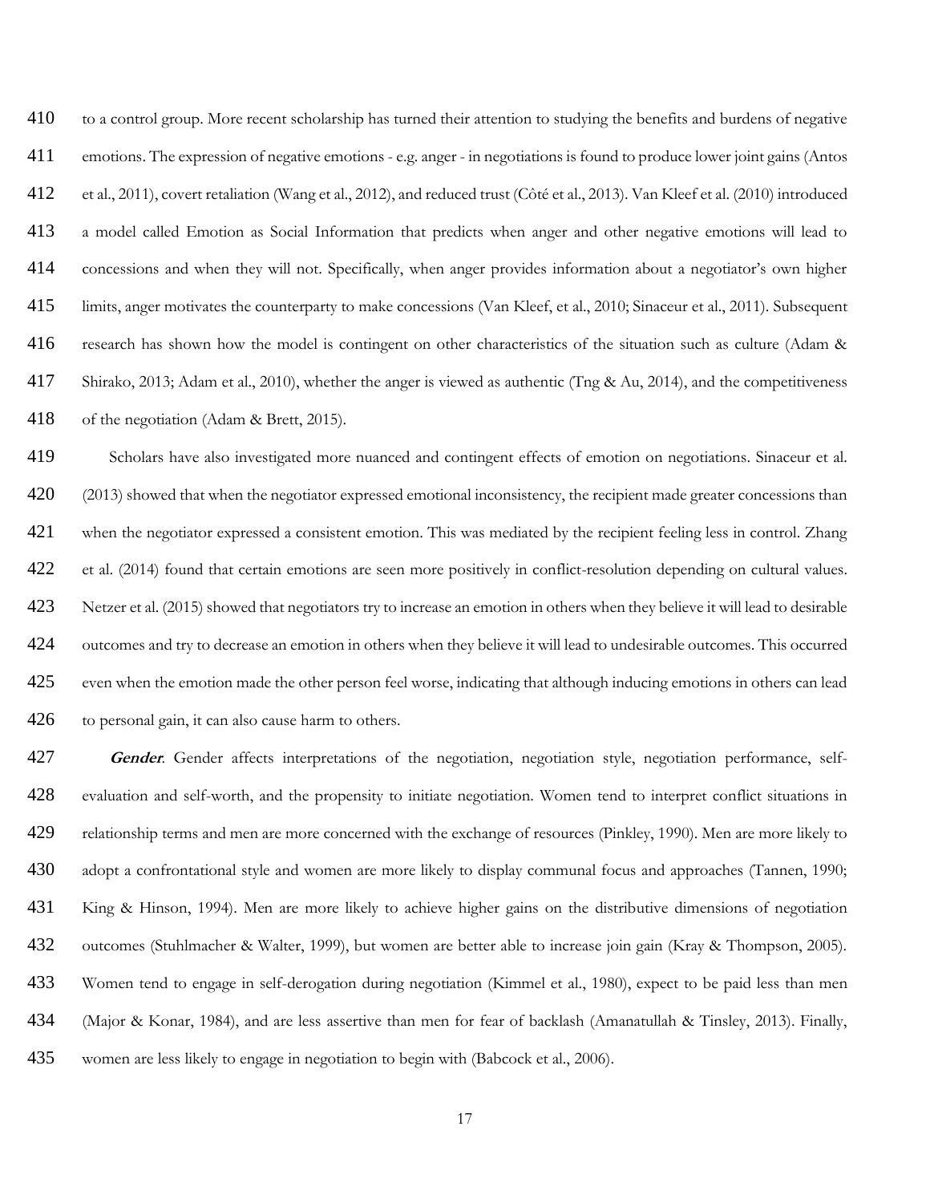to a control group. More recent scholarship has turned their attention to studying the benefits and burdens of negative emotions. The expression of negative emotions - e.g. anger - in negotiations is found to produce lower joint gains (Antos et al., 2011), covert retaliation (Wang et al., 2012), and reduced trust (Côté et al., 2013). Van Kleef et al. (2010) introduced a model called Emotion as Social Information that predicts when anger and other negative emotions will lead to concessions and when they will not. Specifically, when anger provides information about a negotiator's own higher limits, anger motivates the counterparty to make concessions (Van Kleef, et al., 2010; Sinaceur et al., 2011). Subsequent research has shown how the model is contingent on other characteristics of the situation such as culture (Adam & Shirako, 2013; Adam et al., 2010), whether the anger is viewed as authentic (Tng & Au, 2014), and the competitiveness of the negotiation (Adam & Brett, 2015).

Scholars have also investigated more nuanced and contingent effects of emotion on negotiations. Sinaceur et al. (2013) showed that when the negotiator expressed emotional inconsistency, the recipient made greater concessions than when the negotiator expressed a consistent emotion. This was mediated by the recipient feeling less in control. Zhang et al. (2014) found that certain emotions are seen more positively in conflict-resolution depending on cultural values. Netzer et al. (2015) showed that negotiators try to increase an emotion in others when they believe it will lead to desirable outcomes and try to decrease an emotion in others when they believe it will lead to undesirable outcomes. This occurred even when the emotion made the other person feel worse, indicating that although inducing emotions in others can lead to personal gain, it can also cause harm to others.

***Gender***. Gender affects interpretations of the negotiation, negotiation style, negotiation performance, self-evaluation and self-worth, and the propensity to initiate negotiation. Women tend to interpret conflict situations in relationship terms and men are more concerned with the exchange of resources (Pinkley, 1990). Men are more likely to adopt a confrontational style and women are more likely to display communal focus and approaches (Tannen, 1990; King & Hinson, 1994). Men are more likely to achieve higher gains on the distributive dimensions of negotiation outcomes (Stuhlmacher & Walter, 1999), but women are better able to increase join gain (Kray & Thompson, 2005). Women tend to engage in self-derogation during negotiation (Kimmel et al., 1980), expect to be paid less than men (Major & Konar, 1984), and are less assertive than men for fear of backlash (Amanatullah & Tinsley, 2013). Finally, women are less likely to engage in negotiation to begin with (Babcock et al., 2006).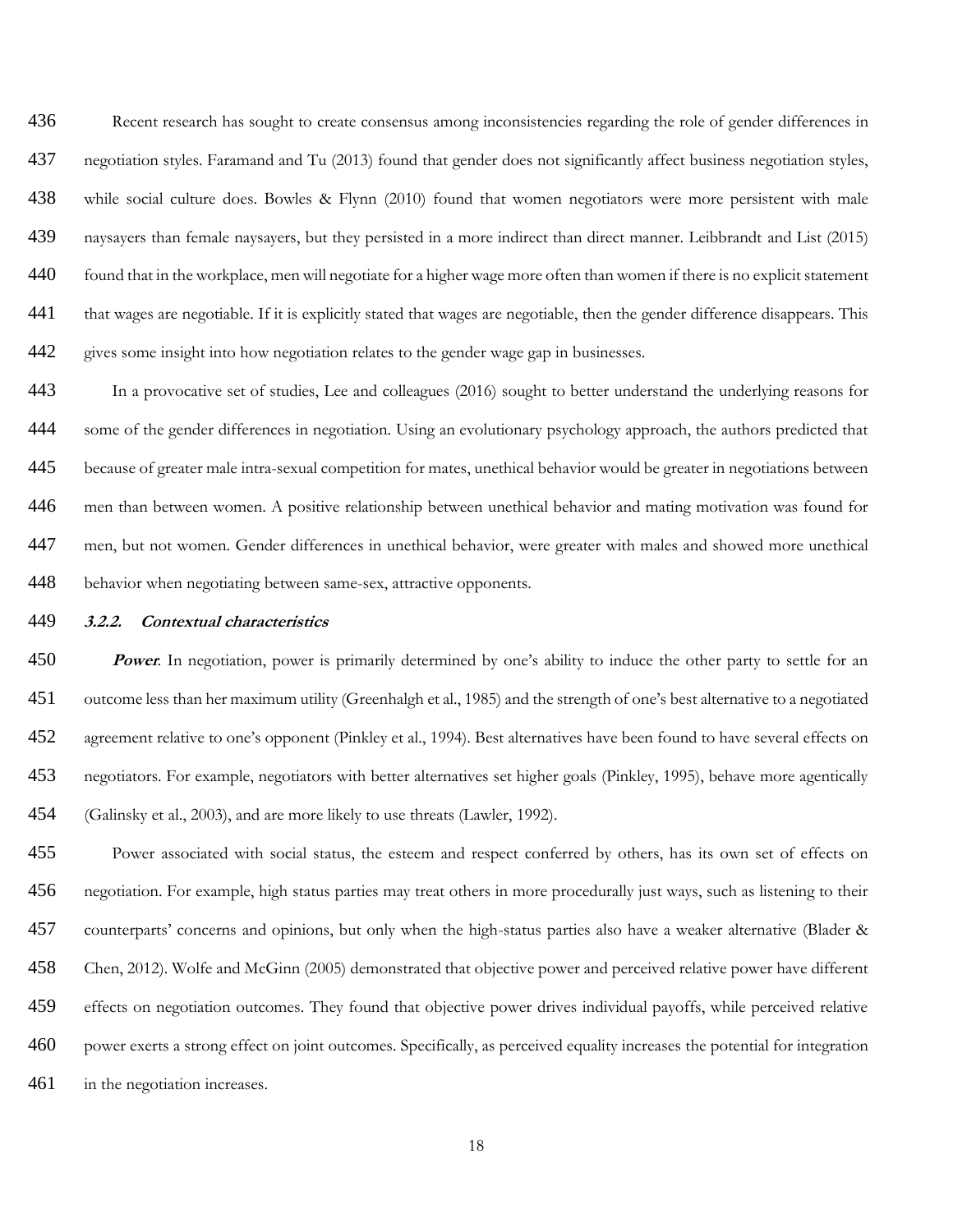Recent research has sought to create consensus among inconsistencies regarding the role of gender differences in negotiation styles. Faramand and Tu (2013) found that gender does not significantly affect business negotiation styles, while social culture does. Bowles & Flynn (2010) found that women negotiators were more persistent with male naysayers than female naysayers, but they persisted in a more indirect than direct manner. Leibbrandt and List (2015) found that in the workplace, men will negotiate for a higher wage more often than women if there is no explicit statement that wages are negotiable. If it is explicitly stated that wages are negotiable, then the gender difference disappears. This gives some insight into how negotiation relates to the gender wage gap in businesses.

In a provocative set of studies, Lee and colleagues (2016) sought to better understand the underlying reasons for some of the gender differences in negotiation. Using an evolutionary psychology approach, the authors predicted that because of greater male intra-sexual competition for mates, unethical behavior would be greater in negotiations between men than between women. A positive relationship between unethical behavior and mating motivation was found for men, but not women. Gender differences in unethical behavior, were greater with males and showed more unethical behavior when negotiating between same-sex, attractive opponents.

#### *3.2.2. Contextual characteristics*

***Power***. In negotiation, power is primarily determined by one's ability to induce the other party to settle for an outcome less than her maximum utility (Greenhalgh et al., 1985) and the strength of one's best alternative to a negotiated agreement relative to one's opponent (Pinkley et al., 1994). Best alternatives have been found to have several effects on negotiators. For example, negotiators with better alternatives set higher goals (Pinkley, 1995), behave more agentically (Galinsky et al., 2003), and are more likely to use threats (Lawler, 1992).

Power associated with social status, the esteem and respect conferred by others, has its own set of effects on negotiation. For example, high status parties may treat others in more procedurally just ways, such as listening to their counterparts' concerns and opinions, but only when the high-status parties also have a weaker alternative (Blader & Chen, 2012). Wolfe and McGinn (2005) demonstrated that objective power and perceived relative power have different effects on negotiation outcomes. They found that objective power drives individual payoffs, while perceived relative power exerts a strong effect on joint outcomes. Specifically, as perceived equality increases the potential for integration in the negotiation increases.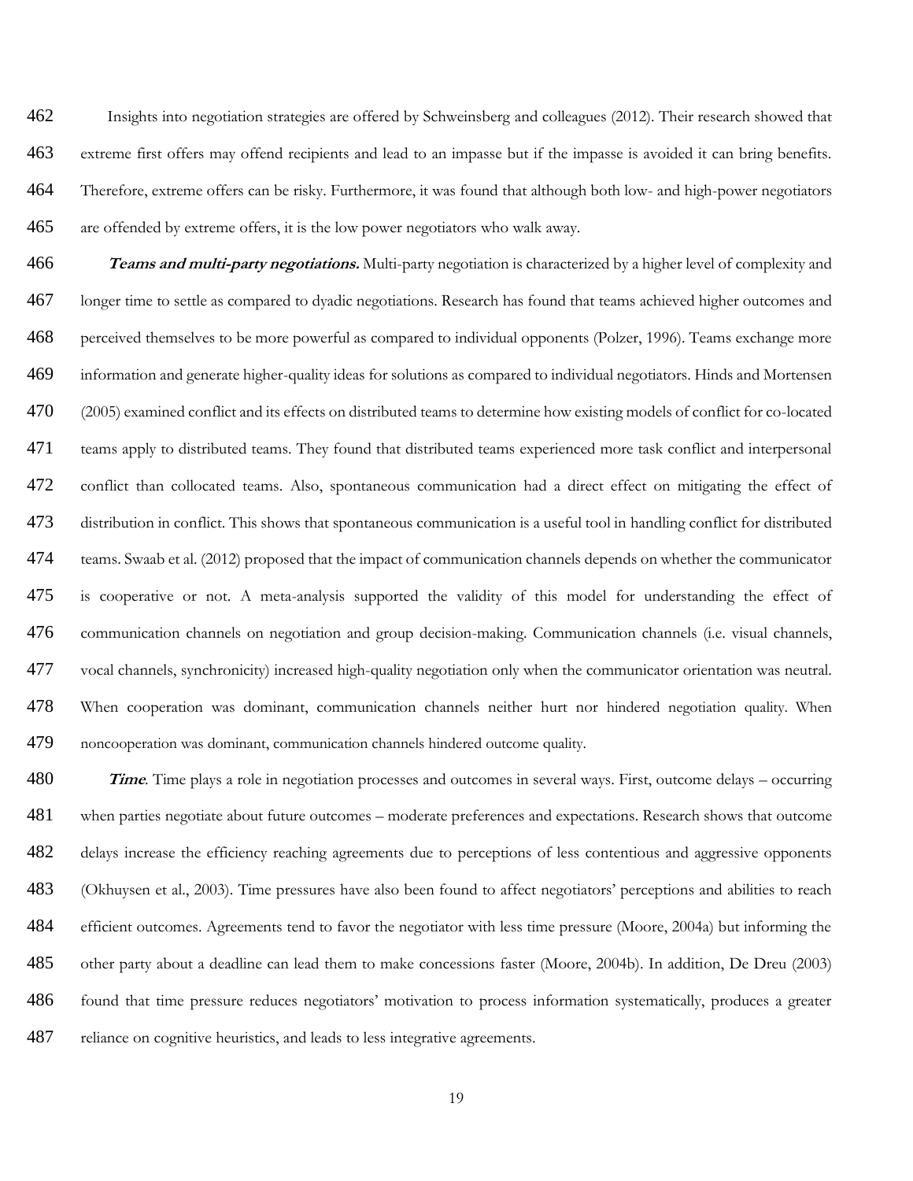Insights into negotiation strategies are offered by Schweinsberg and colleagues (2012). Their research showed that extreme first offers may offend recipients and lead to an impasse but if the impasse is avoided it can bring benefits. Therefore, extreme offers can be risky. Furthermore, it was found that although both low- and high-power negotiators are offended by extreme offers, it is the low power negotiators who walk away.

***Teams and multi-party negotiations.*** Multi-party negotiation is characterized by a higher level of complexity and longer time to settle as compared to dyadic negotiations. Research has found that teams achieved higher outcomes and perceived themselves to be more powerful as compared to individual opponents (Polzer, 1996). Teams exchange more information and generate higher-quality ideas for solutions as compared to individual negotiators. Hinds and Mortensen (2005) examined conflict and its effects on distributed teams to determine how existing models of conflict for co-located teams apply to distributed teams. They found that distributed teams experienced more task conflict and interpersonal conflict than collocated teams. Also, spontaneous communication had a direct effect on mitigating the effect of distribution in conflict. This shows that spontaneous communication is a useful tool in handling conflict for distributed teams. Swaab et al. (2012) proposed that the impact of communication channels depends on whether the communicator is cooperative or not. A meta-analysis supported the validity of this model for understanding the effect of communication channels on negotiation and group decision-making. Communication channels (i.e. visual channels, vocal channels, synchronicity) increased high-quality negotiation only when the communicator orientation was neutral. When cooperation was dominant, communication channels neither hurt nor hindered negotiation quality. When noncooperation was dominant, communication channels hindered outcome quality.

***Time***. Time plays a role in negotiation processes and outcomes in several ways. First, outcome delays – occurring when parties negotiate about future outcomes – moderate preferences and expectations. Research shows that outcome delays increase the efficiency reaching agreements due to perceptions of less contentious and aggressive opponents (Okhuysen et al., 2003). Time pressures have also been found to affect negotiators' perceptions and abilities to reach efficient outcomes. Agreements tend to favor the negotiator with less time pressure (Moore, 2004a) but informing the other party about a deadline can lead them to make concessions faster (Moore, 2004b). In addition, De Dreu (2003) found that time pressure reduces negotiators' motivation to process information systematically, produces a greater reliance on cognitive heuristics, and leads to less integrative agreements.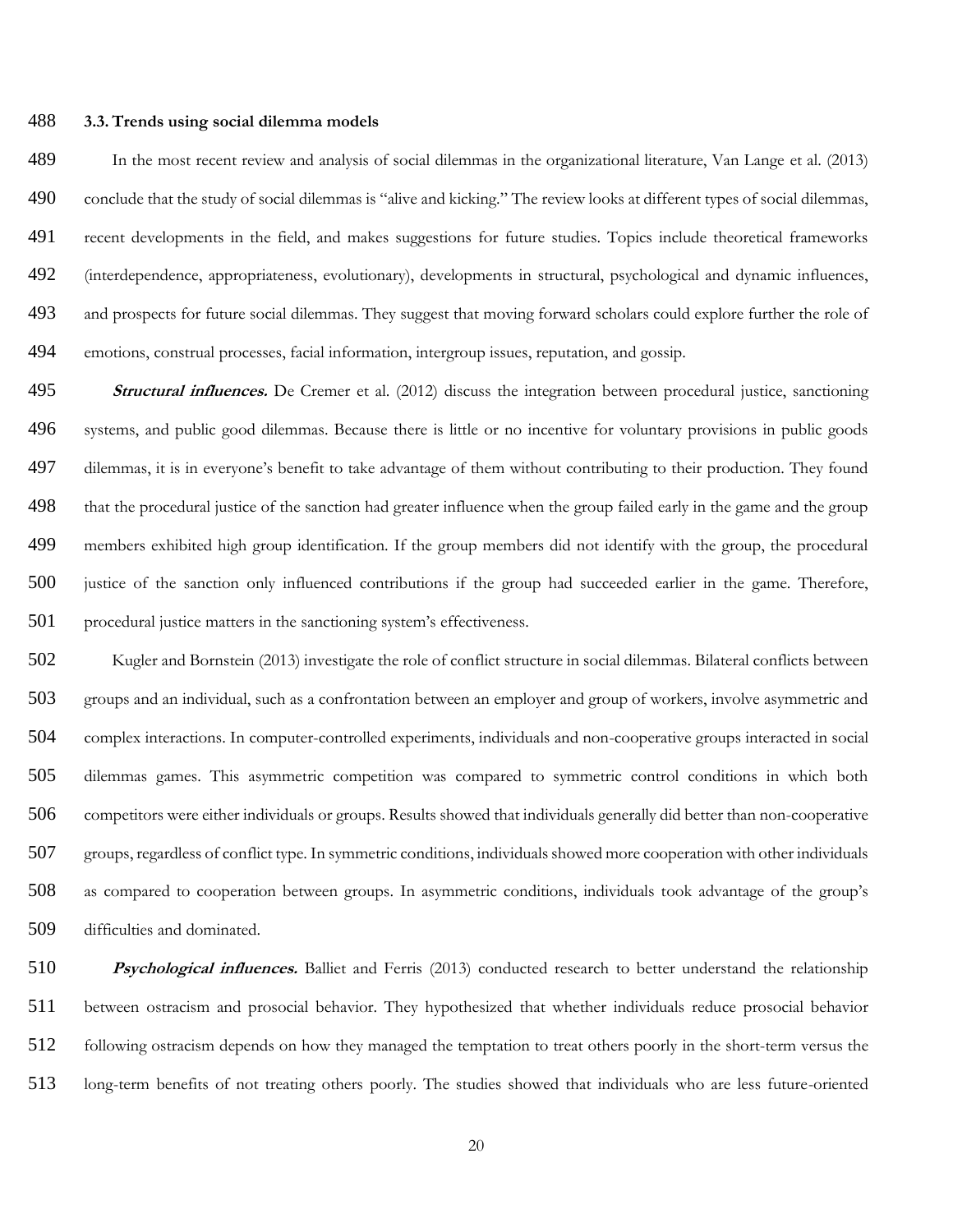### 3.3. Trends using social dilemma models

In the most recent review and analysis of social dilemmas in the organizational literature, Van Lange et al. (2013) conclude that the study of social dilemmas is "alive and kicking." The review looks at different types of social dilemmas, recent developments in the field, and makes suggestions for future studies. Topics include theoretical frameworks (interdependence, appropriateness, evolutionary), developments in structural, psychological and dynamic influences, and prospects for future social dilemmas. They suggest that moving forward scholars could explore further the role of emotions, construal processes, facial information, intergroup issues, reputation, and gossip.

***Structural influences.*** De Cremer et al. (2012) discuss the integration between procedural justice, sanctioning systems, and public good dilemmas. Because there is little or no incentive for voluntary provisions in public goods dilemmas, it is in everyone's benefit to take advantage of them without contributing to their production. They found that the procedural justice of the sanction had greater influence when the group failed early in the game and the group members exhibited high group identification. If the group members did not identify with the group, the procedural justice of the sanction only influenced contributions if the group had succeeded earlier in the game. Therefore, procedural justice matters in the sanctioning system's effectiveness.

Kugler and Bornstein (2013) investigate the role of conflict structure in social dilemmas. Bilateral conflicts between groups and an individual, such as a confrontation between an employer and group of workers, involve asymmetric and complex interactions. In computer-controlled experiments, individuals and non-cooperative groups interacted in social dilemmas games. This asymmetric competition was compared to symmetric control conditions in which both competitors were either individuals or groups. Results showed that individuals generally did better than non-cooperative groups, regardless of conflict type. In symmetric conditions, individuals showed more cooperation with other individuals as compared to cooperation between groups. In asymmetric conditions, individuals took advantage of the group's difficulties and dominated.

***Psychological influences.*** Balliet and Ferris (2013) conducted research to better understand the relationship between ostracism and prosocial behavior. They hypothesized that whether individuals reduce prosocial behavior following ostracism depends on how they managed the temptation to treat others poorly in the short-term versus the long-term benefits of not treating others poorly. The studies showed that individuals who are less future-oriented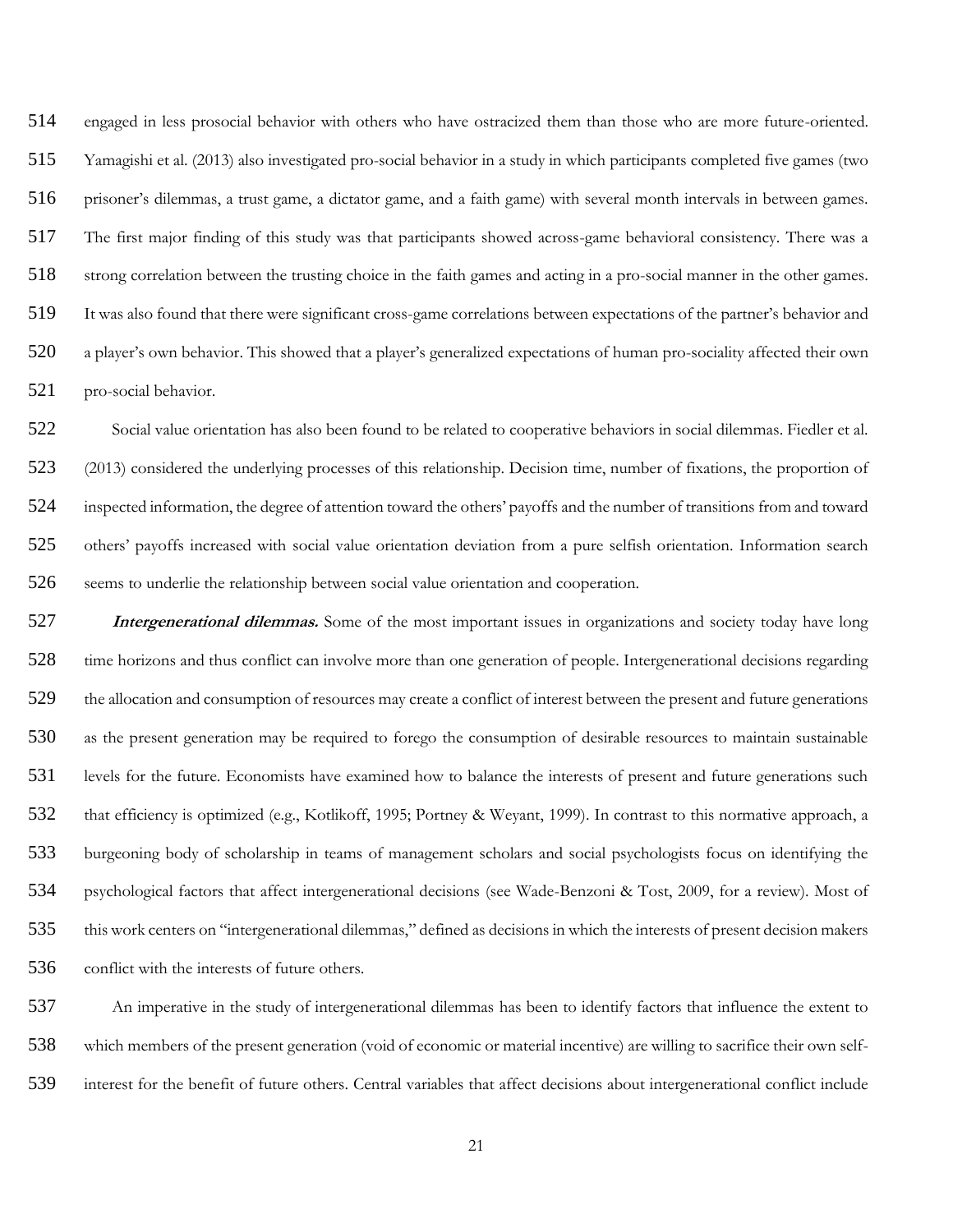engaged in less prosocial behavior with others who have ostracized them than those who are more future-oriented. Yamagishi et al. (2013) also investigated pro-social behavior in a study in which participants completed five games (two prisoner's dilemmas, a trust game, a dictator game, and a faith game) with several month intervals in between games. The first major finding of this study was that participants showed across-game behavioral consistency. There was a strong correlation between the trusting choice in the faith games and acting in a pro-social manner in the other games. It was also found that there were significant cross-game correlations between expectations of the partner's behavior and a player's own behavior. This showed that a player's generalized expectations of human pro-sociality affected their own pro-social behavior.

Social value orientation has also been found to be related to cooperative behaviors in social dilemmas. Fiedler et al. (2013) considered the underlying processes of this relationship. Decision time, number of fixations, the proportion of inspected information, the degree of attention toward the others' payoffs and the number of transitions from and toward others' payoffs increased with social value orientation deviation from a pure selfish orientation. Information search seems to underlie the relationship between social value orientation and cooperation.

***Intergenerational dilemmas.*** Some of the most important issues in organizations and society today have long time horizons and thus conflict can involve more than one generation of people. Intergenerational decisions regarding the allocation and consumption of resources may create a conflict of interest between the present and future generations as the present generation may be required to forego the consumption of desirable resources to maintain sustainable levels for the future. Economists have examined how to balance the interests of present and future generations such that efficiency is optimized (e.g., Kotlikoff, 1995; Portney & Weyant, 1999). In contrast to this normative approach, a burgeoning body of scholarship in teams of management scholars and social psychologists focus on identifying the psychological factors that affect intergenerational decisions (see Wade-Benzoni & Tost, 2009, for a review). Most of this work centers on "intergenerational dilemmas," defined as decisions in which the interests of present decision makers conflict with the interests of future others.

An imperative in the study of intergenerational dilemmas has been to identify factors that influence the extent to which members of the present generation (void of economic or material incentive) are willing to sacrifice their own self-interest for the benefit of future others. Central variables that affect decisions about intergenerational conflict include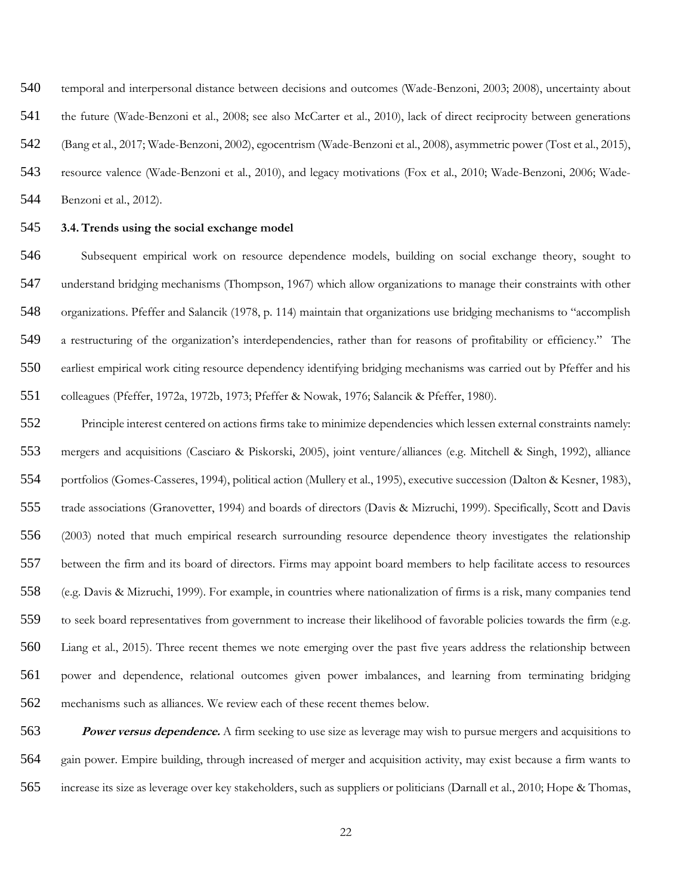temporal and interpersonal distance between decisions and outcomes (Wade-Benzoni, 2003; 2008), uncertainty about the future (Wade-Benzoni et al., 2008; see also McCarter et al., 2010), lack of direct reciprocity between generations (Bang et al., 2017; Wade-Benzoni, 2002), egocentrism (Wade-Benzoni et al., 2008), asymmetric power (Tost et al., 2015), resource valence (Wade-Benzoni et al., 2010), and legacy motivations (Fox et al., 2010; Wade-Benzoni, 2006; Wade-Benzoni et al., 2012).

### 3.4. Trends using the social exchange model

Subsequent empirical work on resource dependence models, building on social exchange theory, sought to understand bridging mechanisms (Thompson, 1967) which allow organizations to manage their constraints with other organizations. Pfeffer and Salancik (1978, p. 114) maintain that organizations use bridging mechanisms to "accomplish a restructuring of the organization's interdependencies, rather than for reasons of profitability or efficiency." The earliest empirical work citing resource dependency identifying bridging mechanisms was carried out by Pfeffer and his colleagues (Pfeffer, 1972a, 1972b, 1973; Pfeffer & Nowak, 1976; Salancik & Pfeffer, 1980).

Principle interest centered on actions firms take to minimize dependencies which lessen external constraints namely: mergers and acquisitions (Casciaro & Piskorski, 2005), joint venture/alliances (e.g. Mitchell & Singh, 1992), alliance portfolios (Gomes-Casseres, 1994), political action (Mullery et al., 1995), executive succession (Dalton & Kesner, 1983), trade associations (Granovetter, 1994) and boards of directors (Davis & Mizruchi, 1999). Specifically, Scott and Davis (2003) noted that much empirical research surrounding resource dependence theory investigates the relationship between the firm and its board of directors. Firms may appoint board members to help facilitate access to resources (e.g. Davis & Mizruchi, 1999). For example, in countries where nationalization of firms is a risk, many companies tend to seek board representatives from government to increase their likelihood of favorable policies towards the firm (e.g. Liang et al., 2015). Three recent themes we note emerging over the past five years address the relationship between power and dependence, relational outcomes given power imbalances, and learning from terminating bridging mechanisms such as alliances. We review each of these recent themes below.

***Power versus dependence.*** A firm seeking to use size as leverage may wish to pursue mergers and acquisitions to gain power. Empire building, through increased of merger and acquisition activity, may exist because a firm wants to increase its size as leverage over key stakeholders, such as suppliers or politicians (Darnall et al., 2010; Hope & Thomas,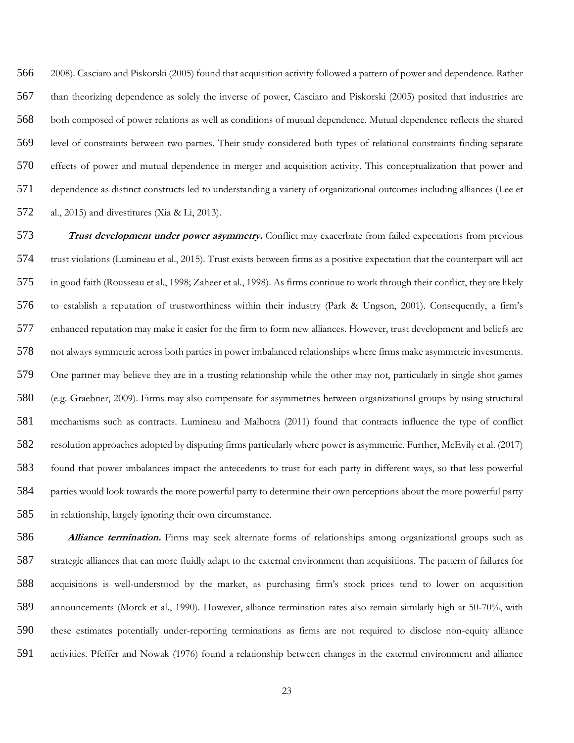2008). Casciaro and Piskorski (2005) found that acquisition activity followed a pattern of power and dependence. Rather than theorizing dependence as solely the inverse of power, Casciaro and Piskorski (2005) posited that industries are both composed of power relations as well as conditions of mutual dependence. Mutual dependence reflects the shared level of constraints between two parties. Their study considered both types of relational constraints finding separate effects of power and mutual dependence in merger and acquisition activity. This conceptualization that power and dependence as distinct constructs led to understanding a variety of organizational outcomes including alliances (Lee et al., 2015) and divestitures (Xia & Li, 2013).

***Trust development under power asymmetry.*** Conflict may exacerbate from failed expectations from previous trust violations (Lumineau et al., 2015). Trust exists between firms as a positive expectation that the counterpart will act in good faith (Rousseau et al., 1998; Zaheer et al., 1998). As firms continue to work through their conflict, they are likely to establish a reputation of trustworthiness within their industry (Park & Ungson, 2001). Consequently, a firm's enhanced reputation may make it easier for the firm to form new alliances. However, trust development and beliefs are not always symmetric across both parties in power imbalanced relationships where firms make asymmetric investments. One partner may believe they are in a trusting relationship while the other may not, particularly in single shot games (e.g. Graebner, 2009). Firms may also compensate for asymmetries between organizational groups by using structural mechanisms such as contracts. Lumineau and Malhotra (2011) found that contracts influence the type of conflict resolution approaches adopted by disputing firms particularly where power is asymmetric. Further, McEvily et al. (2017) found that power imbalances impact the antecedents to trust for each party in different ways, so that less powerful parties would look towards the more powerful party to determine their own perceptions about the more powerful party in relationship, largely ignoring their own circumstance.

***Alliance termination.*** Firms may seek alternate forms of relationships among organizational groups such as strategic alliances that can more fluidly adapt to the external environment than acquisitions. The pattern of failures for acquisitions is well-understood by the market, as purchasing firm's stock prices tend to lower on acquisition announcements (Morck et al., 1990). However, alliance termination rates also remain similarly high at 50-70%, with these estimates potentially under-reporting terminations as firms are not required to disclose non-equity alliance activities. Pfeffer and Nowak (1976) found a relationship between changes in the external environment and alliance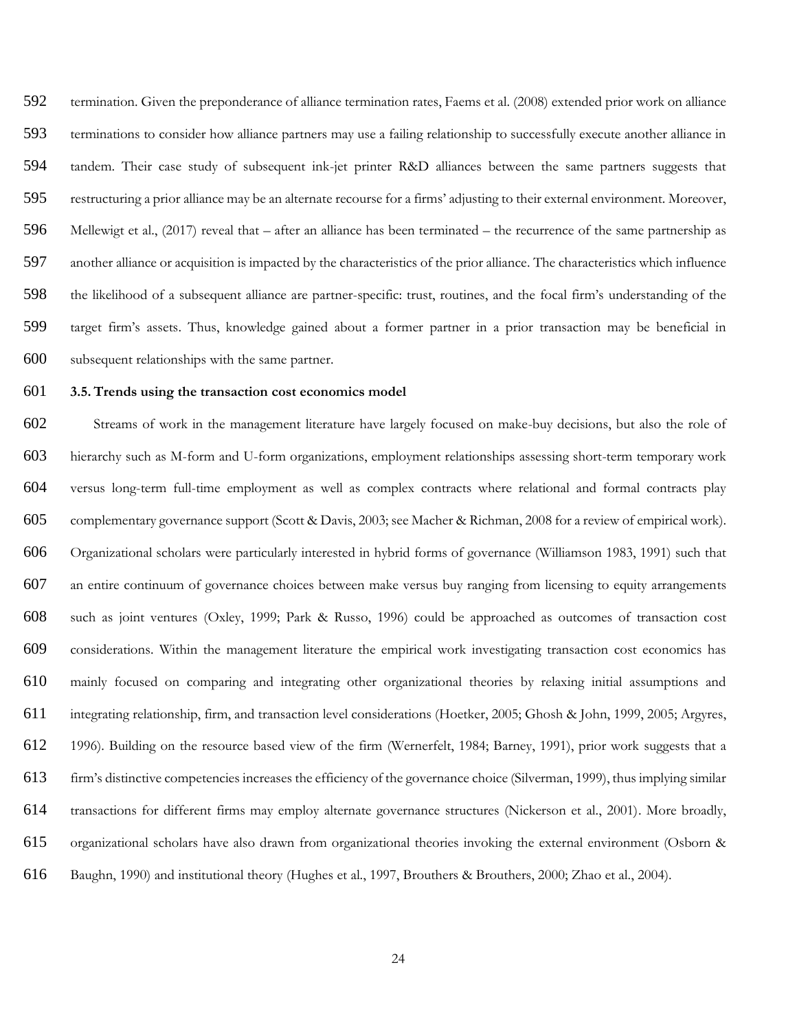termination. Given the preponderance of alliance termination rates, Faems et al. (2008) extended prior work on alliance terminations to consider how alliance partners may use a failing relationship to successfully execute another alliance in tandem. Their case study of subsequent ink-jet printer R&D alliances between the same partners suggests that restructuring a prior alliance may be an alternate recourse for a firms' adjusting to their external environment. Moreover, Mellewigt et al., (2017) reveal that – after an alliance has been terminated – the recurrence of the same partnership as another alliance or acquisition is impacted by the characteristics of the prior alliance. The characteristics which influence the likelihood of a subsequent alliance are partner-specific: trust, routines, and the focal firm's understanding of the target firm's assets. Thus, knowledge gained about a former partner in a prior transaction may be beneficial in subsequent relationships with the same partner.

### 3.5. Trends using the transaction cost economics model

Streams of work in the management literature have largely focused on make-buy decisions, but also the role of hierarchy such as M-form and U-form organizations, employment relationships assessing short-term temporary work versus long-term full-time employment as well as complex contracts where relational and formal contracts play complementary governance support (Scott & Davis, 2003; see Macher & Richman, 2008 for a review of empirical work). Organizational scholars were particularly interested in hybrid forms of governance (Williamson 1983, 1991) such that an entire continuum of governance choices between make versus buy ranging from licensing to equity arrangements such as joint ventures (Oxley, 1999; Park & Russo, 1996) could be approached as outcomes of transaction cost considerations. Within the management literature the empirical work investigating transaction cost economics has mainly focused on comparing and integrating other organizational theories by relaxing initial assumptions and integrating relationship, firm, and transaction level considerations (Hoetker, 2005; Ghosh & John, 1999, 2005; Argyres, 1996). Building on the resource based view of the firm (Wernerfelt, 1984; Barney, 1991), prior work suggests that a firm's distinctive competencies increases the efficiency of the governance choice (Silverman, 1999), thus implying similar transactions for different firms may employ alternate governance structures (Nickerson et al., 2001). More broadly, organizational scholars have also drawn from organizational theories invoking the external environment (Osborn & Baughn, 1990) and institutional theory (Hughes et al., 1997, Brouthers & Brouthers, 2000; Zhao et al., 2004).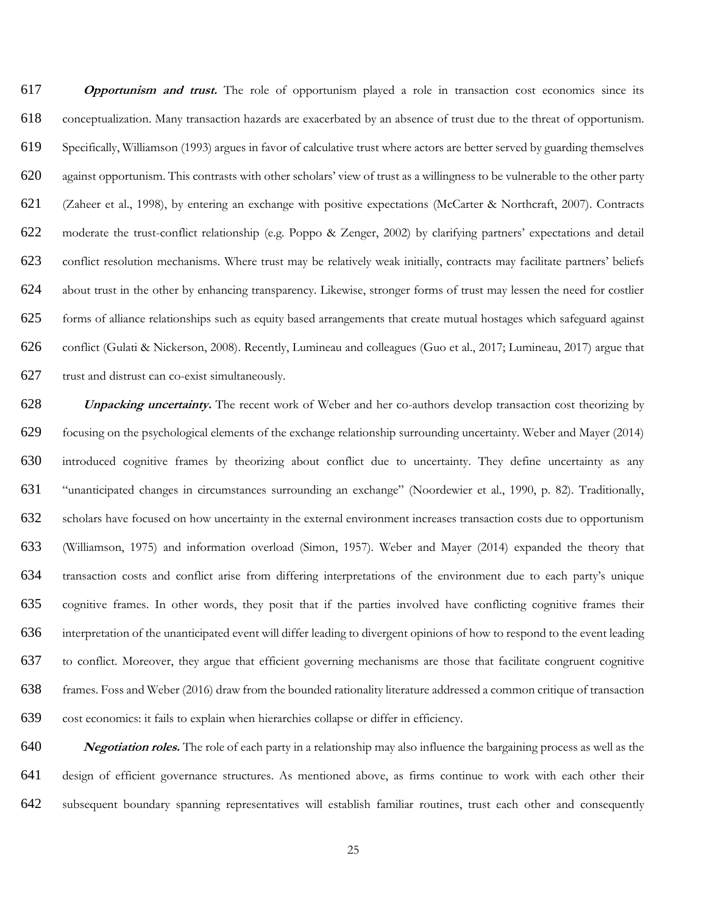**Opportunism and trust.** The role of opportunism played a role in transaction cost economics since its conceptualization. Many transaction hazards are exacerbated by an absence of trust due to the threat of opportunism. Specifically, Williamson (1993) argues in favor of calculative trust where actors are better served by guarding themselves against opportunism. This contrasts with other scholars' view of trust as a willingness to be vulnerable to the other party (Zaheer et al., 1998), by entering an exchange with positive expectations (McCarter & Northcraft, 2007). Contracts moderate the trust-conflict relationship (e.g. Poppo & Zenger, 2002) by clarifying partners' expectations and detail conflict resolution mechanisms. Where trust may be relatively weak initially, contracts may facilitate partners' beliefs about trust in the other by enhancing transparency. Likewise, stronger forms of trust may lessen the need for costlier forms of alliance relationships such as equity based arrangements that create mutual hostages which safeguard against conflict (Gulati & Nickerson, 2008). Recently, Lumineau and colleagues (Guo et al., 2017; Lumineau, 2017) argue that trust and distrust can co-exist simultaneously.

**Unpacking uncertainty.** The recent work of Weber and her co-authors develop transaction cost theorizing by focusing on the psychological elements of the exchange relationship surrounding uncertainty. Weber and Mayer (2014) introduced cognitive frames by theorizing about conflict due to uncertainty. They define uncertainty as any "unanticipated changes in circumstances surrounding an exchange" (Noordewier et al., 1990, p. 82). Traditionally, scholars have focused on how uncertainty in the external environment increases transaction costs due to opportunism (Williamson, 1975) and information overload (Simon, 1957). Weber and Mayer (2014) expanded the theory that transaction costs and conflict arise from differing interpretations of the environment due to each party's unique cognitive frames. In other words, they posit that if the parties involved have conflicting cognitive frames their interpretation of the unanticipated event will differ leading to divergent opinions of how to respond to the event leading to conflict. Moreover, they argue that efficient governing mechanisms are those that facilitate congruent cognitive frames. Foss and Weber (2016) draw from the bounded rationality literature addressed a common critique of transaction cost economics: it fails to explain when hierarchies collapse or differ in efficiency.

**Negotiation roles.** The role of each party in a relationship may also influence the bargaining process as well as the design of efficient governance structures. As mentioned above, as firms continue to work with each other their subsequent boundary spanning representatives will establish familiar routines, trust each other and consequently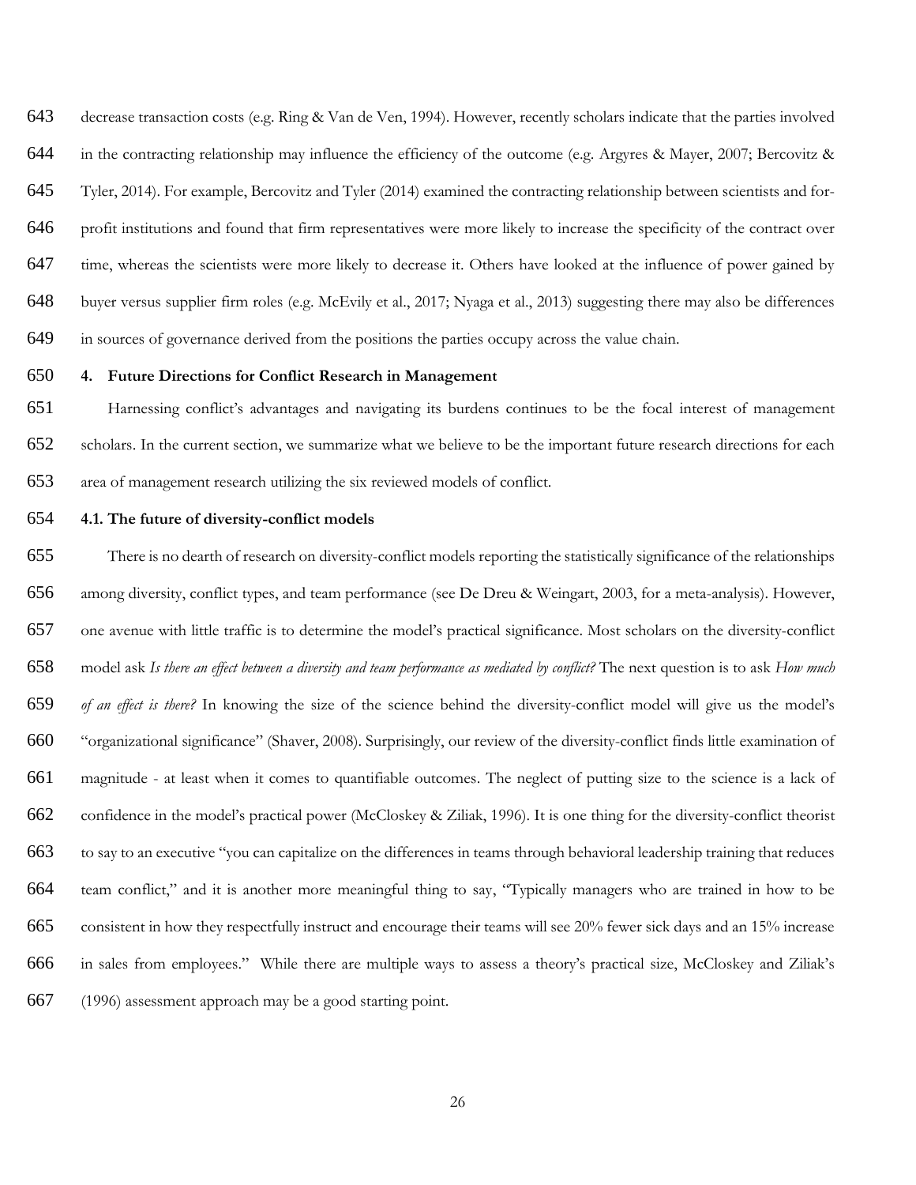decrease transaction costs (e.g. Ring & Van de Ven, 1994). However, recently scholars indicate that the parties involved in the contracting relationship may influence the efficiency of the outcome (e.g. Argyres & Mayer, 2007; Bercovitz & Tyler, 2014). For example, Bercovitz and Tyler (2014) examined the contracting relationship between scientists and for-profit institutions and found that firm representatives were more likely to increase the specificity of the contract over time, whereas the scientists were more likely to decrease it. Others have looked at the influence of power gained by buyer versus supplier firm roles (e.g. McEvily et al., 2017; Nyaga et al., 2013) suggesting there may also be differences in sources of governance derived from the positions the parties occupy across the value chain.

## 4. Future Directions for Conflict Research in Management

Harnessing conflict's advantages and navigating its burdens continues to be the focal interest of management scholars. In the current section, we summarize what we believe to be the important future research directions for each area of management research utilizing the six reviewed models of conflict.

### 4.1. The future of diversity-conflict models

There is no dearth of research on diversity-conflict models reporting the statistically significance of the relationships among diversity, conflict types, and team performance (see De Dreu & Weingart, 2003, for a meta-analysis). However, one avenue with little traffic is to determine the model's practical significance. Most scholars on the diversity-conflict model ask *Is there an effect between a diversity and team performance as mediated by conflict?* The next question is to ask *How much of an effect is there?* In knowing the size of the science behind the diversity-conflict model will give us the model's "organizational significance" (Shaver, 2008). Surprisingly, our review of the diversity-conflict finds little examination of magnitude - at least when it comes to quantifiable outcomes. The neglect of putting size to the science is a lack of confidence in the model's practical power (McCloskey & Ziliak, 1996). It is one thing for the diversity-conflict theorist to say to an executive "you can capitalize on the differences in teams through behavioral leadership training that reduces team conflict," and it is another more meaningful thing to say, "Typically managers who are trained in how to be consistent in how they respectfully instruct and encourage their teams will see 20% fewer sick days and an 15% increase in sales from employees." While there are multiple ways to assess a theory's practical size, McCloskey and Ziliak's (1996) assessment approach may be a good starting point.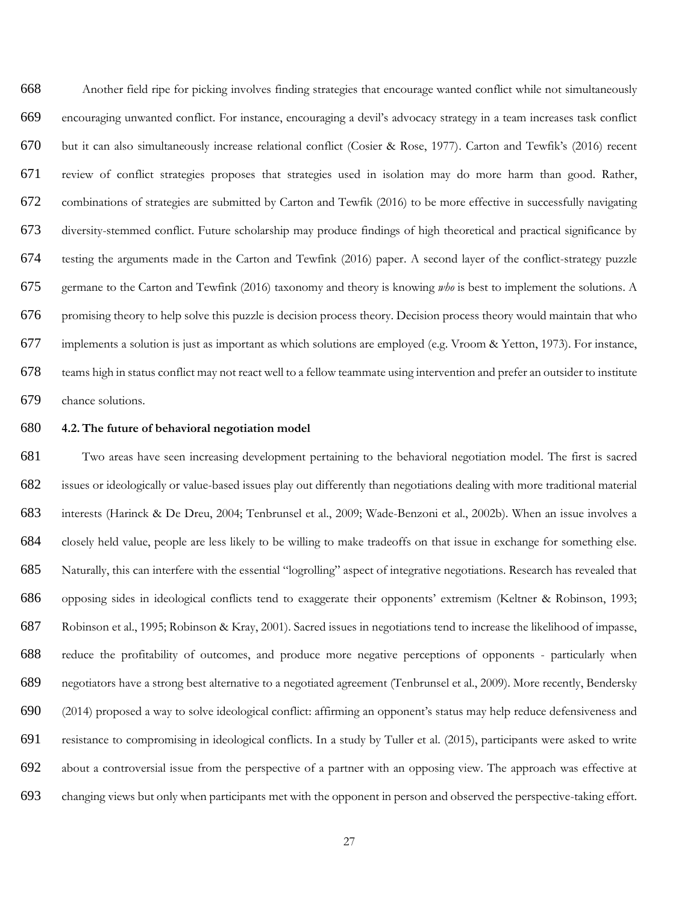Another field ripe for picking involves finding strategies that encourage wanted conflict while not simultaneously encouraging unwanted conflict. For instance, encouraging a devil's advocacy strategy in a team increases task conflict but it can also simultaneously increase relational conflict (Cosier & Rose, 1977). Carton and Tewfik's (2016) recent review of conflict strategies proposes that strategies used in isolation may do more harm than good. Rather, combinations of strategies are submitted by Carton and Tewfik (2016) to be more effective in successfully navigating diversity-stemmed conflict. Future scholarship may produce findings of high theoretical and practical significance by testing the arguments made in the Carton and Tewfink (2016) paper. A second layer of the conflict-strategy puzzle germane to the Carton and Tewfink (2016) taxonomy and theory is knowing *who* is best to implement the solutions. A promising theory to help solve this puzzle is decision process theory. Decision process theory would maintain that who implements a solution is just as important as which solutions are employed (e.g. Vroom & Yetton, 1973). For instance, teams high in status conflict may not react well to a fellow teammate using intervention and prefer an outsider to institute chance solutions.

### 4.2. The future of behavioral negotiation model

Two areas have seen increasing development pertaining to the behavioral negotiation model. The first is sacred issues or ideologically or value-based issues play out differently than negotiations dealing with more traditional material interests (Harinck & De Dreu, 2004; Tenbrunsel et al., 2009; Wade-Benzoni et al., 2002b). When an issue involves a closely held value, people are less likely to be willing to make tradeoffs on that issue in exchange for something else. Naturally, this can interfere with the essential "logrolling" aspect of integrative negotiations. Research has revealed that opposing sides in ideological conflicts tend to exaggerate their opponents' extremism (Keltner & Robinson, 1993; Robinson et al., 1995; Robinson & Kray, 2001). Sacred issues in negotiations tend to increase the likelihood of impasse, reduce the profitability of outcomes, and produce more negative perceptions of opponents - particularly when negotiators have a strong best alternative to a negotiated agreement (Tenbrunsel et al., 2009). More recently, Bendersky (2014) proposed a way to solve ideological conflict: affirming an opponent's status may help reduce defensiveness and resistance to compromising in ideological conflicts. In a study by Tuller et al. (2015), participants were asked to write about a controversial issue from the perspective of a partner with an opposing view. The approach was effective at changing views but only when participants met with the opponent in person and observed the perspective-taking effort.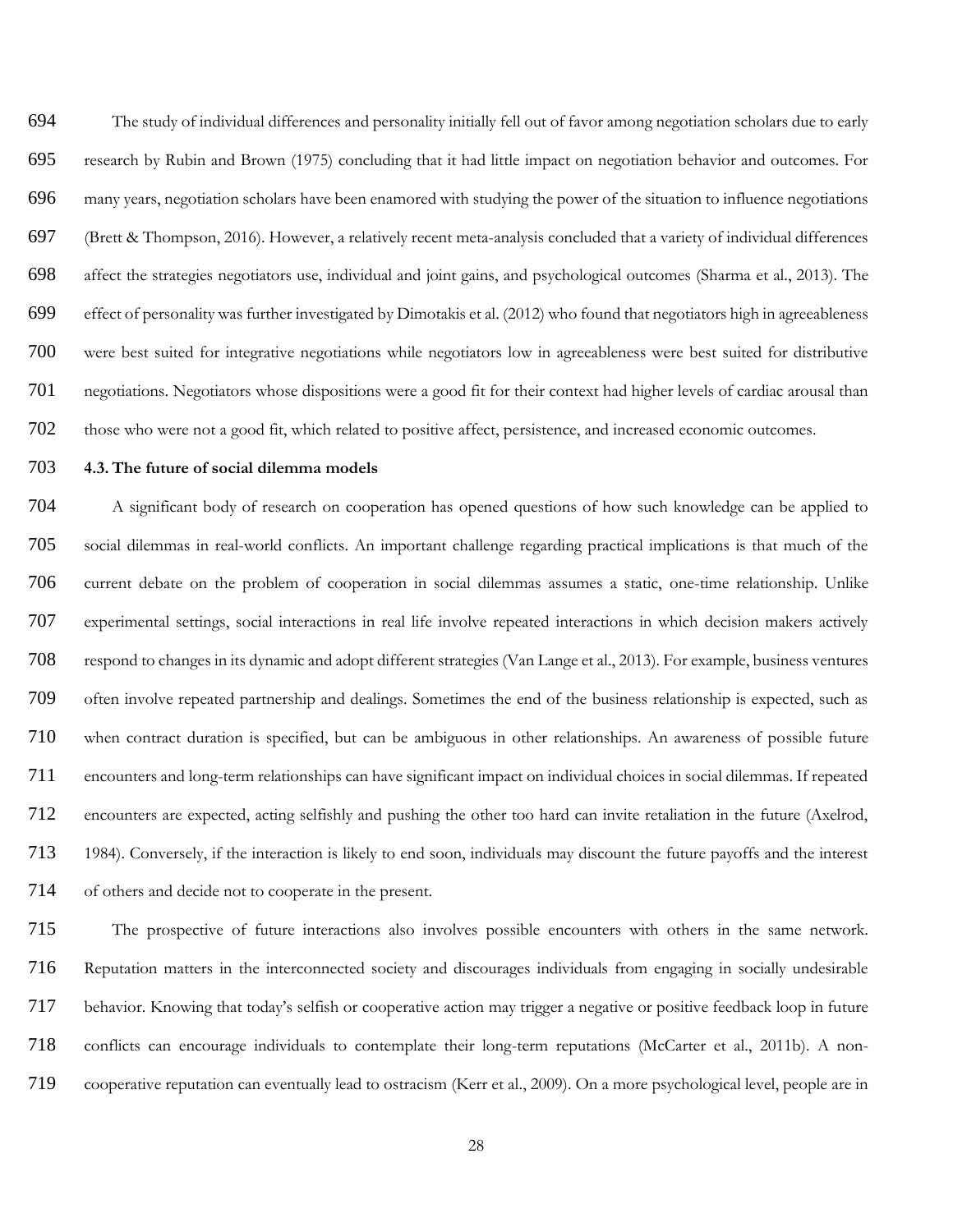The study of individual differences and personality initially fell out of favor among negotiation scholars due to early research by Rubin and Brown (1975) concluding that it had little impact on negotiation behavior and outcomes. For many years, negotiation scholars have been enamored with studying the power of the situation to influence negotiations (Brett & Thompson, 2016). However, a relatively recent meta-analysis concluded that a variety of individual differences affect the strategies negotiators use, individual and joint gains, and psychological outcomes (Sharma et al., 2013). The effect of personality was further investigated by Dimotakis et al. (2012) who found that negotiators high in agreeableness were best suited for integrative negotiations while negotiators low in agreeableness were best suited for distributive negotiations. Negotiators whose dispositions were a good fit for their context had higher levels of cardiac arousal than those who were not a good fit, which related to positive affect, persistence, and increased economic outcomes.

### 4.3. The future of social dilemma models

A significant body of research on cooperation has opened questions of how such knowledge can be applied to social dilemmas in real-world conflicts. An important challenge regarding practical implications is that much of the current debate on the problem of cooperation in social dilemmas assumes a static, one-time relationship. Unlike experimental settings, social interactions in real life involve repeated interactions in which decision makers actively respond to changes in its dynamic and adopt different strategies (Van Lange et al., 2013). For example, business ventures often involve repeated partnership and dealings. Sometimes the end of the business relationship is expected, such as when contract duration is specified, but can be ambiguous in other relationships. An awareness of possible future encounters and long-term relationships can have significant impact on individual choices in social dilemmas. If repeated encounters are expected, acting selfishly and pushing the other too hard can invite retaliation in the future (Axelrod, 1984). Conversely, if the interaction is likely to end soon, individuals may discount the future payoffs and the interest of others and decide not to cooperate in the present.

The prospective of future interactions also involves possible encounters with others in the same network. Reputation matters in the interconnected society and discourages individuals from engaging in socially undesirable behavior. Knowing that today's selfish or cooperative action may trigger a negative or positive feedback loop in future conflicts can encourage individuals to contemplate their long-term reputations (McCarter et al., 2011b). A non-cooperative reputation can eventually lead to ostracism (Kerr et al., 2009). On a more psychological level, people are in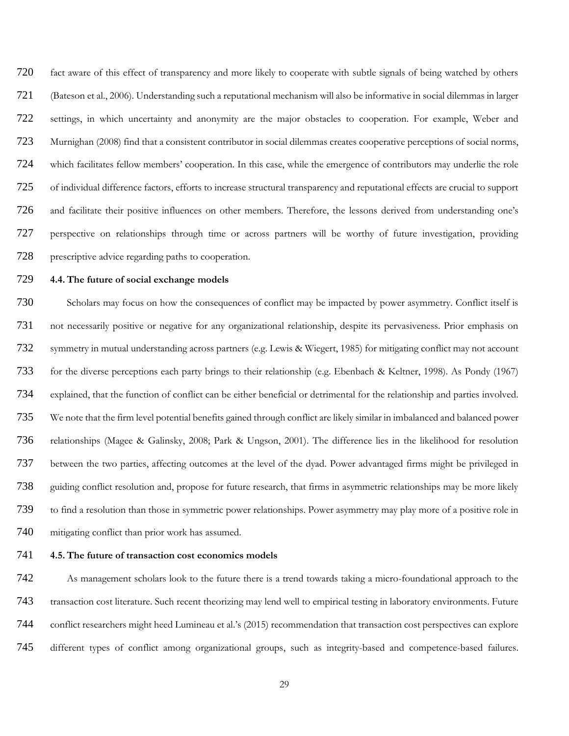fact aware of this effect of transparency and more likely to cooperate with subtle signals of being watched by others (Bateson et al., 2006). Understanding such a reputational mechanism will also be informative in social dilemmas in larger settings, in which uncertainty and anonymity are the major obstacles to cooperation. For example, Weber and Murnighan (2008) find that a consistent contributor in social dilemmas creates cooperative perceptions of social norms, which facilitates fellow members' cooperation. In this case, while the emergence of contributors may underlie the role of individual difference factors, efforts to increase structural transparency and reputational effects are crucial to support and facilitate their positive influences on other members. Therefore, the lessons derived from understanding one's perspective on relationships through time or across partners will be worthy of future investigation, providing prescriptive advice regarding paths to cooperation.

### 4.4. The future of social exchange models

Scholars may focus on how the consequences of conflict may be impacted by power asymmetry. Conflict itself is not necessarily positive or negative for any organizational relationship, despite its pervasiveness. Prior emphasis on symmetry in mutual understanding across partners (e.g. Lewis & Wiegert, 1985) for mitigating conflict may not account for the diverse perceptions each party brings to their relationship (e.g. Ebenbach & Keltner, 1998). As Pondy (1967) explained, that the function of conflict can be either beneficial or detrimental for the relationship and parties involved. We note that the firm level potential benefits gained through conflict are likely similar in imbalanced and balanced power relationships (Magee & Galinsky, 2008; Park & Ungson, 2001). The difference lies in the likelihood for resolution between the two parties, affecting outcomes at the level of the dyad. Power advantaged firms might be privileged in guiding conflict resolution and, propose for future research, that firms in asymmetric relationships may be more likely to find a resolution than those in symmetric power relationships. Power asymmetry may play more of a positive role in mitigating conflict than prior work has assumed.

### 4.5. The future of transaction cost economics models

As management scholars look to the future there is a trend towards taking a micro-foundational approach to the transaction cost literature. Such recent theorizing may lend well to empirical testing in laboratory environments. Future conflict researchers might heed Lumineau et al.'s (2015) recommendation that transaction cost perspectives can explore different types of conflict among organizational groups, such as integrity-based and competence-based failures.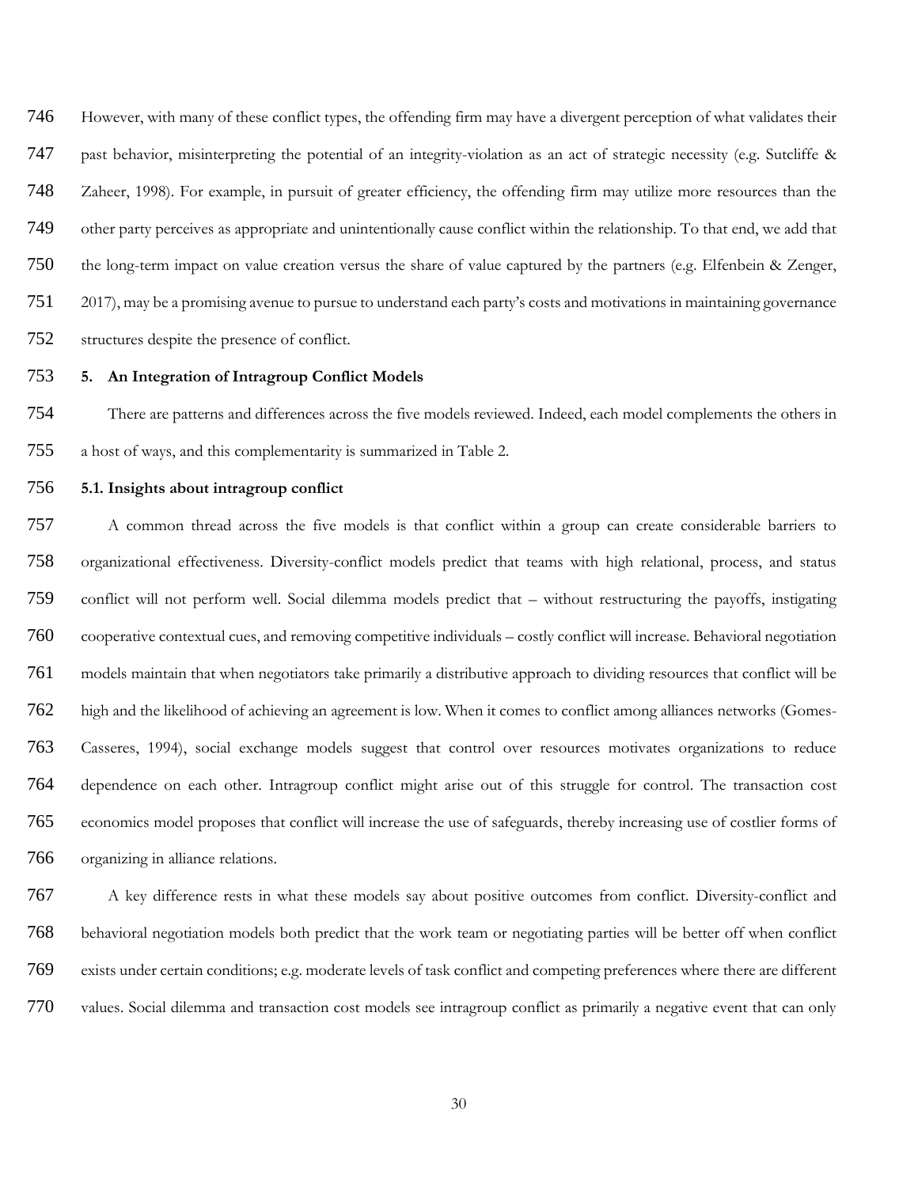However, with many of these conflict types, the offending firm may have a divergent perception of what validates their past behavior, misinterpreting the potential of an integrity-violation as an act of strategic necessity (e.g. Sutcliffe & Zaheer, 1998). For example, in pursuit of greater efficiency, the offending firm may utilize more resources than the other party perceives as appropriate and unintentionally cause conflict within the relationship. To that end, we add that the long-term impact on value creation versus the share of value captured by the partners (e.g. Elfenbein & Zenger, 2017), may be a promising avenue to pursue to understand each party's costs and motivations in maintaining governance structures despite the presence of conflict.

## 5. An Integration of Intragroup Conflict Models

There are patterns and differences across the five models reviewed. Indeed, each model complements the others in a host of ways, and this complementarity is summarized in Table 2.

### 5.1. Insights about intragroup conflict

A common thread across the five models is that conflict within a group can create considerable barriers to organizational effectiveness. Diversity-conflict models predict that teams with high relational, process, and status conflict will not perform well. Social dilemma models predict that – without restructuring the payoffs, instigating cooperative contextual cues, and removing competitive individuals – costly conflict will increase. Behavioral negotiation models maintain that when negotiators take primarily a distributive approach to dividing resources that conflict will be high and the likelihood of achieving an agreement is low. When it comes to conflict among alliances networks (Gomes-Casseres, 1994), social exchange models suggest that control over resources motivates organizations to reduce dependence on each other. Intragroup conflict might arise out of this struggle for control. The transaction cost economics model proposes that conflict will increase the use of safeguards, thereby increasing use of costlier forms of organizing in alliance relations.

A key difference rests in what these models say about positive outcomes from conflict. Diversity-conflict and behavioral negotiation models both predict that the work team or negotiating parties will be better off when conflict exists under certain conditions; e.g. moderate levels of task conflict and competing preferences where there are different values. Social dilemma and transaction cost models see intragroup conflict as primarily a negative event that can only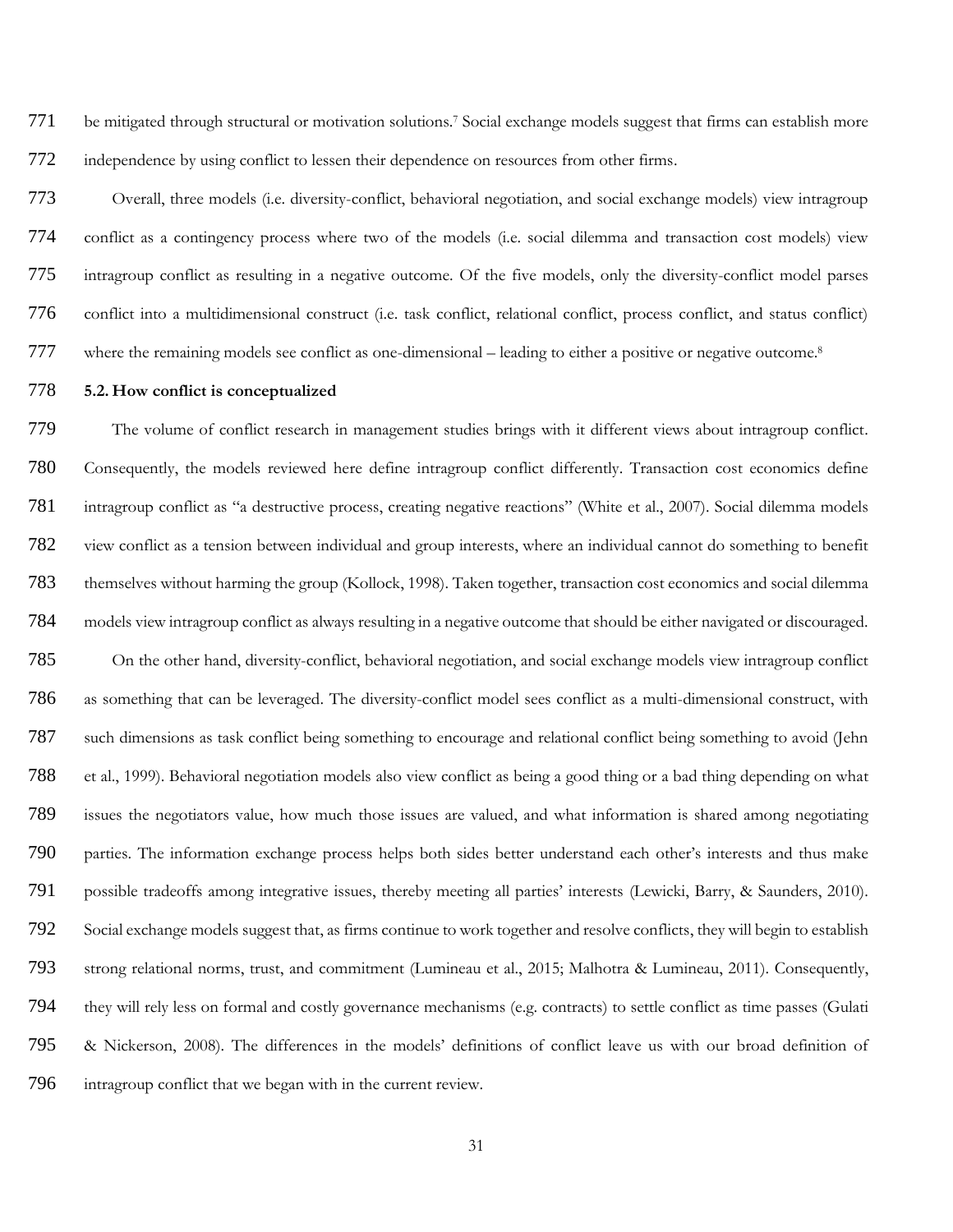be mitigated through structural or motivation solutions.[7] Social exchange models suggest that firms can establish more independence by using conflict to lessen their dependence on resources from other firms.

Overall, three models (i.e. diversity-conflict, behavioral negotiation, and social exchange models) view intragroup conflict as a contingency process where two of the models (i.e. social dilemma and transaction cost models) view intragroup conflict as resulting in a negative outcome. Of the five models, only the diversity-conflict model parses conflict into a multidimensional construct (i.e. task conflict, relational conflict, process conflict, and status conflict) where the remaining models see conflict as one-dimensional – leading to either a positive or negative outcome.[8]

### 5.2. How conflict is conceptualized

The volume of conflict research in management studies brings with it different views about intragroup conflict. Consequently, the models reviewed here define intragroup conflict differently. Transaction cost economics define intragroup conflict as "a destructive process, creating negative reactions" (White et al., 2007). Social dilemma models view conflict as a tension between individual and group interests, where an individual cannot do something to benefit themselves without harming the group (Kollock, 1998). Taken together, transaction cost economics and social dilemma models view intragroup conflict as always resulting in a negative outcome that should be either navigated or discouraged.

On the other hand, diversity-conflict, behavioral negotiation, and social exchange models view intragroup conflict as something that can be leveraged. The diversity-conflict model sees conflict as a multi-dimensional construct, with such dimensions as task conflict being something to encourage and relational conflict being something to avoid (Jehn et al., 1999). Behavioral negotiation models also view conflict as being a good thing or a bad thing depending on what issues the negotiators value, how much those issues are valued, and what information is shared among negotiating parties. The information exchange process helps both sides better understand each other's interests and thus make possible tradeoffs among integrative issues, thereby meeting all parties' interests (Lewicki, Barry, & Saunders, 2010). Social exchange models suggest that, as firms continue to work together and resolve conflicts, they will begin to establish strong relational norms, trust, and commitment (Lumineau et al., 2015; Malhotra & Lumineau, 2011). Consequently, they will rely less on formal and costly governance mechanisms (e.g. contracts) to settle conflict as time passes (Gulati & Nickerson, 2008). The differences in the models' definitions of conflict leave us with our broad definition of intragroup conflict that we began with in the current review.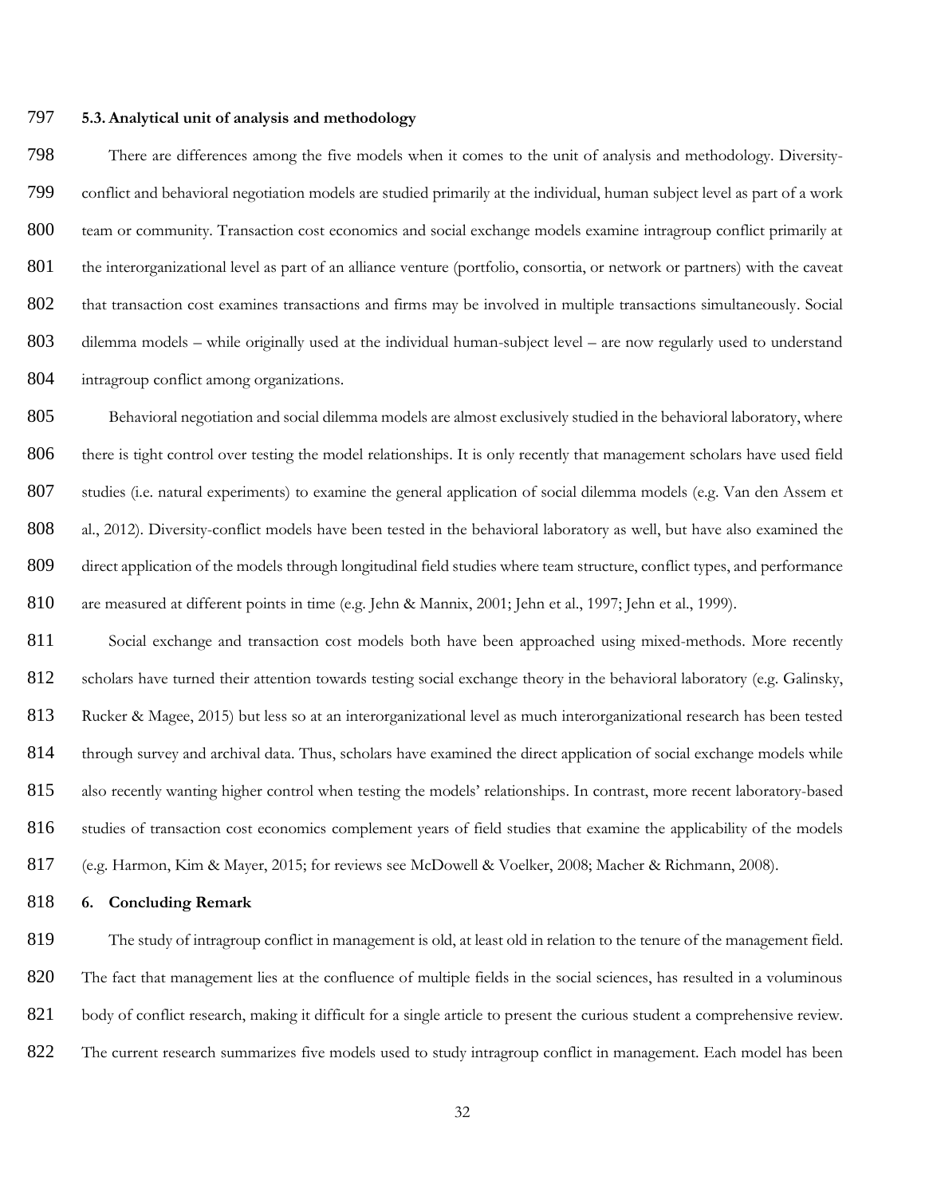### 5.3. Analytical unit of analysis and methodology

There are differences among the five models when it comes to the unit of analysis and methodology. Diversity-conflict and behavioral negotiation models are studied primarily at the individual, human subject level as part of a work team or community. Transaction cost economics and social exchange models examine intragroup conflict primarily at the interorganizational level as part of an alliance venture (portfolio, consortia, or network or partners) with the caveat that transaction cost examines transactions and firms may be involved in multiple transactions simultaneously. Social dilemma models – while originally used at the individual human-subject level – are now regularly used to understand intragroup conflict among organizations.

Behavioral negotiation and social dilemma models are almost exclusively studied in the behavioral laboratory, where there is tight control over testing the model relationships. It is only recently that management scholars have used field studies (i.e. natural experiments) to examine the general application of social dilemma models (e.g. Van den Assem et al., 2012). Diversity-conflict models have been tested in the behavioral laboratory as well, but have also examined the direct application of the models through longitudinal field studies where team structure, conflict types, and performance are measured at different points in time (e.g. Jehn & Mannix, 2001; Jehn et al., 1997; Jehn et al., 1999).

Social exchange and transaction cost models both have been approached using mixed-methods. More recently scholars have turned their attention towards testing social exchange theory in the behavioral laboratory (e.g. Galinsky, Rucker & Magee, 2015) but less so at an interorganizational level as much interorganizational research has been tested through survey and archival data. Thus, scholars have examined the direct application of social exchange models while also recently wanting higher control when testing the models' relationships. In contrast, more recent laboratory-based studies of transaction cost economics complement years of field studies that examine the applicability of the models (e.g. Harmon, Kim & Mayer, 2015; for reviews see McDowell & Voelker, 2008; Macher & Richmann, 2008).

## 6. Concluding Remark

The study of intragroup conflict in management is old, at least old in relation to the tenure of the management field. The fact that management lies at the confluence of multiple fields in the social sciences, has resulted in a voluminous body of conflict research, making it difficult for a single article to present the curious student a comprehensive review. The current research summarizes five models used to study intragroup conflict in management. Each model has been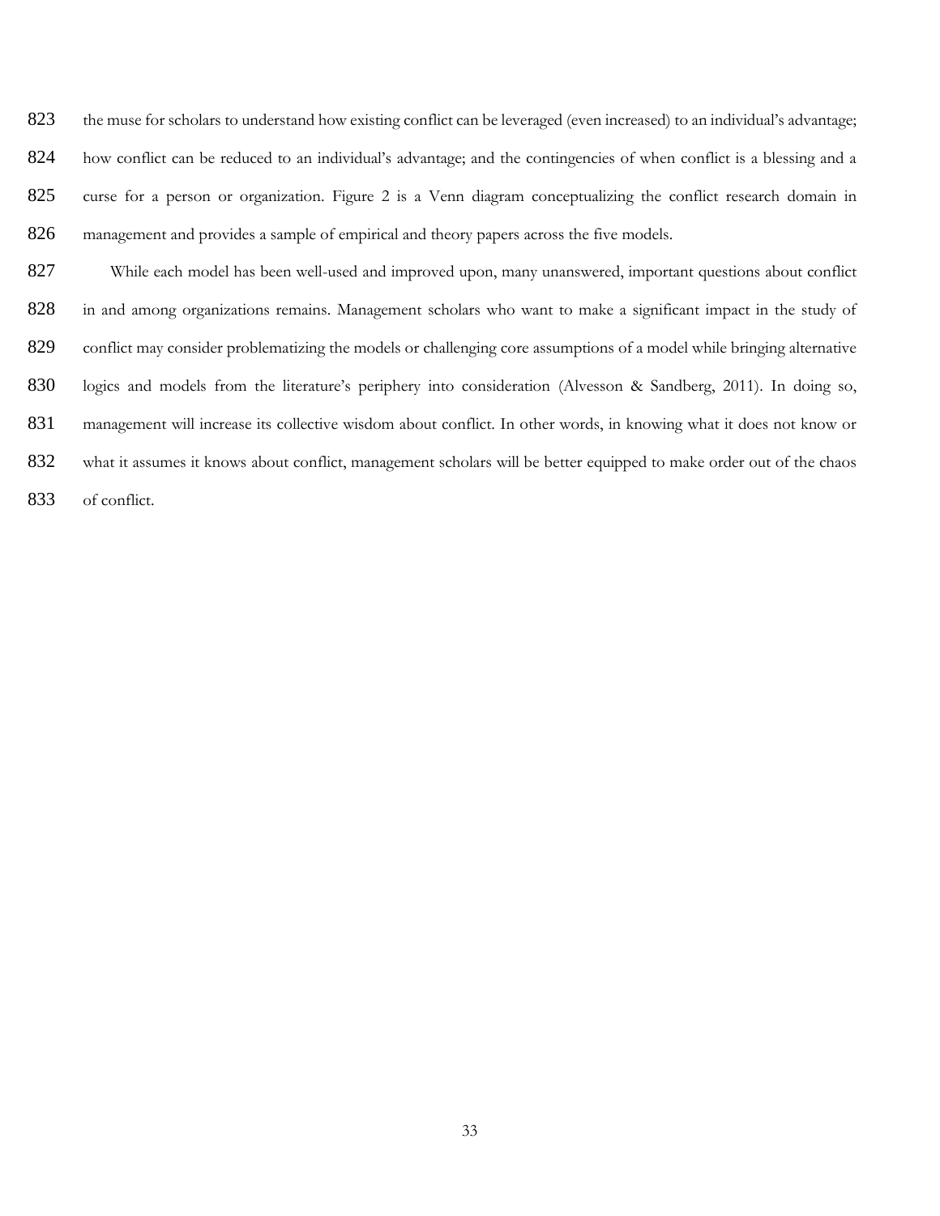the muse for scholars to understand how existing conflict can be leveraged (even increased) to an individual's advantage; how conflict can be reduced to an individual's advantage; and the contingencies of when conflict is a blessing and a curse for a person or organization. Figure 2 is a Venn diagram conceptualizing the conflict research domain in management and provides a sample of empirical and theory papers across the five models.

While each model has been well-used and improved upon, many unanswered, important questions about conflict in and among organizations remains. Management scholars who want to make a significant impact in the study of conflict may consider problematizing the models or challenging core assumptions of a model while bringing alternative logics and models from the literature's periphery into consideration (Alvesson & Sandberg, 2011). In doing so, management will increase its collective wisdom about conflict. In other words, in knowing what it does not know or what it assumes it knows about conflict, management scholars will be better equipped to make order out of the chaos of conflict.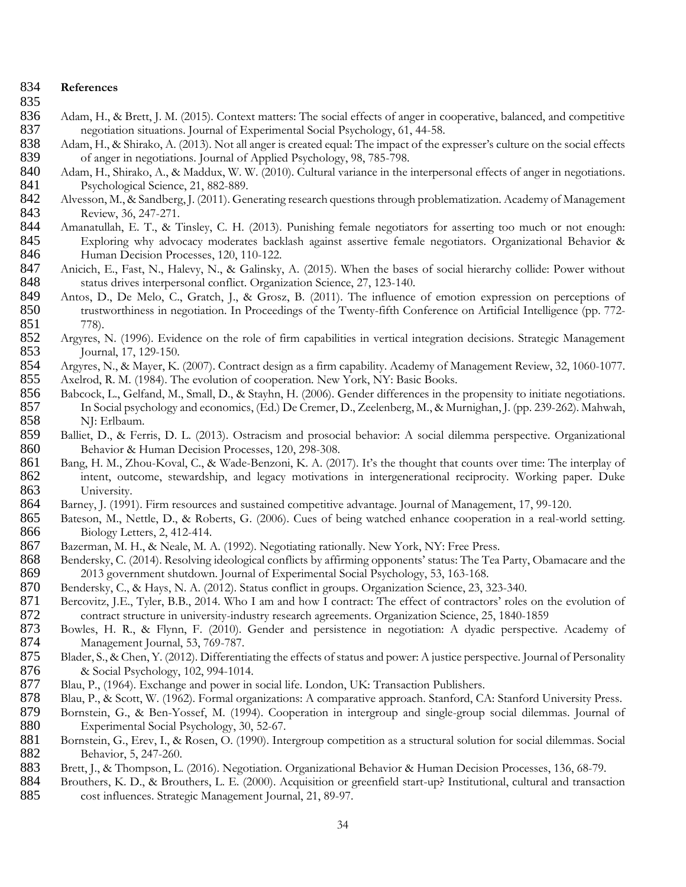**References**

Adam, H., & Brett, J. M. (2015). Context matters: The social effects of anger in cooperative, balanced, and competitive negotiation situations. Journal of Experimental Social Psychology, 61, 44-58.

Adam, H., & Shirako, A. (2013). Not all anger is created equal: The impact of the expresser's culture on the social effects of anger in negotiations. Journal of Applied Psychology, 98, 785-798.

Adam, H., Shirako, A., & Maddux, W. W. (2010). Cultural variance in the interpersonal effects of anger in negotiations. Psychological Science, 21, 882-889.

Alvesson, M., & Sandberg, J. (2011). Generating research questions through problematization. Academy of Management Review, 36, 247-271.

Amanatullah, E. T., & Tinsley, C. H. (2013). Punishing female negotiators for asserting too much or not enough: Exploring why advocacy moderates backlash against assertive female negotiators. Organizational Behavior & Human Decision Processes, 120, 110-122.

Anicich, E., Fast, N., Halevy, N., & Galinsky, A. (2015). When the bases of social hierarchy collide: Power without status drives interpersonal conflict. Organization Science, 27, 123-140.

Antos, D., De Melo, C., Gratch, J., & Grosz, B. (2011). The influence of emotion expression on perceptions of trustworthiness in negotiation. In Proceedings of the Twenty-fifth Conference on Artificial Intelligence (pp. 772-778).

Argyres, N. (1996). Evidence on the role of firm capabilities in vertical integration decisions. Strategic Management Journal, 17, 129-150.

Argyres, N., & Mayer, K. (2007). Contract design as a firm capability. Academy of Management Review, 32, 1060-1077.

Axelrod, R. M. (1984). The evolution of cooperation. New York, NY: Basic Books.

Babcock, L., Gelfand, M., Small, D., & Stayhn, H. (2006). Gender differences in the propensity to initiate negotiations. In Social psychology and economics, (Ed.) De Cremer, D., Zeelenberg, M., & Murnighan, J. (pp. 239-262). Mahwah, NJ: Erlbaum.

Balliet, D., & Ferris, D. L. (2013). Ostracism and prosocial behavior: A social dilemma perspective. Organizational Behavior & Human Decision Processes, 120, 298-308.

Bang, H. M., Zhou-Koval, C., & Wade-Benzoni, K. A. (2017). It's the thought that counts over time: The interplay of intent, outcome, stewardship, and legacy motivations in intergenerational reciprocity. Working paper. Duke University.

Barney, J. (1991). Firm resources and sustained competitive advantage. Journal of Management, 17, 99-120.

Bateson, M., Nettle, D., & Roberts, G. (2006). Cues of being watched enhance cooperation in a real-world setting. Biology Letters, 2, 412-414.

Bazerman, M. H., & Neale, M. A. (1992). Negotiating rationally. New York, NY: Free Press.

Bendersky, C. (2014). Resolving ideological conflicts by affirming opponents' status: The Tea Party, Obamacare and the 2013 government shutdown. Journal of Experimental Social Psychology, 53, 163-168.

Bendersky, C., & Hays, N. A. (2012). Status conflict in groups. Organization Science, 23, 323-340.

Bercovitz, J.E., Tyler, B.B., 2014. Who I am and how I contract: The effect of contractors' roles on the evolution of contract structure in university-industry research agreements. Organization Science, 25, 1840-1859

Bowles, H. R., & Flynn, F. (2010). Gender and persistence in negotiation: A dyadic perspective. Academy of Management Journal, 53, 769-787.

Blader, S., & Chen, Y. (2012). Differentiating the effects of status and power: A justice perspective. Journal of Personality & Social Psychology, 102, 994-1014.

Blau, P., (1964). Exchange and power in social life. London, UK: Transaction Publishers.

Blau, P., & Scott, W. (1962). Formal organizations: A comparative approach. Stanford, CA: Stanford University Press.

Bornstein, G., & Ben-Yossef, M. (1994). Cooperation in intergroup and single-group social dilemmas. Journal of Experimental Social Psychology, 30, 52-67.

Bornstein, G., Erev, I., & Rosen, O. (1990). Intergroup competition as a structural solution for social dilemmas. Social Behavior, 5, 247-260.

Brett, J., & Thompson, L. (2016). Negotiation. Organizational Behavior & Human Decision Processes, 136, 68-79.

Brouthers, K. D., & Brouthers, L. E. (2000). Acquisition or greenfield start-up? Institutional, cultural and transaction cost influences. Strategic Management Journal, 21, 89-97.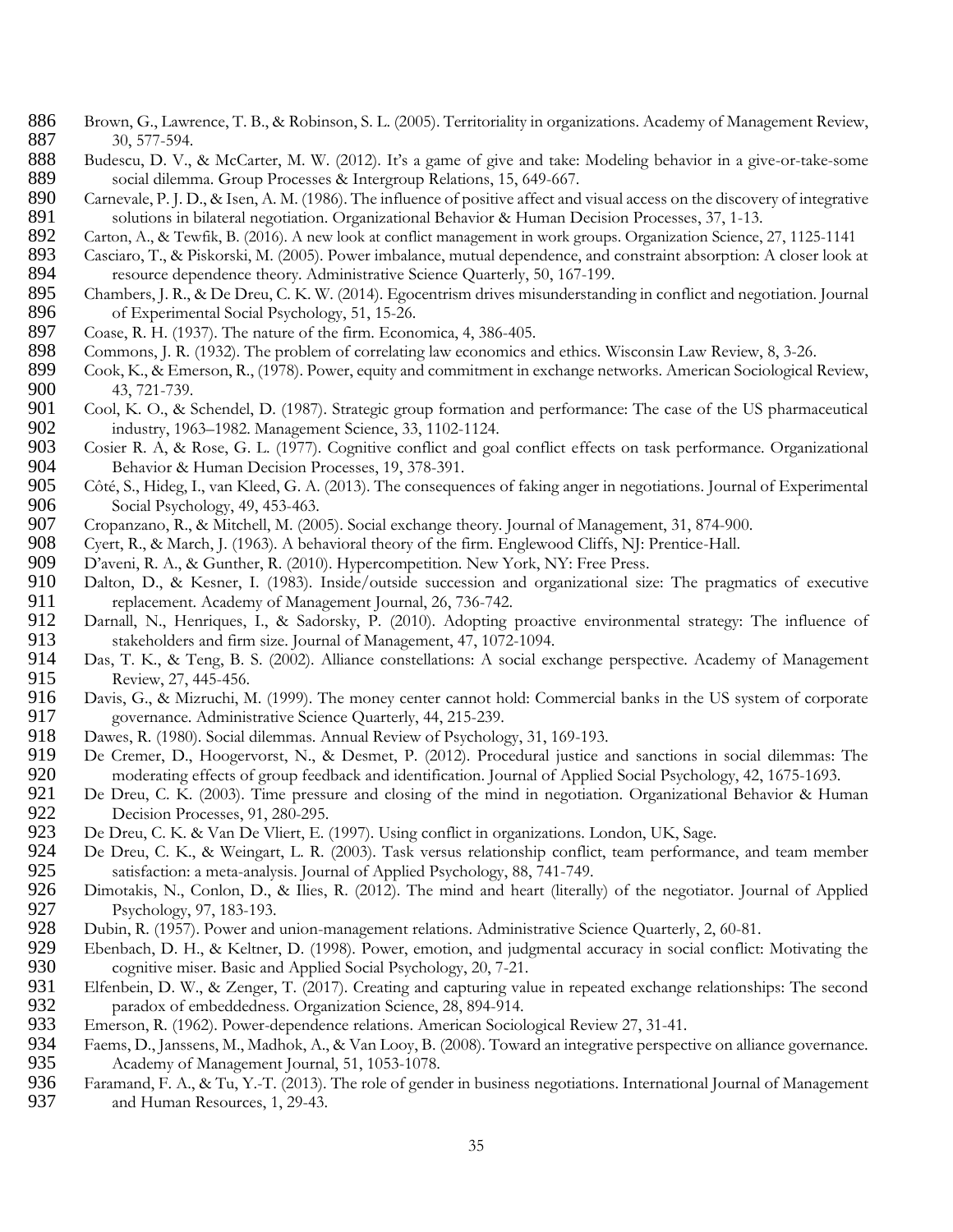Brown, G., Lawrence, T. B., & Robinson, S. L. (2005). Territoriality in organizations. Academy of Management Review, 30, 577-594.

Budescu, D. V., & McCarter, M. W. (2012). It's a game of give and take: Modeling behavior in a give-or-take-some social dilemma. Group Processes & Intergroup Relations, 15, 649-667.

Carnevale, P. J. D., & Isen, A. M. (1986). The influence of positive affect and visual access on the discovery of integrative solutions in bilateral negotiation. Organizational Behavior & Human Decision Processes, 37, 1-13.

Carton, A., & Tewfik, B. (2016). A new look at conflict management in work groups. Organization Science, 27, 1125-1141

Casciaro, T., & Piskorski, M. (2005). Power imbalance, mutual dependence, and constraint absorption: A closer look at resource dependence theory. Administrative Science Quarterly, 50, 167-199.

Chambers, J. R., & De Dreu, C. K. W. (2014). Egocentrism drives misunderstanding in conflict and negotiation. Journal of Experimental Social Psychology, 51, 15-26.

Coase, R. H. (1937). The nature of the firm. Economica, 4, 386-405.

Commons, J. R. (1932). The problem of correlating law economics and ethics. Wisconsin Law Review, 8, 3-26.

Cook, K., & Emerson, R., (1978). Power, equity and commitment in exchange networks. American Sociological Review, 43, 721-739.

Cool, K. O., & Schendel, D. (1987). Strategic group formation and performance: The case of the US pharmaceutical industry, 1963–1982. Management Science, 33, 1102-1124.

Cosier R. A, & Rose, G. L. (1977). Cognitive conflict and goal conflict effects on task performance. Organizational Behavior & Human Decision Processes, 19, 378-391.

Côté, S., Hideg, I., van Kleed, G. A. (2013). The consequences of faking anger in negotiations. Journal of Experimental Social Psychology, 49, 453-463.

Cropanzano, R., & Mitchell, M. (2005). Social exchange theory. Journal of Management, 31, 874-900.

Cyert, R., & March, J. (1963). A behavioral theory of the firm. Englewood Cliffs, NJ: Prentice-Hall.

D'aveni, R. A., & Gunther, R. (2010). Hypercompetition. New York, NY: Free Press.

Dalton, D., & Kesner, I. (1983). Inside/outside succession and organizational size: The pragmatics of executive replacement. Academy of Management Journal, 26, 736-742.

Darnall, N., Henriques, I., & Sadorsky, P. (2010). Adopting proactive environmental strategy: The influence of stakeholders and firm size. Journal of Management, 47, 1072-1094.

Das, T. K., & Teng, B. S. (2002). Alliance constellations: A social exchange perspective. Academy of Management Review, 27, 445-456.

Davis, G., & Mizruchi, M. (1999). The money center cannot hold: Commercial banks in the US system of corporate governance. Administrative Science Quarterly, 44, 215-239.

Dawes, R. (1980). Social dilemmas. Annual Review of Psychology, 31, 169-193.

De Cremer, D., Hoogervorst, N., & Desmet, P. (2012). Procedural justice and sanctions in social dilemmas: The moderating effects of group feedback and identification. Journal of Applied Social Psychology, 42, 1675-1693.

De Dreu, C. K. (2003). Time pressure and closing of the mind in negotiation. Organizational Behavior & Human Decision Processes, 91, 280-295.

De Dreu, C. K. & Van De Vliert, E. (1997). Using conflict in organizations. London, UK, Sage.

De Dreu, C. K., & Weingart, L. R. (2003). Task versus relationship conflict, team performance, and team member satisfaction: a meta-analysis. Journal of Applied Psychology, 88, 741-749.

Dimotakis, N., Conlon, D., & Ilies, R. (2012). The mind and heart (literally) of the negotiator. Journal of Applied Psychology, 97, 183-193.

Dubin, R. (1957). Power and union-management relations. Administrative Science Quarterly, 2, 60-81.

Ebenbach, D. H., & Keltner, D. (1998). Power, emotion, and judgmental accuracy in social conflict: Motivating the cognitive miser. Basic and Applied Social Psychology, 20, 7-21.

Elfenbein, D. W., & Zenger, T. (2017). Creating and capturing value in repeated exchange relationships: The second paradox of embeddedness. Organization Science, 28, 894-914.

Emerson, R. (1962). Power-dependence relations. American Sociological Review 27, 31-41.

Faems, D., Janssens, M., Madhok, A., & Van Looy, B. (2008). Toward an integrative perspective on alliance governance. Academy of Management Journal, 51, 1053-1078.

Faramand, F. A., & Tu, Y.-T. (2013). The role of gender in business negotiations. International Journal of Management and Human Resources, 1, 29-43.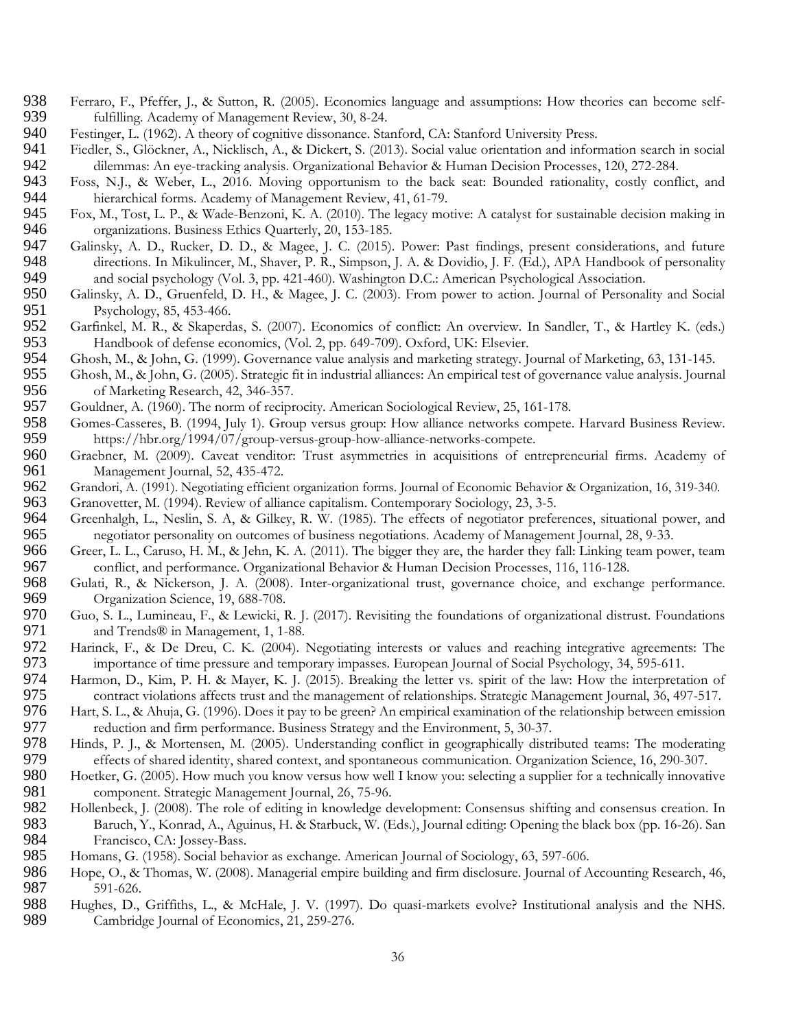Ferraro, F., Pfeffer, J., & Sutton, R. (2005). Economics language and assumptions: How theories can become self-fulfilling. Academy of Management Review, 30, 8-24.

Festinger, L. (1962). A theory of cognitive dissonance. Stanford, CA: Stanford University Press.

Fiedler, S., Glöckner, A., Nicklisch, A., & Dickert, S. (2013). Social value orientation and information search in social dilemmas: An eye-tracking analysis. Organizational Behavior & Human Decision Processes, 120, 272-284.

Foss, N.J., & Weber, L., 2016. Moving opportunism to the back seat: Bounded rationality, costly conflict, and hierarchical forms. Academy of Management Review, 41, 61-79.

Fox, M., Tost, L. P., & Wade-Benzoni, K. A. (2010). The legacy motive: A catalyst for sustainable decision making in organizations. Business Ethics Quarterly, 20, 153-185.

Galinsky, A. D., Rucker, D. D., & Magee, J. C. (2015). Power: Past findings, present considerations, and future directions. In Mikulincer, M., Shaver, P. R., Simpson, J. A. & Dovidio, J. F. (Ed.), APA Handbook of personality and social psychology (Vol. 3, pp. 421-460). Washington D.C.: American Psychological Association.

Galinsky, A. D., Gruenfeld, D. H., & Magee, J. C. (2003). From power to action. Journal of Personality and Social Psychology, 85, 453-466.

Garfinkel, M. R., & Skaperdas, S. (2007). Economics of conflict: An overview. In Sandler, T., & Hartley K. (eds.) Handbook of defense economics, (Vol. 2, pp. 649-709). Oxford, UK: Elsevier.

Ghosh, M., & John, G. (1999). Governance value analysis and marketing strategy. Journal of Marketing, 63, 131-145.

Ghosh, M., & John, G. (2005). Strategic fit in industrial alliances: An empirical test of governance value analysis. Journal of Marketing Research, 42, 346-357.

Gouldner, A. (1960). The norm of reciprocity. American Sociological Review, 25, 161-178.

Gomes-Casseres, B. (1994, July 1). Group versus group: How alliance networks compete. Harvard Business Review. https://hbr.org/1994/07/group-versus-group-how-alliance-networks-compete.

Graebner, M. (2009). Caveat venditor: Trust asymmetries in acquisitions of entrepreneurial firms. Academy of Management Journal, 52, 435-472.

Grandori, A. (1991). Negotiating efficient organization forms. Journal of Economic Behavior & Organization, 16, 319-340.

Granovetter, M. (1994). Review of alliance capitalism. Contemporary Sociology, 23, 3-5.

Greenhalgh, L., Neslin, S. A, & Gilkey, R. W. (1985). The effects of negotiator preferences, situational power, and negotiator personality on outcomes of business negotiations. Academy of Management Journal, 28, 9-33.

Greer, L. L., Caruso, H. M., & Jehn, K. A. (2011). The bigger they are, the harder they fall: Linking team power, team conflict, and performance. Organizational Behavior & Human Decision Processes, 116, 116-128.

Gulati, R., & Nickerson, J. A. (2008). Inter-organizational trust, governance choice, and exchange performance. Organization Science, 19, 688-708.

Guo, S. L., Lumineau, F., & Lewicki, R. J. (2017). Revisiting the foundations of organizational distrust. Foundations and Trends® in Management, 1, 1-88.

Harinck, F., & De Dreu, C. K. (2004). Negotiating interests or values and reaching integrative agreements: The importance of time pressure and temporary impasses. European Journal of Social Psychology, 34, 595-611.

Harmon, D., Kim, P. H. & Mayer, K. J. (2015). Breaking the letter vs. spirit of the law: How the interpretation of contract violations affects trust and the management of relationships. Strategic Management Journal, 36, 497-517.

Hart, S. L., & Ahuja, G. (1996). Does it pay to be green? An empirical examination of the relationship between emission reduction and firm performance. Business Strategy and the Environment, 5, 30-37.

Hinds, P. J., & Mortensen, M. (2005). Understanding conflict in geographically distributed teams: The moderating effects of shared identity, shared context, and spontaneous communication. Organization Science, 16, 290-307.

Hoetker, G. (2005). How much you know versus how well I know you: selecting a supplier for a technically innovative component. Strategic Management Journal, 26, 75-96.

Hollenbeck, J. (2008). The role of editing in knowledge development: Consensus shifting and consensus creation. In Baruch, Y., Konrad, A., Aguinus, H. & Starbuck, W. (Eds.), Journal editing: Opening the black box (pp. 16-26). San Francisco, CA: Jossey-Bass.

Homans, G. (1958). Social behavior as exchange. American Journal of Sociology, 63, 597-606.

Hope, O., & Thomas, W. (2008). Managerial empire building and firm disclosure. Journal of Accounting Research, 46, 591-626.

Hughes, D., Griffiths, L., & McHale, J. V. (1997). Do quasi-markets evolve? Institutional analysis and the NHS. Cambridge Journal of Economics, 21, 259-276.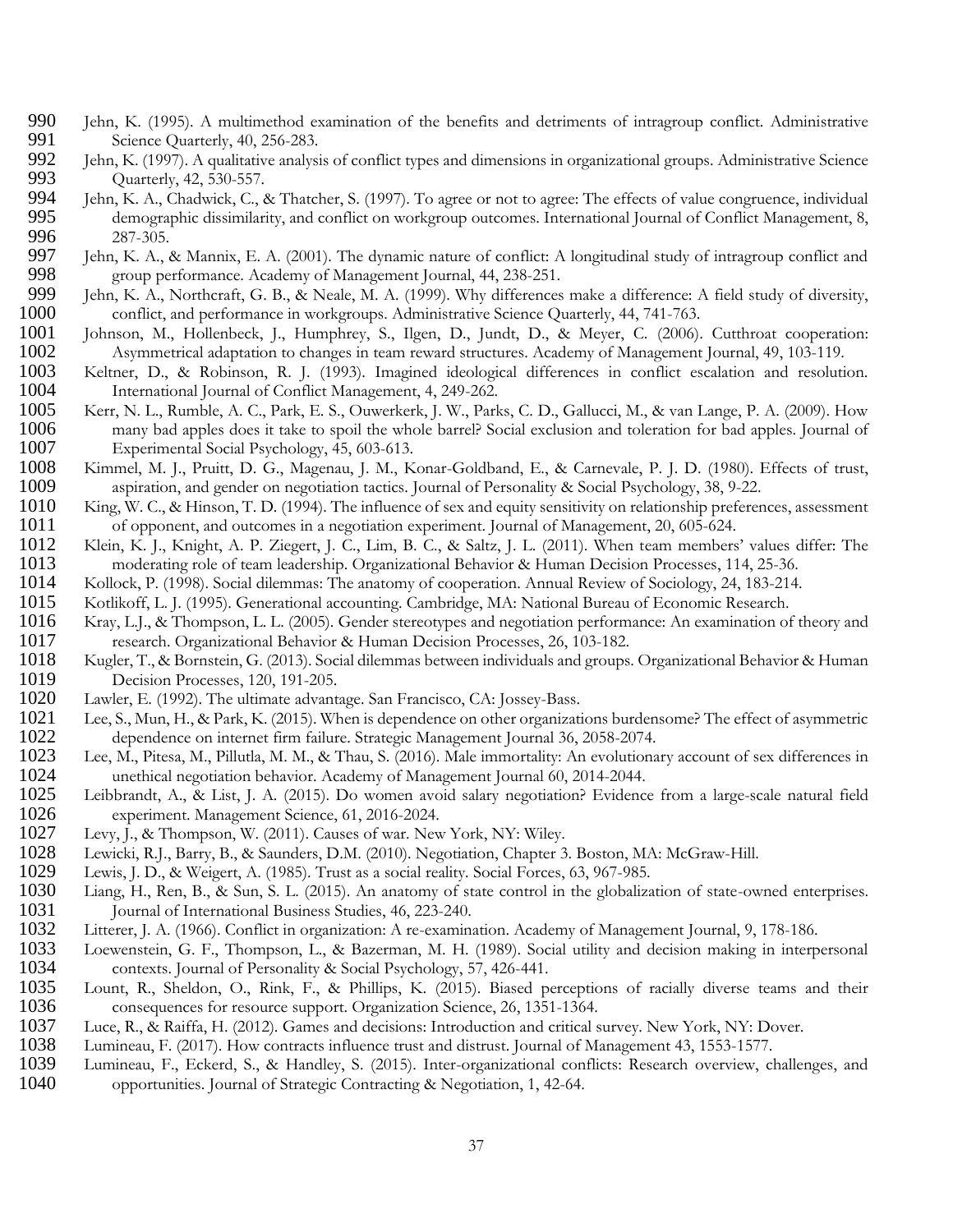Jehn, K. (1995). A multimethod examination of the benefits and detriments of intragroup conflict. Administrative Science Quarterly, 40, 256-283.

Jehn, K. (1997). A qualitative analysis of conflict types and dimensions in organizational groups. Administrative Science Quarterly, 42, 530-557.

Jehn, K. A., Chadwick, C., & Thatcher, S. (1997). To agree or not to agree: The effects of value congruence, individual demographic dissimilarity, and conflict on workgroup outcomes. International Journal of Conflict Management, 8, 287-305.

Jehn, K. A., & Mannix, E. A. (2001). The dynamic nature of conflict: A longitudinal study of intragroup conflict and group performance. Academy of Management Journal, 44, 238-251.

Jehn, K. A., Northcraft, G. B., & Neale, M. A. (1999). Why differences make a difference: A field study of diversity, conflict, and performance in workgroups. Administrative Science Quarterly, 44, 741-763.

Johnson, M., Hollenbeck, J., Humphrey, S., Ilgen, D., Jundt, D., & Meyer, C. (2006). Cutthroat cooperation: Asymmetrical adaptation to changes in team reward structures. Academy of Management Journal, 49, 103-119.

Keltner, D., & Robinson, R. J. (1993). Imagined ideological differences in conflict escalation and resolution. International Journal of Conflict Management, 4, 249-262.

Kerr, N. L., Rumble, A. C., Park, E. S., Ouwerkerk, J. W., Parks, C. D., Gallucci, M., & van Lange, P. A. (2009). How many bad apples does it take to spoil the whole barrel? Social exclusion and toleration for bad apples. Journal of Experimental Social Psychology, 45, 603-613.

Kimmel, M. J., Pruitt, D. G., Magenau, J. M., Konar-Goldband, E., & Carnevale, P. J. D. (1980). Effects of trust, aspiration, and gender on negotiation tactics. Journal of Personality & Social Psychology, 38, 9-22.

King, W. C., & Hinson, T. D. (1994). The influence of sex and equity sensitivity on relationship preferences, assessment of opponent, and outcomes in a negotiation experiment. Journal of Management, 20, 605-624.

Klein, K. J., Knight, A. P. Ziegert, J. C., Lim, B. C., & Saltz, J. L. (2011). When team members' values differ: The moderating role of team leadership. Organizational Behavior & Human Decision Processes, 114, 25-36.

Kollock, P. (1998). Social dilemmas: The anatomy of cooperation. Annual Review of Sociology, 24, 183-214.

Kotlikoff, L. J. (1995). Generational accounting. Cambridge, MA: National Bureau of Economic Research.

Kray, L.J., & Thompson, L. L. (2005). Gender stereotypes and negotiation performance: An examination of theory and research. Organizational Behavior & Human Decision Processes, 26, 103-182.

Kugler, T., & Bornstein, G. (2013). Social dilemmas between individuals and groups. Organizational Behavior & Human Decision Processes, 120, 191-205.

Lawler, E. (1992). The ultimate advantage. San Francisco, CA: Jossey-Bass.

Lee, S., Mun, H., & Park, K. (2015). When is dependence on other organizations burdensome? The effect of asymmetric dependence on internet firm failure. Strategic Management Journal 36, 2058-2074.

Lee, M., Pitesa, M., Pillutla, M. M., & Thau, S. (2016). Male immortality: An evolutionary account of sex differences in unethical negotiation behavior. Academy of Management Journal 60, 2014-2044.

Leibbrandt, A., & List, J. A. (2015). Do women avoid salary negotiation? Evidence from a large-scale natural field experiment. Management Science, 61, 2016-2024.

Levy, J., & Thompson, W. (2011). Causes of war. New York, NY: Wiley.

Lewicki, R.J., Barry, B., & Saunders, D.M. (2010). Negotiation, Chapter 3. Boston, MA: McGraw-Hill.

Lewis, J. D., & Weigert, A. (1985). Trust as a social reality. Social Forces, 63, 967-985.

Liang, H., Ren, B., & Sun, S. L. (2015). An anatomy of state control in the globalization of state-owned enterprises. Journal of International Business Studies, 46, 223-240.

Litterer, J. A. (1966). Conflict in organization: A re-examination. Academy of Management Journal, 9, 178-186.

Loewenstein, G. F., Thompson, L., & Bazerman, M. H. (1989). Social utility and decision making in interpersonal contexts. Journal of Personality & Social Psychology, 57, 426-441.

Lount, R., Sheldon, O., Rink, F., & Phillips, K. (2015). Biased perceptions of racially diverse teams and their consequences for resource support. Organization Science, 26, 1351-1364.

Luce, R., & Raiffa, H. (2012). Games and decisions: Introduction and critical survey. New York, NY: Dover.

Lumineau, F. (2017). How contracts influence trust and distrust. Journal of Management 43, 1553-1577.

Lumineau, F., Eckerd, S., & Handley, S. (2015). Inter-organizational conflicts: Research overview, challenges, and opportunities. Journal of Strategic Contracting & Negotiation, 1, 42-64.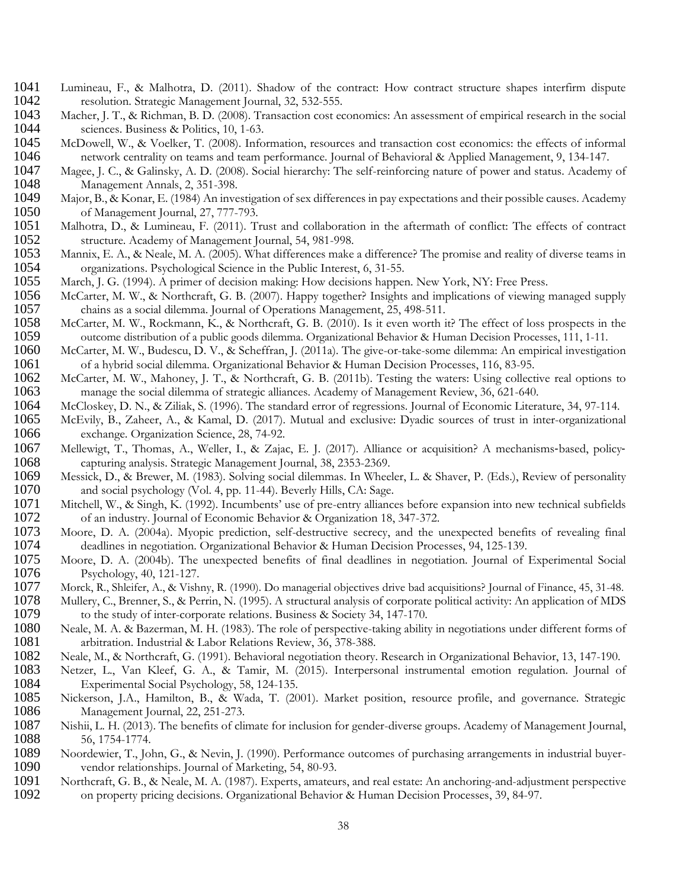Lumineau, F., & Malhotra, D. (2011). Shadow of the contract: How contract structure shapes interfirm dispute resolution. Strategic Management Journal, 32, 532-555.

Macher, J. T., & Richman, B. D. (2008). Transaction cost economics: An assessment of empirical research in the social sciences. Business & Politics, 10, 1-63.

McDowell, W., & Voelker, T. (2008). Information, resources and transaction cost economics: the effects of informal network centrality on teams and team performance. Journal of Behavioral & Applied Management, 9, 134-147.

Magee, J. C., & Galinsky, A. D. (2008). Social hierarchy: The self-reinforcing nature of power and status. Academy of Management Annals, 2, 351-398.

Major, B., & Konar, E. (1984) An investigation of sex differences in pay expectations and their possible causes. Academy of Management Journal, 27, 777-793.

Malhotra, D., & Lumineau, F. (2011). Trust and collaboration in the aftermath of conflict: The effects of contract structure. Academy of Management Journal, 54, 981-998.

Mannix, E. A., & Neale, M. A. (2005). What differences make a difference? The promise and reality of diverse teams in organizations. Psychological Science in the Public Interest, 6, 31-55.

March, J. G. (1994). A primer of decision making: How decisions happen. New York, NY: Free Press.

McCarter, M. W., & Northcraft, G. B. (2007). Happy together? Insights and implications of viewing managed supply chains as a social dilemma. Journal of Operations Management, 25, 498-511.

McCarter, M. W., Rockmann, K., & Northcraft, G. B. (2010). Is it even worth it? The effect of loss prospects in the outcome distribution of a public goods dilemma. Organizational Behavior & Human Decision Processes, 111, 1-11.

McCarter, M. W., Budescu, D. V., & Scheffran, J. (2011a). The give-or-take-some dilemma: An empirical investigation of a hybrid social dilemma. Organizational Behavior & Human Decision Processes, 116, 83-95.

McCarter, M. W., Mahoney, J. T., & Northcraft, G. B. (2011b). Testing the waters: Using collective real options to manage the social dilemma of strategic alliances. Academy of Management Review, 36, 621-640.

McCloskey, D. N., & Ziliak, S. (1996). The standard error of regressions. Journal of Economic Literature, 34, 97-114.

McEvily, B., Zaheer, A., & Kamal, D. (2017). Mutual and exclusive: Dyadic sources of trust in inter-organizational exchange. Organization Science, 28, 74-92.

Mellewigt, T., Thomas, A., Weller, I., & Zajac, E. J. (2017). Alliance or acquisition? A mechanisms-based, policy-capturing analysis. Strategic Management Journal, 38, 2353-2369.

Messick, D., & Brewer, M. (1983). Solving social dilemmas. In Wheeler, L. & Shaver, P. (Eds.), Review of personality and social psychology (Vol. 4, pp. 11-44). Beverly Hills, CA: Sage.

Mitchell, W., & Singh, K. (1992). Incumbents' use of pre-entry alliances before expansion into new technical subfields of an industry. Journal of Economic Behavior & Organization 18, 347-372.

Moore, D. A. (2004a). Myopic prediction, self-destructive secrecy, and the unexpected benefits of revealing final deadlines in negotiation. Organizational Behavior & Human Decision Processes, 94, 125-139.

Moore, D. A. (2004b). The unexpected benefits of final deadlines in negotiation. Journal of Experimental Social Psychology, 40, 121-127.

Morck, R., Shleifer, A., & Vishny, R. (1990). Do managerial objectives drive bad acquisitions? Journal of Finance, 45, 31-48.

Mullery, C., Brenner, S., & Perrin, N. (1995). A structural analysis of corporate political activity: An application of MDS to the study of inter-corporate relations. Business & Society 34, 147-170.

Neale, M. A. & Bazerman, M. H. (1983). The role of perspective-taking ability in negotiations under different forms of arbitration. Industrial & Labor Relations Review, 36, 378-388.

Neale, M., & Northcraft, G. (1991). Behavioral negotiation theory. Research in Organizational Behavior, 13, 147-190.

Netzer, L., Van Kleef, G. A., & Tamir, M. (2015). Interpersonal instrumental emotion regulation. Journal of Experimental Social Psychology, 58, 124-135.

Nickerson, J.A., Hamilton, B., & Wada, T. (2001). Market position, resource profile, and governance. Strategic Management Journal, 22, 251-273.

Nishii, L. H. (2013). The benefits of climate for inclusion for gender-diverse groups. Academy of Management Journal, 56, 1754-1774.

Noordewier, T., John, G., & Nevin, J. (1990). Performance outcomes of purchasing arrangements in industrial buyer-vendor relationships. Journal of Marketing, 54, 80-93.

Northcraft, G. B., & Neale, M. A. (1987). Experts, amateurs, and real estate: An anchoring-and-adjustment perspective on property pricing decisions. Organizational Behavior & Human Decision Processes, 39, 84-97.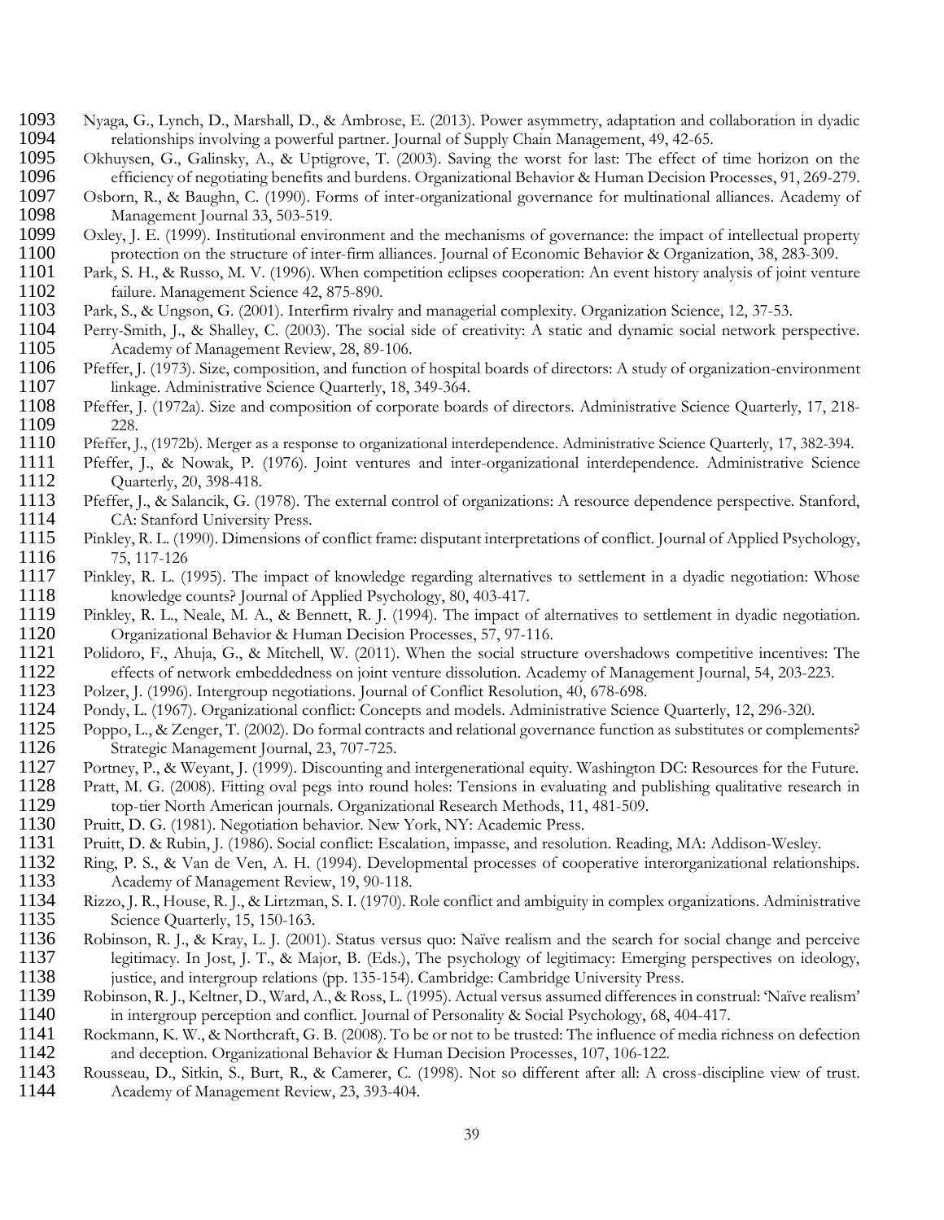Nyaga, G., Lynch, D., Marshall, D., & Ambrose, E. (2013). Power asymmetry, adaptation and collaboration in dyadic relationships involving a powerful partner. Journal of Supply Chain Management, 49, 42-65.

Okhuysen, G., Galinsky, A., & Uptigrove, T. (2003). Saving the worst for last: The effect of time horizon on the efficiency of negotiating benefits and burdens. Organizational Behavior & Human Decision Processes, 91, 269-279.

Osborn, R., & Baughn, C. (1990). Forms of inter-organizational governance for multinational alliances. Academy of Management Journal 33, 503-519.

Oxley, J. E. (1999). Institutional environment and the mechanisms of governance: the impact of intellectual property protection on the structure of inter-firm alliances. Journal of Economic Behavior & Organization, 38, 283-309.

Park, S. H., & Russo, M. V. (1996). When competition eclipses cooperation: An event history analysis of joint venture failure. Management Science 42, 875-890.

Park, S., & Ungson, G. (2001). Interfirm rivalry and managerial complexity. Organization Science, 12, 37-53.

Perry-Smith, J., & Shalley, C. (2003). The social side of creativity: A static and dynamic social network perspective. Academy of Management Review, 28, 89-106.

Pfeffer, J. (1973). Size, composition, and function of hospital boards of directors: A study of organization-environment linkage. Administrative Science Quarterly, 18, 349-364.

Pfeffer, J. (1972a). Size and composition of corporate boards of directors. Administrative Science Quarterly, 17, 218-228.

Pfeffer, J., (1972b). Merger as a response to organizational interdependence. Administrative Science Quarterly, 17, 382-394.

Pfeffer, J., & Nowak, P. (1976). Joint ventures and inter-organizational interdependence. Administrative Science Quarterly, 20, 398-418.

Pfeffer, J., & Salancik, G. (1978). The external control of organizations: A resource dependence perspective. Stanford, CA: Stanford University Press.

Pinkley, R. L. (1990). Dimensions of conflict frame: disputant interpretations of conflict. Journal of Applied Psychology, 75, 117-126

Pinkley, R. L. (1995). The impact of knowledge regarding alternatives to settlement in a dyadic negotiation: Whose knowledge counts? Journal of Applied Psychology, 80, 403-417.

Pinkley, R. L., Neale, M. A., & Bennett, R. J. (1994). The impact of alternatives to settlement in dyadic negotiation. Organizational Behavior & Human Decision Processes, 57, 97-116.

Polidoro, F., Ahuja, G., & Mitchell, W. (2011). When the social structure overshadows competitive incentives: The effects of network embeddedness on joint venture dissolution. Academy of Management Journal, 54, 203-223.

Polzer, J. (1996). Intergroup negotiations. Journal of Conflict Resolution, 40, 678-698.

Pondy, L. (1967). Organizational conflict: Concepts and models. Administrative Science Quarterly, 12, 296-320.

Poppo, L., & Zenger, T. (2002). Do formal contracts and relational governance function as substitutes or complements? Strategic Management Journal, 23, 707-725.

Portney, P., & Weyant, J. (1999). Discounting and intergenerational equity. Washington DC: Resources for the Future.

Pratt, M. G. (2008). Fitting oval pegs into round holes: Tensions in evaluating and publishing qualitative research in top-tier North American journals. Organizational Research Methods, 11, 481-509.

Pruitt, D. G. (1981). Negotiation behavior. New York, NY: Academic Press.

Pruitt, D. & Rubin, J. (1986). Social conflict: Escalation, impasse, and resolution. Reading, MA: Addison-Wesley.

Ring, P. S., & Van de Ven, A. H. (1994). Developmental processes of cooperative interorganizational relationships. Academy of Management Review, 19, 90-118.

Rizzo, J. R., House, R. J., & Lirtzman, S. I. (1970). Role conflict and ambiguity in complex organizations. Administrative Science Quarterly, 15, 150-163.

Robinson, R. J., & Kray, L. J. (2001). Status versus quo: Naïve realism and the search for social change and perceive legitimacy. In Jost, J. T., & Major, B. (Eds.), The psychology of legitimacy: Emerging perspectives on ideology, justice, and intergroup relations (pp. 135-154). Cambridge: Cambridge University Press.

Robinson, R. J., Keltner, D., Ward, A., & Ross, L. (1995). Actual versus assumed differences in construal: 'Naïve realism' in intergroup perception and conflict. Journal of Personality & Social Psychology, 68, 404-417.

Rockmann, K. W., & Northcraft, G. B. (2008). To be or not to be trusted: The influence of media richness on defection and deception. Organizational Behavior & Human Decision Processes, 107, 106-122.

Rousseau, D., Sitkin, S., Burt, R., & Camerer, C. (1998). Not so different after all: A cross-discipline view of trust. Academy of Management Review, 23, 393-404.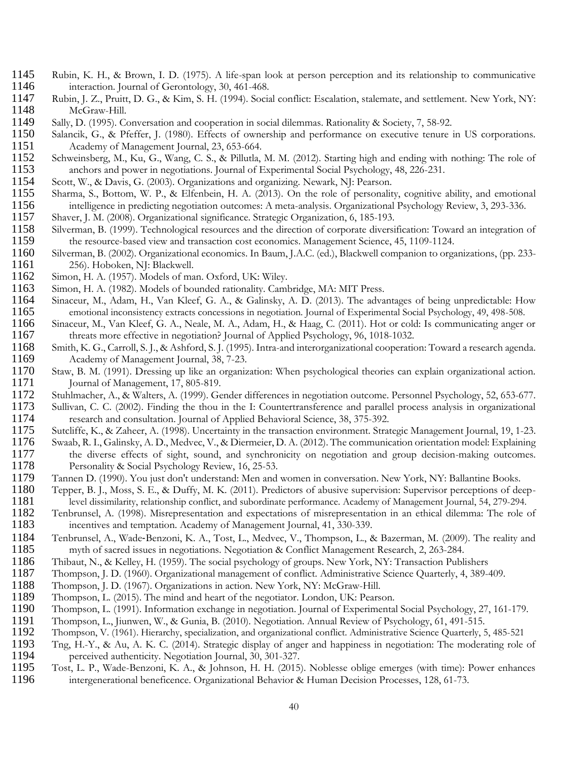Rubin, K. H., & Brown, I. D. (1975). A life-span look at person perception and its relationship to communicative interaction. Journal of Gerontology, 30, 461-468.

Rubin, J. Z., Pruitt, D. G., & Kim, S. H. (1994). Social conflict: Escalation, stalemate, and settlement. New York, NY: McGraw-Hill.

Sally, D. (1995). Conversation and cooperation in social dilemmas. Rationality & Society, 7, 58-92.

Salancik, G., & Pfeffer, J. (1980). Effects of ownership and performance on executive tenure in US corporations. Academy of Management Journal, 23, 653-664.

Schweinsberg, M., Ku, G., Wang, C. S., & Pillutla, M. M. (2012). Starting high and ending with nothing: The role of anchors and power in negotiations. Journal of Experimental Social Psychology, 48, 226-231.

Scott, W., & Davis, G. (2003). Organizations and organizing. Newark, NJ: Pearson.

Sharma, S., Bottom, W. P., & Elfenbein, H. A. (2013). On the role of personality, cognitive ability, and emotional intelligence in predicting negotiation outcomes: A meta-analysis. Organizational Psychology Review, 3, 293-336.

Shaver, J. M. (2008). Organizational significance. Strategic Organization, 6, 185-193.

Silverman, B. (1999). Technological resources and the direction of corporate diversification: Toward an integration of the resource-based view and transaction cost economics. Management Science, 45, 1109-1124.

Silverman, B. (2002). Organizational economics. In Baum, J.A.C. (ed.), Blackwell companion to organizations, (pp. 233-256). Hoboken, NJ: Blackwell.

Simon, H. A. (1957). Models of man. Oxford, UK: Wiley.

Simon, H. A. (1982). Models of bounded rationality. Cambridge, MA: MIT Press.

Sinaceur, M., Adam, H., Van Kleef, G. A., & Galinsky, A. D. (2013). The advantages of being unpredictable: How emotional inconsistency extracts concessions in negotiation. Journal of Experimental Social Psychology, 49, 498-508.

Sinaceur, M., Van Kleef, G. A., Neale, M. A., Adam, H., & Haag, C. (2011). Hot or cold: Is communicating anger or threats more effective in negotiation? Journal of Applied Psychology, 96, 1018-1032.

Smith, K. G., Carroll, S. J., & Ashford, S. J. (1995). Intra-and interorganizational cooperation: Toward a research agenda. Academy of Management Journal, 38, 7-23.

Staw, B. M. (1991). Dressing up like an organization: When psychological theories can explain organizational action. Journal of Management, 17, 805-819.

Stuhlmacher, A., & Walters, A. (1999). Gender differences in negotiation outcome. Personnel Psychology, 52, 653-677.

Sullivan, C. C. (2002). Finding the thou in the I: Countertransference and parallel process analysis in organizational research and consultation. Journal of Applied Behavioral Science, 38, 375-392.

Sutcliffe, K., & Zaheer, A. (1998). Uncertainty in the transaction environment. Strategic Management Journal, 19, 1-23.

Swaab, R. I., Galinsky, A. D., Medvec, V., & Diermeier, D. A. (2012). The communication orientation model: Explaining the diverse effects of sight, sound, and synchronicity on negotiation and group decision-making outcomes. Personality & Social Psychology Review, 16, 25-53.

Tannen D. (1990). You just don't understand: Men and women in conversation. New York, NY: Ballantine Books.

Tepper, B. J., Moss, S. E., & Duffy, M. K. (2011). Predictors of abusive supervision: Supervisor perceptions of deep-level dissimilarity, relationship conflict, and subordinate performance. Academy of Management Journal, 54, 279-294.

Tenbrunsel, A. (1998). Misrepresentation and expectations of misrepresentation in an ethical dilemma: The role of incentives and temptation. Academy of Management Journal, 41, 330-339.

Tenbrunsel, A., Wade‐Benzoni, K. A., Tost, L., Medvec, V., Thompson, L., & Bazerman, M. (2009). The reality and myth of sacred issues in negotiations. Negotiation & Conflict Management Research, 2, 263-284.

Thibaut, N., & Kelley, H. (1959). The social psychology of groups. New York, NY: Transaction Publishers

Thompson, J. D. (1960). Organizational management of conflict. Administrative Science Quarterly, 4, 389-409.

Thompson, J. D. (1967). Organizations in action. New York, NY: McGraw-Hill.

Thompson, L. (2015). The mind and heart of the negotiator. London, UK: Pearson.

Thompson, L. (1991). Information exchange in negotiation. Journal of Experimental Social Psychology, 27, 161-179.

Thompson, L., Jiunwen, W., & Gunia, B. (2010). Negotiation. Annual Review of Psychology, 61, 491-515.

Thompson, V. (1961). Hierarchy, specialization, and organizational conflict. Administrative Science Quarterly, 5, 485-521

Tng, H.-Y., & Au, A. K. C. (2014). Strategic display of anger and happiness in negotiation: The moderating role of perceived authenticity. Negotiation Journal, 30, 301-327.

Tost, L. P., Wade-Benzoni, K. A., & Johnson, H. H. (2015). Noblesse oblige emerges (with time): Power enhances intergenerational beneficence. Organizational Behavior & Human Decision Processes, 128, 61-73.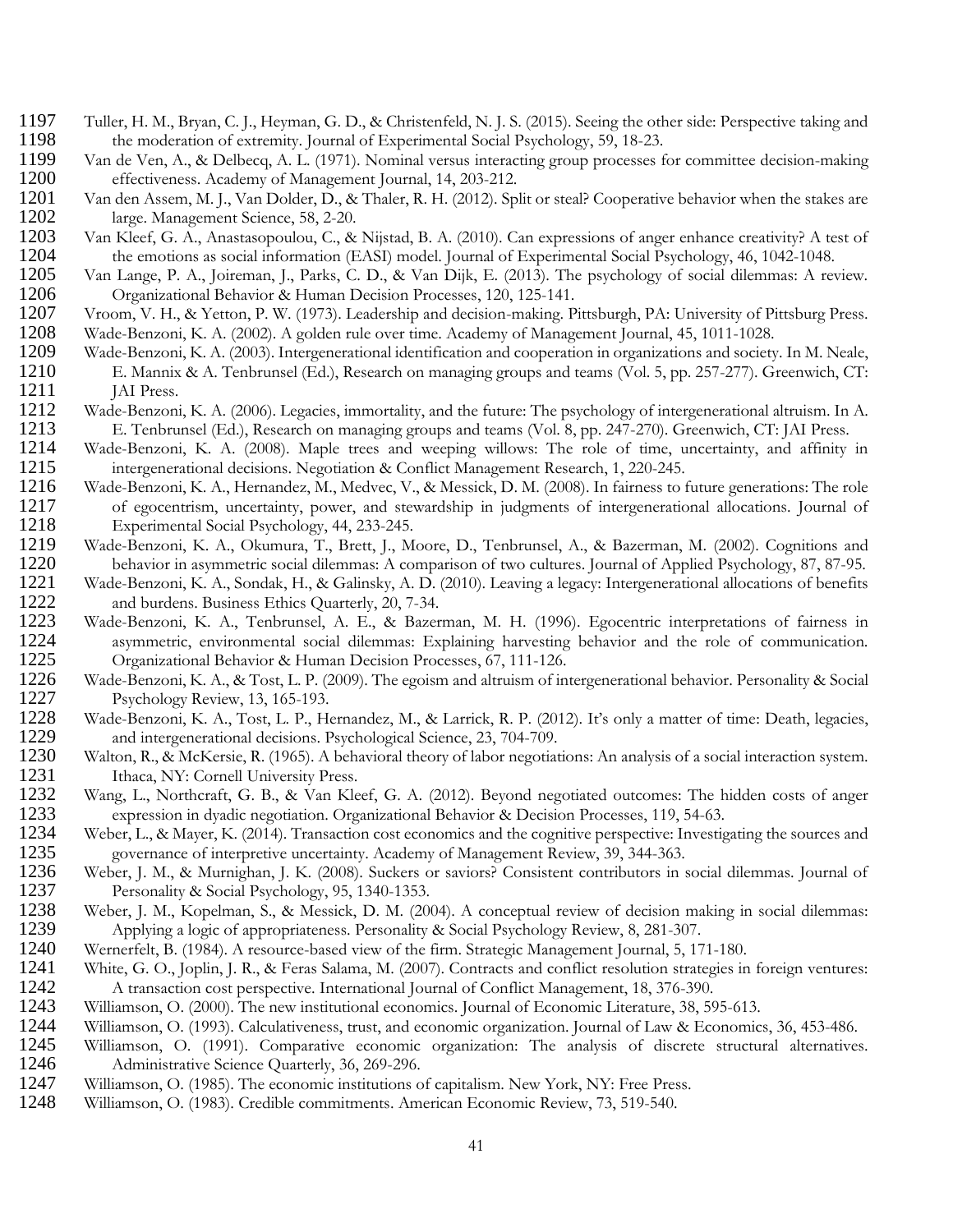Tuller, H. M., Bryan, C. J., Heyman, G. D., & Christenfeld, N. J. S. (2015). Seeing the other side: Perspective taking and the moderation of extremity. Journal of Experimental Social Psychology, 59, 18-23.

Van de Ven, A., & Delbecq, A. L. (1971). Nominal versus interacting group processes for committee decision-making effectiveness. Academy of Management Journal, 14, 203-212.

Van den Assem, M. J., Van Dolder, D., & Thaler, R. H. (2012). Split or steal? Cooperative behavior when the stakes are large. Management Science, 58, 2-20.

Van Kleef, G. A., Anastasopoulou, C., & Nijstad, B. A. (2010). Can expressions of anger enhance creativity? A test of the emotions as social information (EASI) model. Journal of Experimental Social Psychology, 46, 1042-1048.

Van Lange, P. A., Joireman, J., Parks, C. D., & Van Dijk, E. (2013). The psychology of social dilemmas: A review. Organizational Behavior & Human Decision Processes, 120, 125-141.

Vroom, V. H., & Yetton, P. W. (1973). Leadership and decision-making. Pittsburgh, PA: University of Pittsburg Press.

Wade-Benzoni, K. A. (2002). A golden rule over time. Academy of Management Journal, 45, 1011-1028.

Wade-Benzoni, K. A. (2003). Intergenerational identification and cooperation in organizations and society. In M. Neale, E. Mannix & A. Tenbrunsel (Ed.), Research on managing groups and teams (Vol. 5, pp. 257-277). Greenwich, CT: JAI Press.

Wade-Benzoni, K. A. (2006). Legacies, immortality, and the future: The psychology of intergenerational altruism. In A. E. Tenbrunsel (Ed.), Research on managing groups and teams (Vol. 8, pp. 247-270). Greenwich, CT: JAI Press.

Wade-Benzoni, K. A. (2008). Maple trees and weeping willows: The role of time, uncertainty, and affinity in intergenerational decisions. Negotiation & Conflict Management Research, 1, 220-245.

Wade-Benzoni, K. A., Hernandez, M., Medvec, V., & Messick, D. M. (2008). In fairness to future generations: The role of egocentrism, uncertainty, power, and stewardship in judgments of intergenerational allocations. Journal of Experimental Social Psychology, 44, 233-245.

Wade-Benzoni, K. A., Okumura, T., Brett, J., Moore, D., Tenbrunsel, A., & Bazerman, M. (2002). Cognitions and behavior in asymmetric social dilemmas: A comparison of two cultures. Journal of Applied Psychology, 87, 87-95.

Wade-Benzoni, K. A., Sondak, H., & Galinsky, A. D. (2010). Leaving a legacy: Intergenerational allocations of benefits and burdens. Business Ethics Quarterly, 20, 7-34.

Wade-Benzoni, K. A., Tenbrunsel, A. E., & Bazerman, M. H. (1996). Egocentric interpretations of fairness in asymmetric, environmental social dilemmas: Explaining harvesting behavior and the role of communication. Organizational Behavior & Human Decision Processes, 67, 111-126.

Wade-Benzoni, K. A., & Tost, L. P. (2009). The egoism and altruism of intergenerational behavior. Personality & Social Psychology Review, 13, 165-193.

Wade-Benzoni, K. A., Tost, L. P., Hernandez, M., & Larrick, R. P. (2012). It's only a matter of time: Death, legacies, and intergenerational decisions. Psychological Science, 23, 704-709.

Walton, R., & McKersie, R. (1965). A behavioral theory of labor negotiations: An analysis of a social interaction system. Ithaca, NY: Cornell University Press.

Wang, L., Northcraft, G. B., & Van Kleef, G. A. (2012). Beyond negotiated outcomes: The hidden costs of anger expression in dyadic negotiation. Organizational Behavior & Decision Processes, 119, 54-63.

Weber, L., & Mayer, K. (2014). Transaction cost economics and the cognitive perspective: Investigating the sources and governance of interpretive uncertainty. Academy of Management Review, 39, 344-363.

Weber, J. M., & Murnighan, J. K. (2008). Suckers or saviors? Consistent contributors in social dilemmas. Journal of Personality & Social Psychology, 95, 1340-1353.

Weber, J. M., Kopelman, S., & Messick, D. M. (2004). A conceptual review of decision making in social dilemmas: Applying a logic of appropriateness. Personality & Social Psychology Review, 8, 281-307.

Wernerfelt, B. (1984). A resource-based view of the firm. Strategic Management Journal, 5, 171-180.

White, G. O., Joplin, J. R., & Feras Salama, M. (2007). Contracts and conflict resolution strategies in foreign ventures: A transaction cost perspective. International Journal of Conflict Management, 18, 376-390.

Williamson, O. (2000). The new institutional economics. Journal of Economic Literature, 38, 595-613.

Williamson, O. (1993). Calculativeness, trust, and economic organization. Journal of Law & Economics, 36, 453-486.

Williamson, O. (1991). Comparative economic organization: The analysis of discrete structural alternatives. Administrative Science Quarterly, 36, 269-296.

Williamson, O. (1985). The economic institutions of capitalism. New York, NY: Free Press.

Williamson, O. (1983). Credible commitments. American Economic Review, 73, 519-540.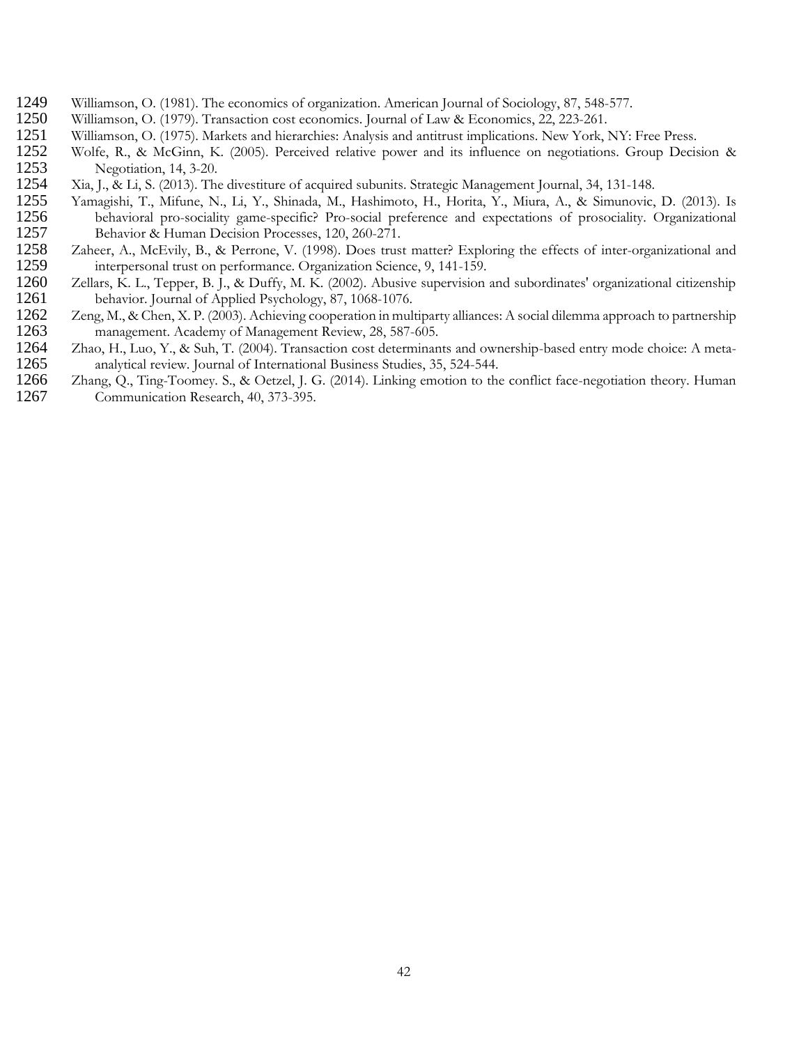Williamson, O. (1981). The economics of organization. American Journal of Sociology, 87, 548-577.

Williamson, O. (1979). Transaction cost economics. Journal of Law & Economics, 22, 223-261.

Williamson, O. (1975). Markets and hierarchies: Analysis and antitrust implications. New York, NY: Free Press.

Wolfe, R., & McGinn, K. (2005). Perceived relative power and its influence on negotiations. Group Decision & Negotiation, 14, 3-20.

Xia, J., & Li, S. (2013). The divestiture of acquired subunits. Strategic Management Journal, 34, 131-148.

Yamagishi, T., Mifune, N., Li, Y., Shinada, M., Hashimoto, H., Horita, Y., Miura, A., & Simunovic, D. (2013). Is behavioral pro-sociality game-specific? Pro-social preference and expectations of prosociality. Organizational Behavior & Human Decision Processes, 120, 260-271.

Zaheer, A., McEvily, B., & Perrone, V. (1998). Does trust matter? Exploring the effects of inter-organizational and interpersonal trust on performance. Organization Science, 9, 141-159.

Zellars, K. L., Tepper, B. J., & Duffy, M. K. (2002). Abusive supervision and subordinates' organizational citizenship behavior. Journal of Applied Psychology, 87, 1068-1076.

Zeng, M., & Chen, X. P. (2003). Achieving cooperation in multiparty alliances: A social dilemma approach to partnership management. Academy of Management Review, 28, 587-605.

Zhao, H., Luo, Y., & Suh, T. (2004). Transaction cost determinants and ownership-based entry mode choice: A meta-analytical review. Journal of International Business Studies, 35, 524-544.

Zhang, Q., Ting-Toomey. S., & Oetzel, J. G. (2014). Linking emotion to the conflict face-negotiation theory. Human Communication Research, 40, 373-395.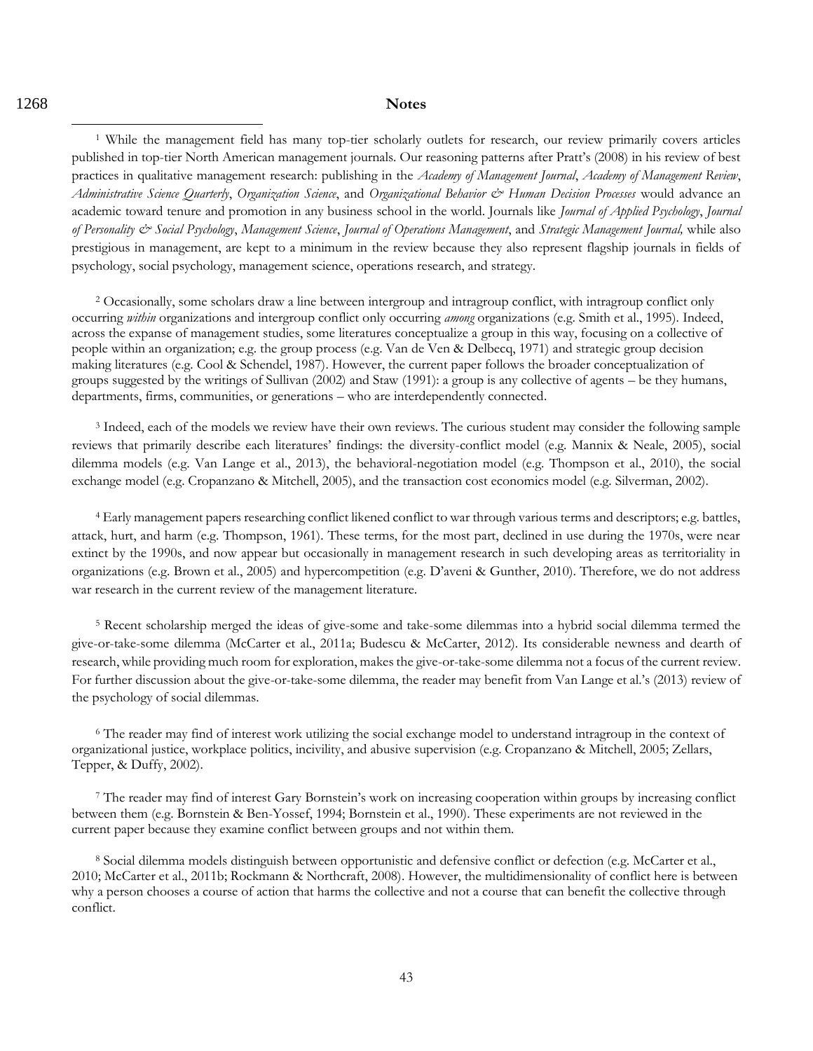## Notes

[1] While the management field has many top-tier scholarly outlets for research, our review primarily covers articles published in top-tier North American management journals. Our reasoning patterns after Pratt's (2008) in his review of best practices in qualitative management research: publishing in the *Academy of Management Journal*, *Academy of Management Review*, *Administrative Science Quarterly*, *Organization Science*, and *Organizational Behavior & Human Decision Processes* would advance an academic toward tenure and promotion in any business school in the world. Journals like *Journal of Applied Psychology*, *Journal of Personality & Social Psychology*, *Management Science*, *Journal of Operations Management*, and *Strategic Management Journal,* while also prestigious in management, are kept to a minimum in the review because they also represent flagship journals in fields of psychology, social psychology, management science, operations research, and strategy.

[2] Occasionally, some scholars draw a line between intergroup and intragroup conflict, with intragroup conflict only occurring *within* organizations and intergroup conflict only occurring *among* organizations (e.g. Smith et al., 1995). Indeed, across the expanse of management studies, some literatures conceptualize a group in this way, focusing on a collective of people within an organization; e.g. the group process (e.g. Van de Ven & Delbecq, 1971) and strategic group decision making literatures (e.g. Cool & Schendel, 1987). However, the current paper follows the broader conceptualization of groups suggested by the writings of Sullivan (2002) and Staw (1991): a group is any collective of agents – be they humans, departments, firms, communities, or generations – who are interdependently connected.

[3] Indeed, each of the models we review have their own reviews. The curious student may consider the following sample reviews that primarily describe each literatures' findings: the diversity-conflict model (e.g. Mannix & Neale, 2005), social dilemma models (e.g. Van Lange et al., 2013), the behavioral-negotiation model (e.g. Thompson et al., 2010), the social exchange model (e.g. Cropanzano & Mitchell, 2005), and the transaction cost economics model (e.g. Silverman, 2002).

[4] Early management papers researching conflict likened conflict to war through various terms and descriptors; e.g. battles, attack, hurt, and harm (e.g. Thompson, 1961). These terms, for the most part, declined in use during the 1970s, were near extinct by the 1990s, and now appear but occasionally in management research in such developing areas as territoriality in organizations (e.g. Brown et al., 2005) and hypercompetition (e.g. D'aveni & Gunther, 2010). Therefore, we do not address war research in the current review of the management literature.

[5] Recent scholarship merged the ideas of give-some and take-some dilemmas into a hybrid social dilemma termed the give-or-take-some dilemma (McCarter et al., 2011a; Budescu & McCarter, 2012). Its considerable newness and dearth of research, while providing much room for exploration, makes the give-or-take-some dilemma not a focus of the current review. For further discussion about the give-or-take-some dilemma, the reader may benefit from Van Lange et al.'s (2013) review of the psychology of social dilemmas.

[6] The reader may find of interest work utilizing the social exchange model to understand intragroup in the context of organizational justice, workplace politics, incivility, and abusive supervision (e.g. Cropanzano & Mitchell, 2005; Zellars, Tepper, & Duffy, 2002).

[7] The reader may find of interest Gary Bornstein's work on increasing cooperation within groups by increasing conflict between them (e.g. Bornstein & Ben-Yossef, 1994; Bornstein et al., 1990). These experiments are not reviewed in the current paper because they examine conflict between groups and not within them.

[8] Social dilemma models distinguish between opportunistic and defensive conflict or defection (e.g. McCarter et al., 2010; McCarter et al., 2011b; Rockmann & Northcraft, 2008). However, the multidimensionality of conflict here is between why a person chooses a course of action that harms the collective and not a course that can benefit the collective through conflict.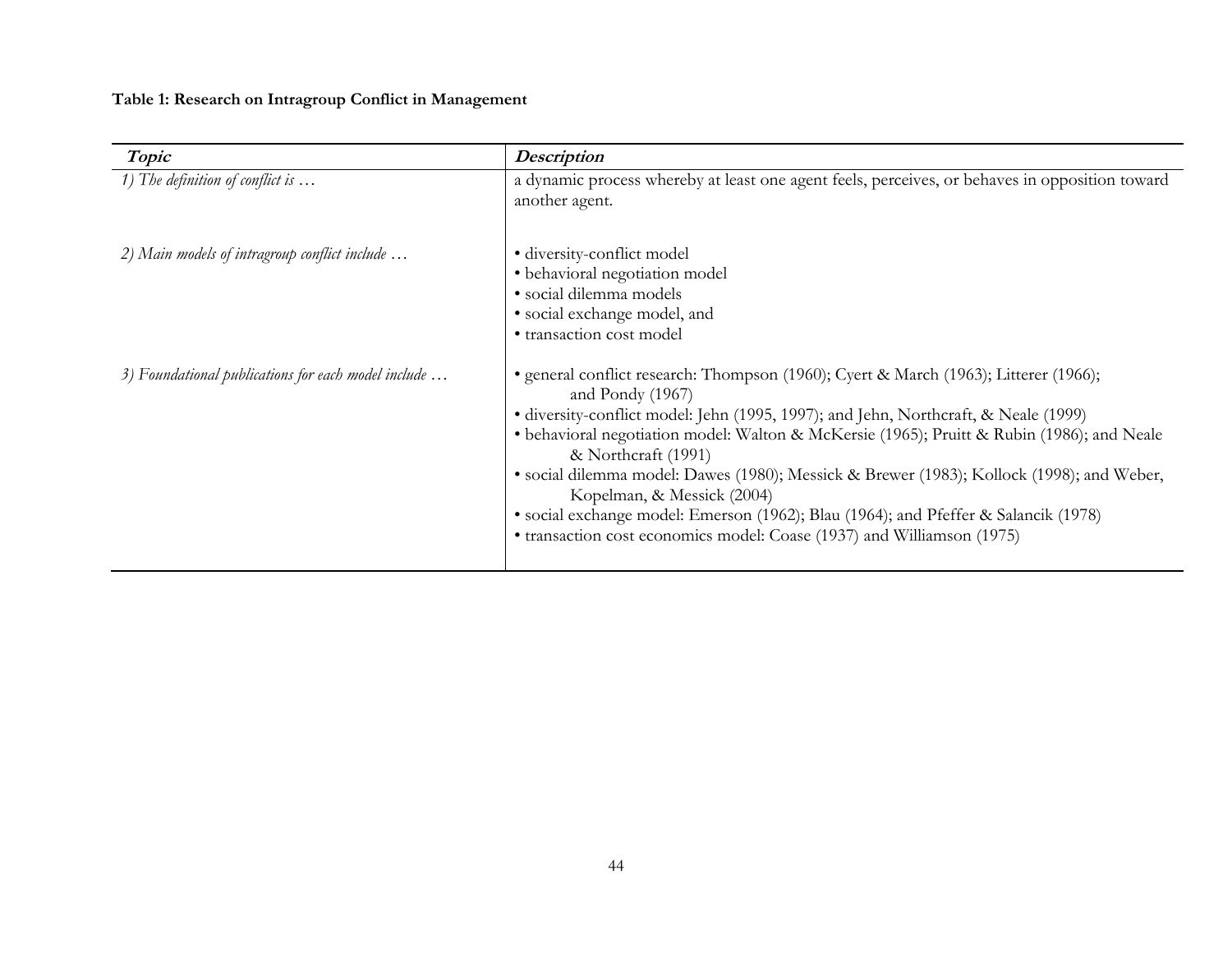**Table 1: Research on Intragroup Conflict in Management**

| *Topic* | *Description* |
|---|---|
| *1) The definition of conflict is …* | a dynamic process whereby at least one agent feels, perceives, or behaves in opposition toward another agent. |
| *2) Main models of intragroup conflict include …* | • diversity-conflict model<br>• behavioral negotiation model<br>• social dilemma models<br>• social exchange model, and<br>• transaction cost model |
| *3) Foundational publications for each model include …* | • general conflict research: Thompson (1960); Cyert & March (1963); Litterer (1966); and Pondy (1967)<br>• diversity-conflict model: Jehn (1995, 1997); and Jehn, Northcraft, & Neale (1999)<br>• behavioral negotiation model: Walton & McKersie (1965); Pruitt & Rubin (1986); and Neale & Northcraft (1991)<br>• social dilemma model: Dawes (1980); Messick & Brewer (1983); Kollock (1998); and Weber, Kopelman, & Messick (2004)<br>• social exchange model: Emerson (1962); Blau (1964); and Pfeffer & Salancik (1978)<br>• transaction cost economics model: Coase (1937) and Williamson (1975) |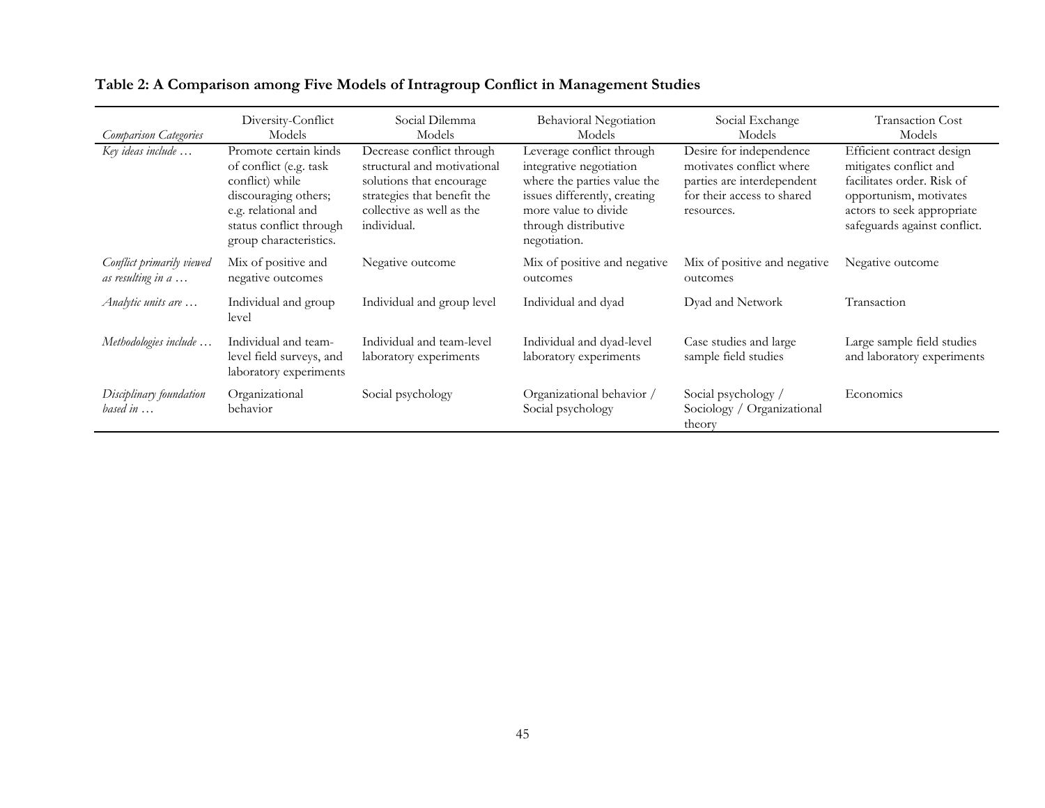**Table 2: A Comparison among Five Models of Intragroup Conflict in Management Studies**

| *Comparison Categories* | Diversity-Conflict Models | Social Dilemma Models | Behavioral Negotiation Models | Social Exchange Models | Transaction Cost Models |
|---|---|---|---|---|---|
| *Key ideas include …* | Promote certain kinds of conflict (e.g. task conflict) while discouraging others; e.g. relational and status conflict through group characteristics. | Decrease conflict through structural and motivational solutions that encourage strategies that benefit the collective as well as the individual. | Leverage conflict through integrative negotiation where the parties value the issues differently, creating more value to divide through distributive negotiation. | Desire for independence motivates conflict where parties are interdependent for their access to shared resources. | Efficient contract design mitigates conflict and facilitates order. Risk of opportunism, motivates actors to seek appropriate safeguards against conflict. |
| *Conflict primarily viewed as resulting in a …* | Mix of positive and negative outcomes | Negative outcome | Mix of positive and negative outcomes | Mix of positive and negative outcomes | Negative outcome |
| *Analytic units are …* | Individual and group level | Individual and group level | Individual and dyad | Dyad and Network | Transaction |
| *Methodologies include …* | Individual and team-level field surveys, and laboratory experiments | Individual and team-level laboratory experiments | Individual and dyad-level laboratory experiments | Case studies and large sample field studies | Large sample field studies and laboratory experiments |
| *Disciplinary foundation based in …* | Organizational behavior | Social psychology | Organizational behavior / Social psychology | Social psychology / Sociology / Organizational theory | Economics |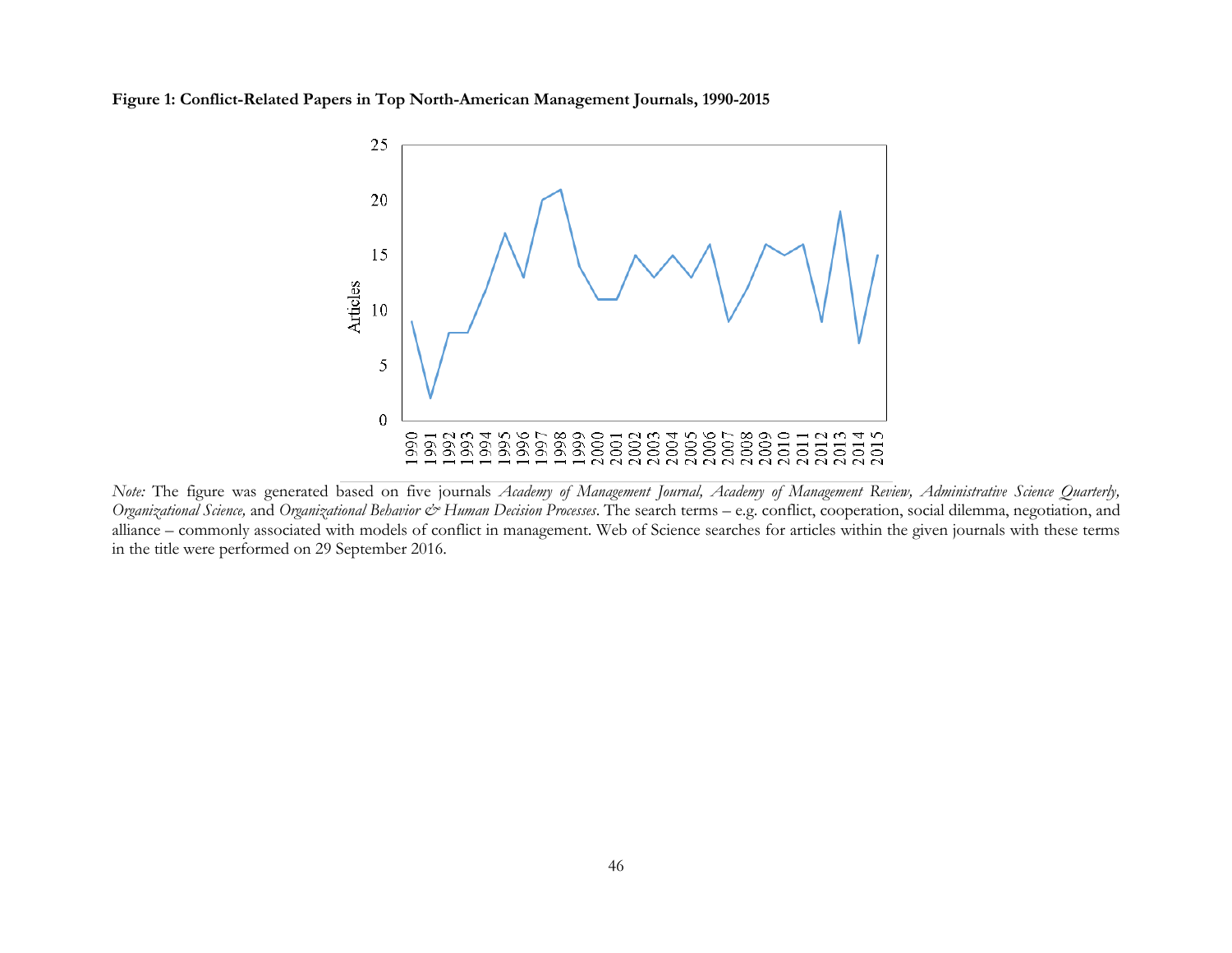**Figure 1: Conflict-Related Papers in Top North-American Management Journals, 1990-2015**

Articles

25
20
15
10
5
0

1990 1991 1992 1993 1994 1995 1996 1997 1998 1999 2000 2001 2002 2003 2004 2005 2006 2007 2008 2009 2010 2011 2012 2013 2014 2015

*Note:* The figure was generated based on five journals *Academy of Management Journal, Academy of Management Review, Administrative Science Quarterly, Organizational Science,* and *Organizational Behavior & Human Decision Processes*. The search terms – e.g. conflict, cooperation, social dilemma, negotiation, and alliance – commonly associated with models of conflict in management. Web of Science searches for articles within the given journals with these terms in the title were performed on 29 September 2016.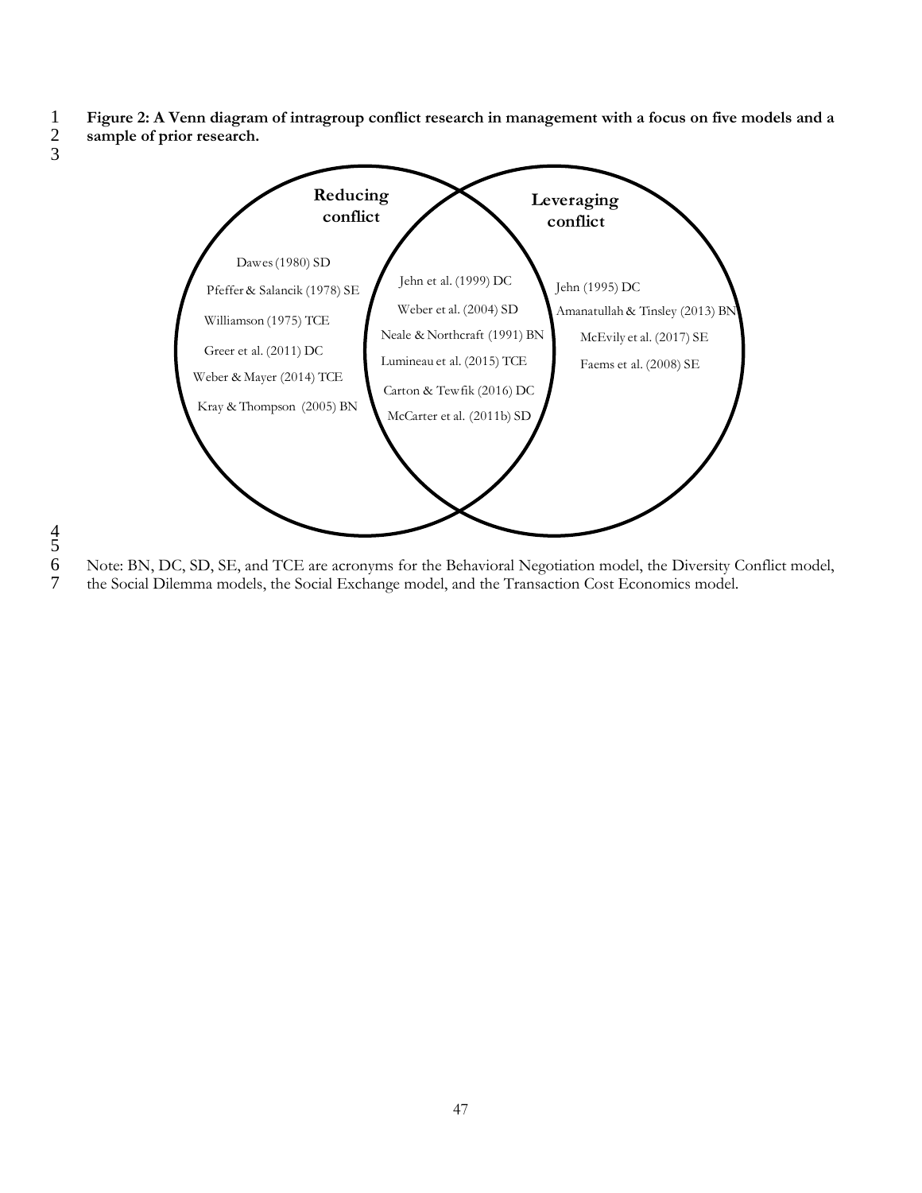**Figure 2: A Venn diagram of intragroup conflict research in management with a focus on five models and a sample of prior research.**

Reducing conflict

Leveraging conflict

Dawes (1980) SD

Pfeffer & Salancik (1978) SE

Williamson (1975) TCE

Greer et al. (2011) DC

Weber & Mayer (2014) TCE

Kray & Thompson (2005) BN

Jehn et al. (1999) DC

Weber et al. (2004) SD

Neale & Northcraft (1991) BN

Lumineau et al. (2015) TCE

Carton & Tewfik (2016) DC

McCarter et al. (2011b) SD

Jehn (1995) DC

Amanatullah & Tinsley (2013) BN

McEvily et al. (2017) SE

Faems et al. (2008) SE

Note: BN, DC, SD, SE, and TCE are acronyms for the Behavioral Negotiation model, the Diversity Conflict model, the Social Dilemma models, the Social Exchange model, and the Transaction Cost Economics model.